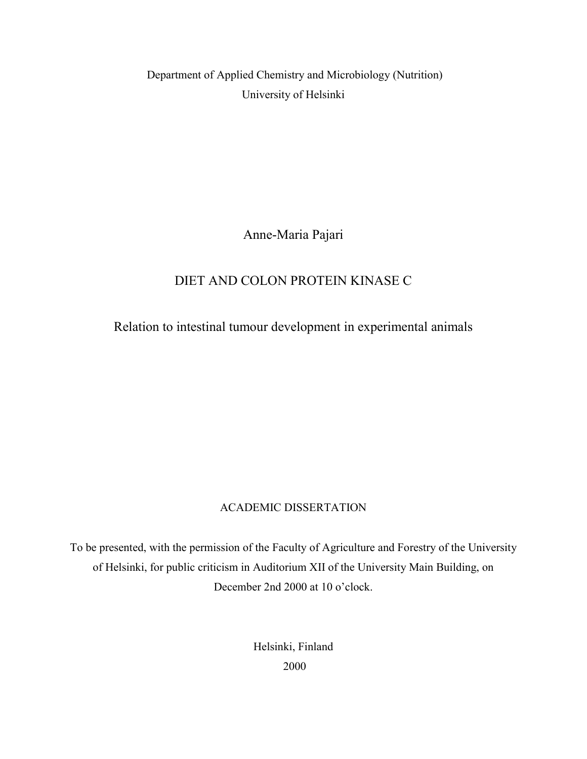Department of Applied Chemistry and Microbiology (Nutrition)
University of Helsinki

Anne-Maria Pajari

# DIET AND COLON PROTEIN KINASE C

## Relation to intestinal tumour development in experimental animals

ACADEMIC DISSERTATION

To be presented, with the permission of the Faculty of Agriculture and Forestry of the University of Helsinki, for public criticism in Auditorium XII of the University Main Building, on December 2nd 2000 at 10 o'clock.

Helsinki, Finland
2000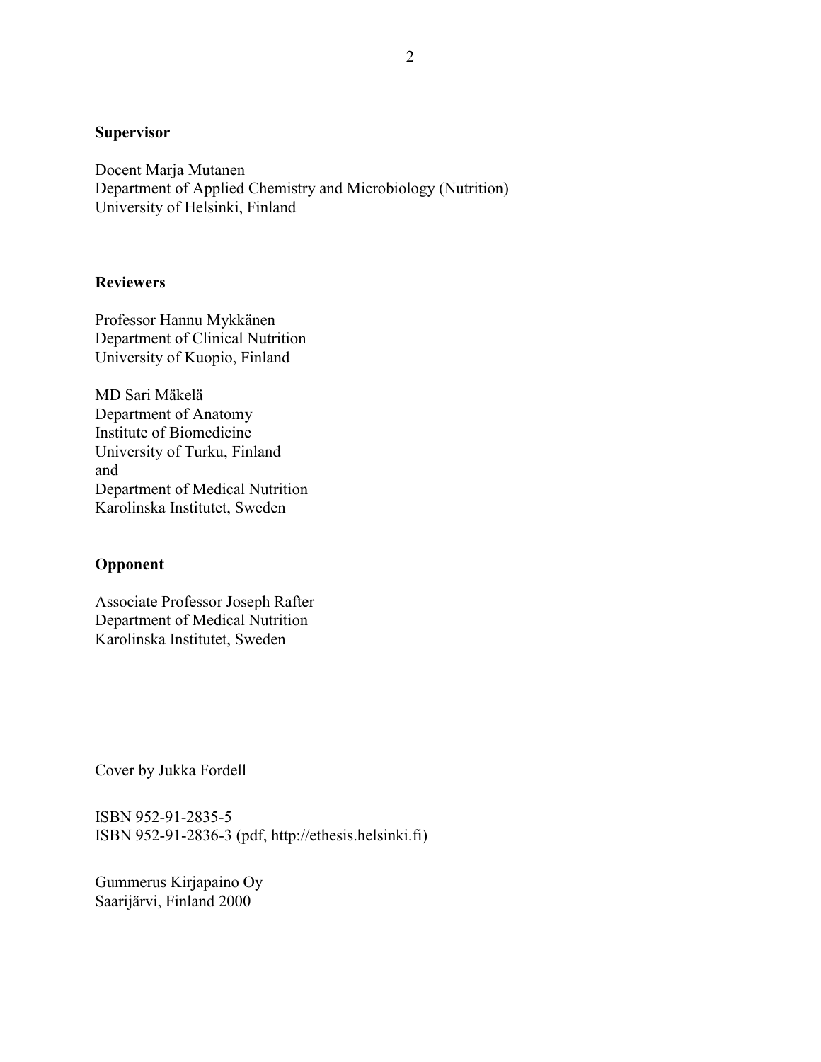**Supervisor**

Docent Marja Mutanen
Department of Applied Chemistry and Microbiology (Nutrition)
University of Helsinki, Finland

**Reviewers**

Professor Hannu Mykkänen
Department of Clinical Nutrition
University of Kuopio, Finland

MD Sari Mäkelä
Department of Anatomy
Institute of Biomedicine
University of Turku, Finland
and
Department of Medical Nutrition
Karolinska Institutet, Sweden

**Opponent**

Associate Professor Joseph Rafter
Department of Medical Nutrition
Karolinska Institutet, Sweden

Cover by Jukka Fordell

ISBN 952-91-2835-5
ISBN 952-91-2836-3 (pdf, http://ethesis.helsinki.fi)

Gummerus Kirjapaino Oy
Saarijärvi, Finland 2000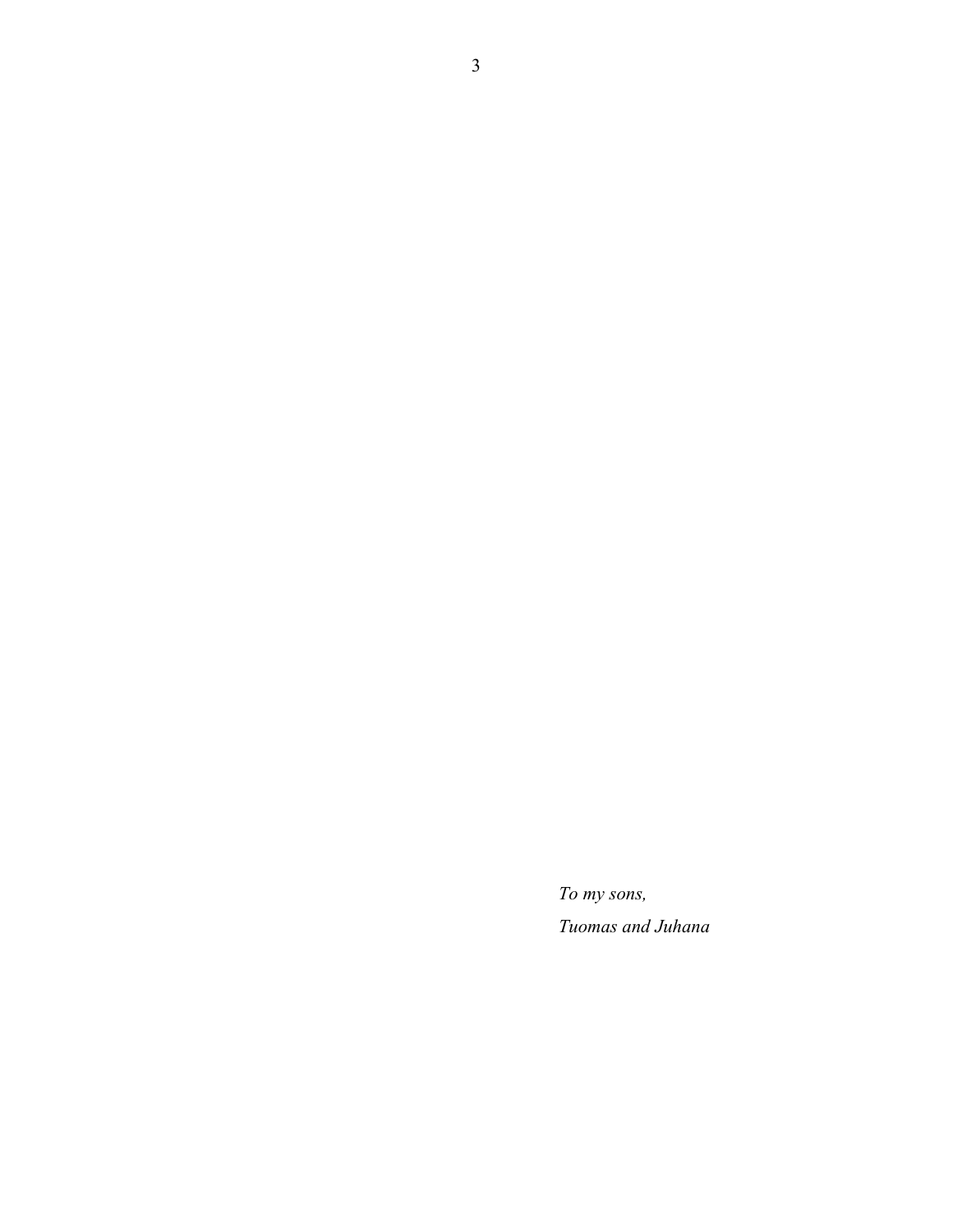*To my sons,*

*Tuomas and Juhana*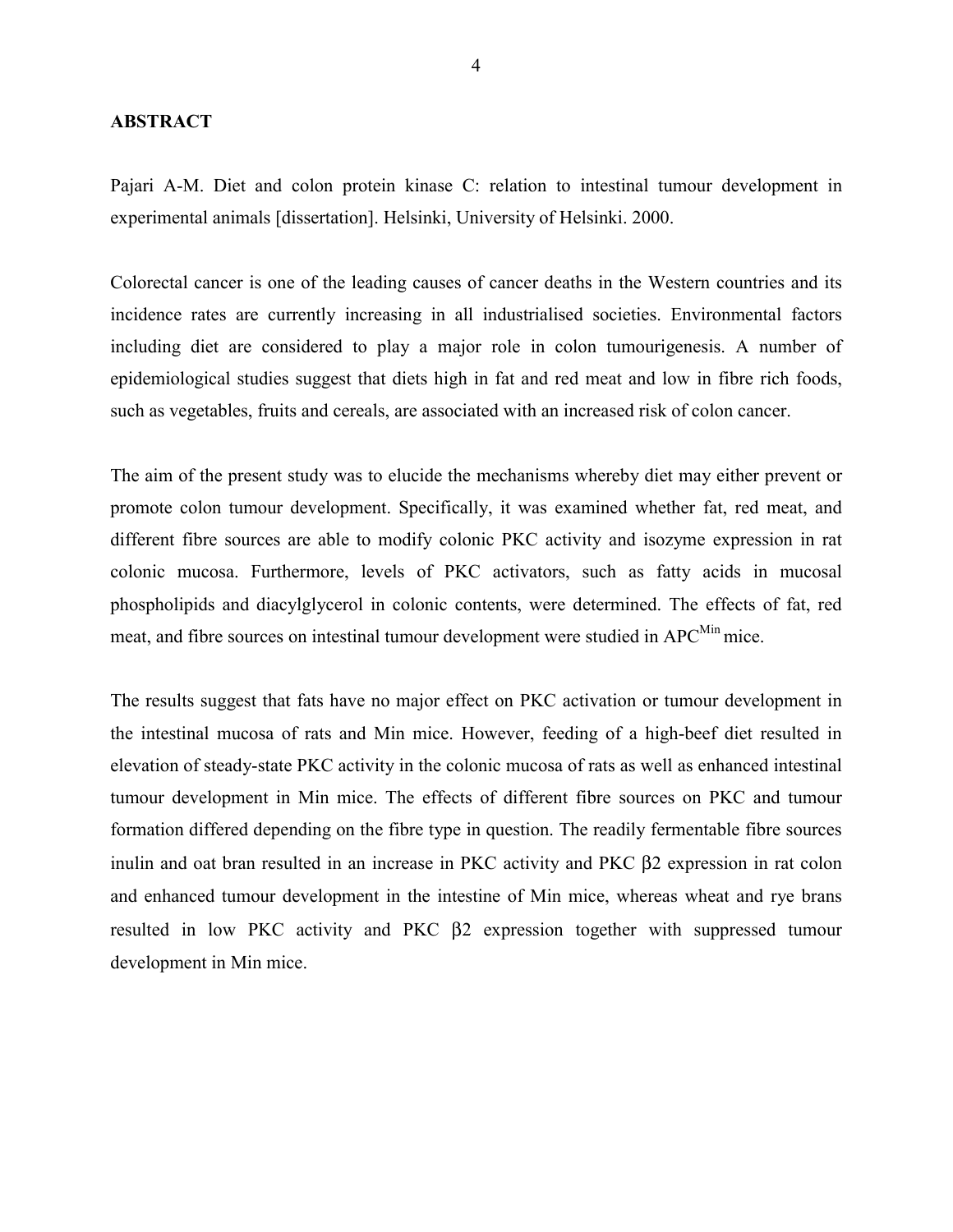## ABSTRACT

Pajari A-M. Diet and colon protein kinase C: relation to intestinal tumour development in experimental animals [dissertation]. Helsinki, University of Helsinki. 2000.

Colorectal cancer is one of the leading causes of cancer deaths in the Western countries and its incidence rates are currently increasing in all industrialised societies. Environmental factors including diet are considered to play a major role in colon tumourigenesis. A number of epidemiological studies suggest that diets high in fat and red meat and low in fibre rich foods, such as vegetables, fruits and cereals, are associated with an increased risk of colon cancer.

The aim of the present study was to elucide the mechanisms whereby diet may either prevent or promote colon tumour development. Specifically, it was examined whether fat, red meat, and different fibre sources are able to modify colonic PKC activity and isozyme expression in rat colonic mucosa. Furthermore, levels of PKC activators, such as fatty acids in mucosal phospholipids and diacylglycerol in colonic contents, were determined. The effects of fat, red meat, and fibre sources on intestinal tumour development were studied in $APC^{Min}$ mice.

The results suggest that fats have no major effect on PKC activation or tumour development in the intestinal mucosa of rats and Min mice. However, feeding of a high-beef diet resulted in elevation of steady-state PKC activity in the colonic mucosa of rats as well as enhanced intestinal tumour development in Min mice. The effects of different fibre sources on PKC and tumour formation differed depending on the fibre type in question. The readily fermentable fibre sources inulin and oat bran resulted in an increase in PKC activity and PKC β2 expression in rat colon and enhanced tumour development in the intestine of Min mice, whereas wheat and rye brans resulted in low PKC activity and PKC β2 expression together with suppressed tumour development in Min mice.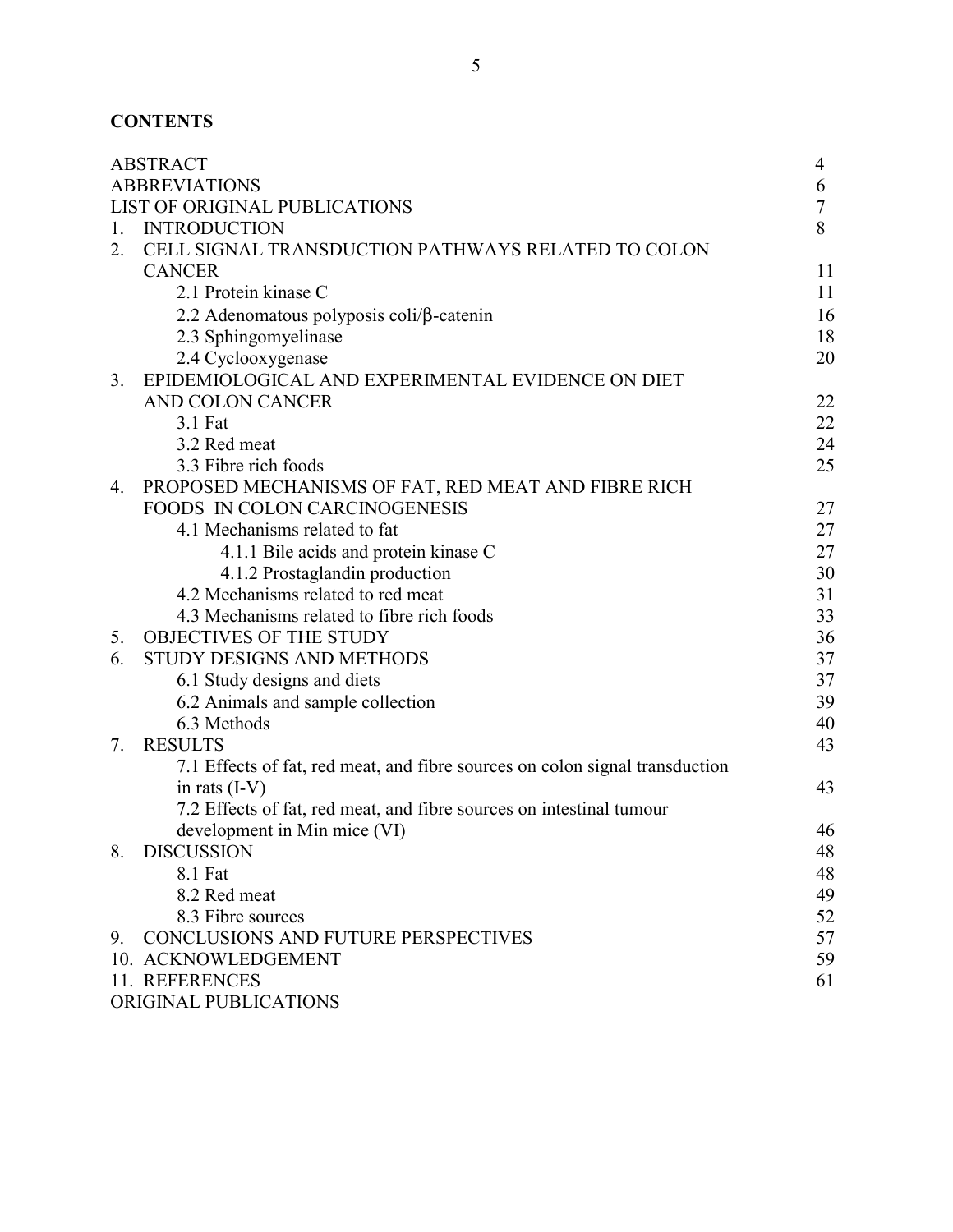**CONTENTS**

| | |
|---|---|
| ABSTRACT | 4 |
| ABBREVIATIONS | 6 |
| LIST OF ORIGINAL PUBLICATIONS | 7 |
| 1. INTRODUCTION | 8 |
| 2. CELL SIGNAL TRANSDUCTION PATHWAYS RELATED TO COLON CANCER | 11 |
| 2.1 Protein kinase C | 11 |
| 2.2 Adenomatous polyposis coli/β-catenin | 16 |
| 2.3 Sphingomyelinase | 18 |
| 2.4 Cyclooxygenase | 20 |
| 3. EPIDEMIOLOGICAL AND EXPERIMENTAL EVIDENCE ON DIET AND COLON CANCER | 22 |
| 3.1 Fat | 22 |
| 3.2 Red meat | 24 |
| 3.3 Fibre rich foods | 25 |
| 4. PROPOSED MECHANISMS OF FAT, RED MEAT AND FIBRE RICH FOODS IN COLON CARCINOGENESIS | 27 |
| 4.1 Mechanisms related to fat | 27 |
| 4.1.1 Bile acids and protein kinase C | 27 |
| 4.1.2 Prostaglandin production | 30 |
| 4.2 Mechanisms related to red meat | 31 |
| 4.3 Mechanisms related to fibre rich foods | 33 |
| 5. OBJECTIVES OF THE STUDY | 36 |
| 6. STUDY DESIGNS AND METHODS | 37 |
| 6.1 Study designs and diets | 37 |
| 6.2 Animals and sample collection | 39 |
| 6.3 Methods | 40 |
| 7. RESULTS | 43 |
| 7.1 Effects of fat, red meat, and fibre sources on colon signal transduction in rats (I-V) | 43 |
| 7.2 Effects of fat, red meat, and fibre sources on intestinal tumour development in Min mice (VI) | 46 |
| 8. DISCUSSION | 48 |
| 8.1 Fat | 48 |
| 8.2 Red meat | 49 |
| 8.3 Fibre sources | 52 |
| 9. CONCLUSIONS AND FUTURE PERSPECTIVES | 57 |
| 10. ACKNOWLEDGEMENT | 59 |
| 11. REFERENCES | 61 |
| ORIGINAL PUBLICATIONS | |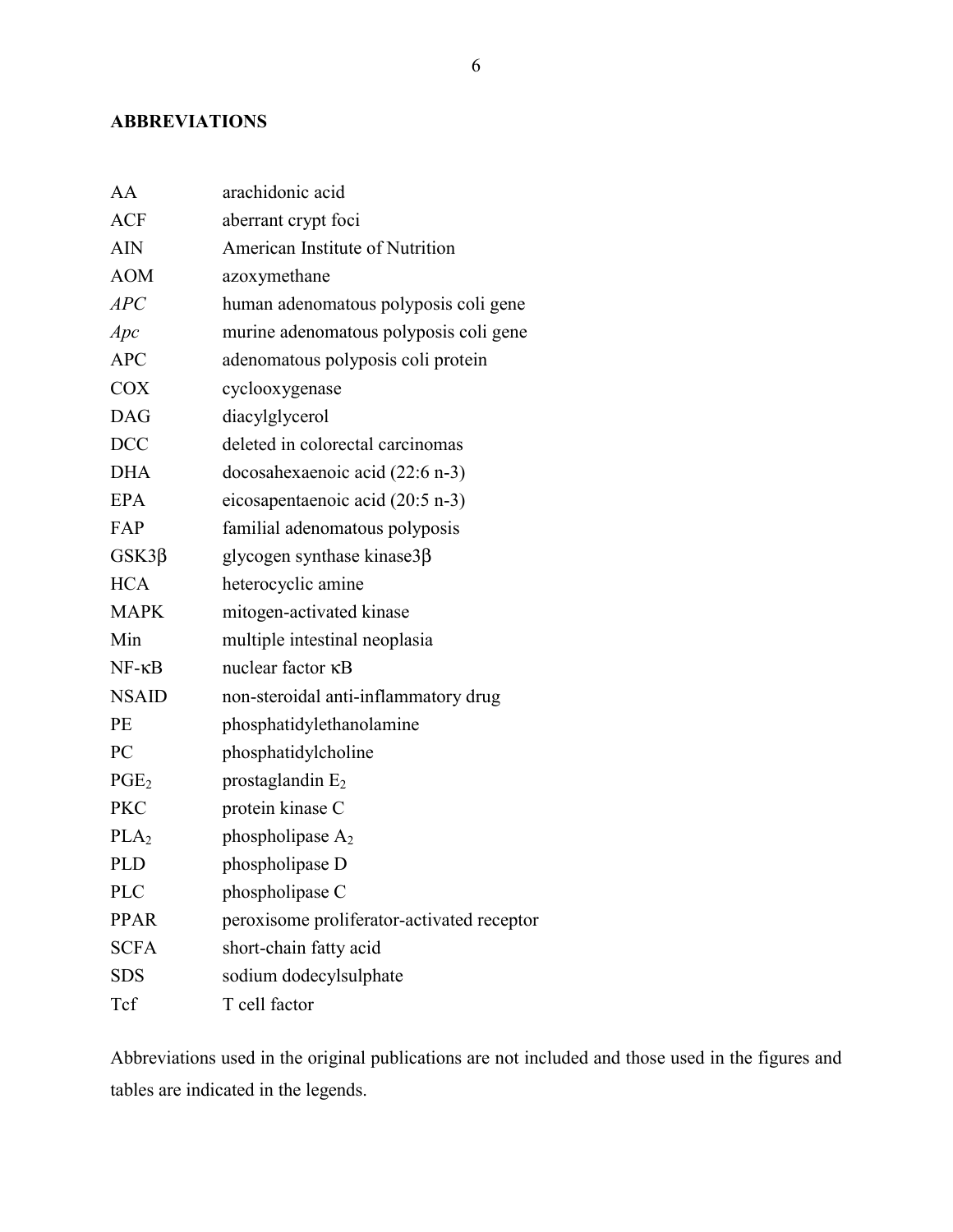## ABBREVIATIONS

| | |
|---|---|
| AA | arachidonic acid |
| ACF | aberrant crypt foci |
| AIN | American Institute of Nutrition |
| AOM | azoxymethane |
| *APC* | human adenomatous polyposis coli gene |
| *Apc* | murine adenomatous polyposis coli gene |
| APC | adenomatous polyposis coli protein |
| COX | cyclooxygenase |
| DAG | diacylglycerol |
| DCC | deleted in colorectal carcinomas |
| DHA | docosahexaenoic acid (22:6 n-3) |
| EPA | eicosapentaenoic acid (20:5 n-3) |
| FAP | familial adenomatous polyposis |
| GSK3β | glycogen synthase kinase3β |
| HCA | heterocyclic amine |
| MAPK | mitogen-activated kinase |
| Min | multiple intestinal neoplasia |
| NF-κB | nuclear factor κB |
| NSAID | non-steroidal anti-inflammatory drug |
| PE | phosphatidylethanolamine |
| PC | phosphatidylcholine |
| $PGE_2$ | prostaglandin $E_2$ |
| PKC | protein kinase C |
| $PLA_2$ | phospholipase $A_2$ |
| PLD | phospholipase D |
| PLC | phospholipase C |
| PPAR | peroxisome proliferator-activated receptor |
| SCFA | short-chain fatty acid |
| SDS | sodium dodecylsulphate |
| Tcf | T cell factor |

Abbreviations used in the original publications are not included and those used in the figures and tables are indicated in the legends.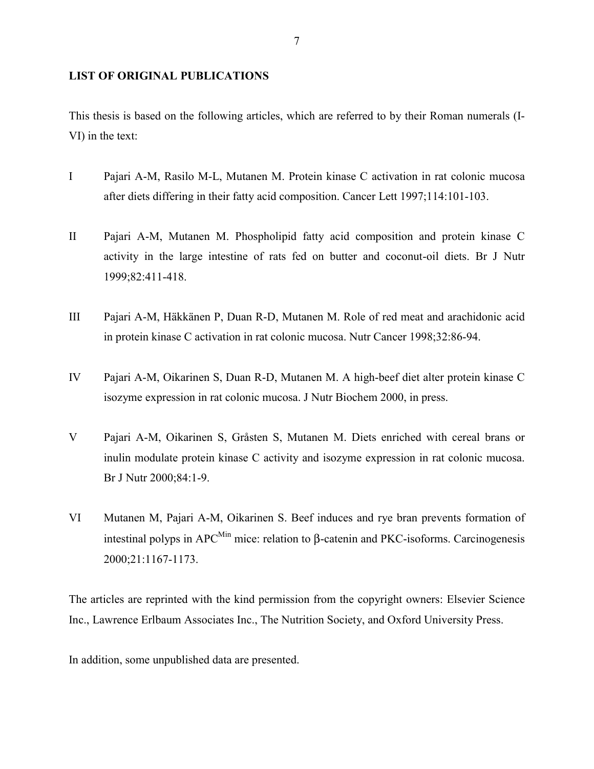## LIST OF ORIGINAL PUBLICATIONS

This thesis is based on the following articles, which are referred to by their Roman numerals (I-VI) in the text:

I Pajari A-M, Rasilo M-L, Mutanen M. Protein kinase C activation in rat colonic mucosa after diets differing in their fatty acid composition. Cancer Lett 1997;114:101-103.

II Pajari A-M, Mutanen M. Phospholipid fatty acid composition and protein kinase C activity in the large intestine of rats fed on butter and coconut-oil diets. Br J Nutr 1999;82:411-418.

III Pajari A-M, Häkkänen P, Duan R-D, Mutanen M. Role of red meat and arachidonic acid in protein kinase C activation in rat colonic mucosa. Nutr Cancer 1998;32:86-94.

IV Pajari A-M, Oikarinen S, Duan R-D, Mutanen M. A high-beef diet alter protein kinase C isozyme expression in rat colonic mucosa. J Nutr Biochem 2000, in press.

V Pajari A-M, Oikarinen S, Gråsten S, Mutanen M. Diets enriched with cereal brans or inulin modulate protein kinase C activity and isozyme expression in rat colonic mucosa. Br J Nutr 2000;84:1-9.

VI Mutanen M, Pajari A-M, Oikarinen S. Beef induces and rye bran prevents formation of intestinal polyps in $APC^{Min}$ mice: relation to β-catenin and PKC-isoforms. Carcinogenesis 2000;21:1167-1173.

The articles are reprinted with the kind permission from the copyright owners: Elsevier Science Inc., Lawrence Erlbaum Associates Inc., The Nutrition Society, and Oxford University Press.

In addition, some unpublished data are presented.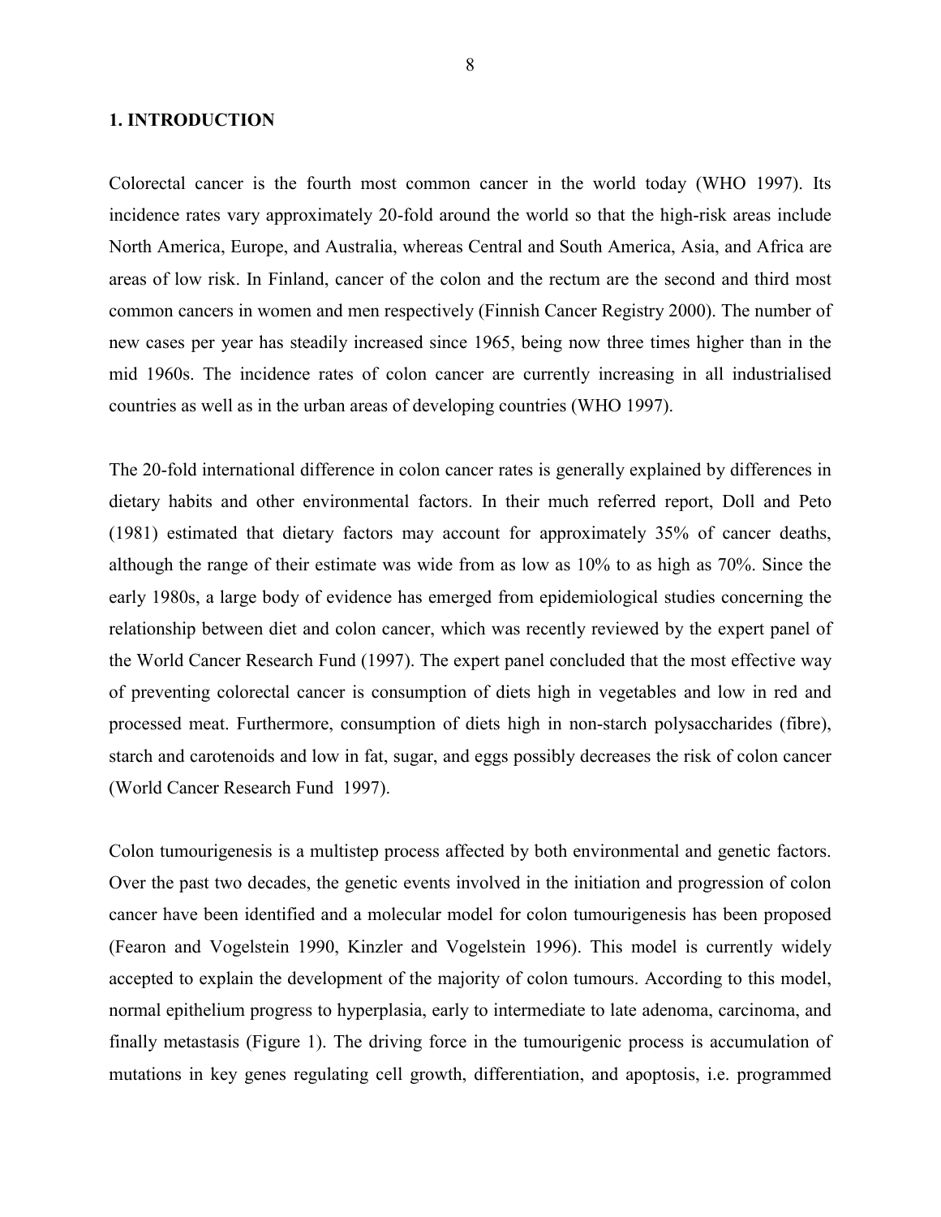# 1. INTRODUCTION

Colorectal cancer is the fourth most common cancer in the world today (WHO 1997). Its incidence rates vary approximately 20-fold around the world so that the high-risk areas include North America, Europe, and Australia, whereas Central and South America, Asia, and Africa are areas of low risk. In Finland, cancer of the colon and the rectum are the second and third most common cancers in women and men respectively (Finnish Cancer Registry 2000). The number of new cases per year has steadily increased since 1965, being now three times higher than in the mid 1960s. The incidence rates of colon cancer are currently increasing in all industrialised countries as well as in the urban areas of developing countries (WHO 1997).

The 20-fold international difference in colon cancer rates is generally explained by differences in dietary habits and other environmental factors. In their much referred report, Doll and Peto (1981) estimated that dietary factors may account for approximately 35% of cancer deaths, although the range of their estimate was wide from as low as 10% to as high as 70%. Since the early 1980s, a large body of evidence has emerged from epidemiological studies concerning the relationship between diet and colon cancer, which was recently reviewed by the expert panel of the World Cancer Research Fund (1997). The expert panel concluded that the most effective way of preventing colorectal cancer is consumption of diets high in vegetables and low in red and processed meat. Furthermore, consumption of diets high in non-starch polysaccharides (fibre), starch and carotenoids and low in fat, sugar, and eggs possibly decreases the risk of colon cancer (World Cancer Research Fund 1997).

Colon tumourigenesis is a multistep process affected by both environmental and genetic factors. Over the past two decades, the genetic events involved in the initiation and progression of colon cancer have been identified and a molecular model for colon tumourigenesis has been proposed (Fearon and Vogelstein 1990, Kinzler and Vogelstein 1996). This model is currently widely accepted to explain the development of the majority of colon tumours. According to this model, normal epithelium progress to hyperplasia, early to intermediate to late adenoma, carcinoma, and finally metastasis (Figure 1). The driving force in the tumourigenic process is accumulation of mutations in key genes regulating cell growth, differentiation, and apoptosis, i.e. programmed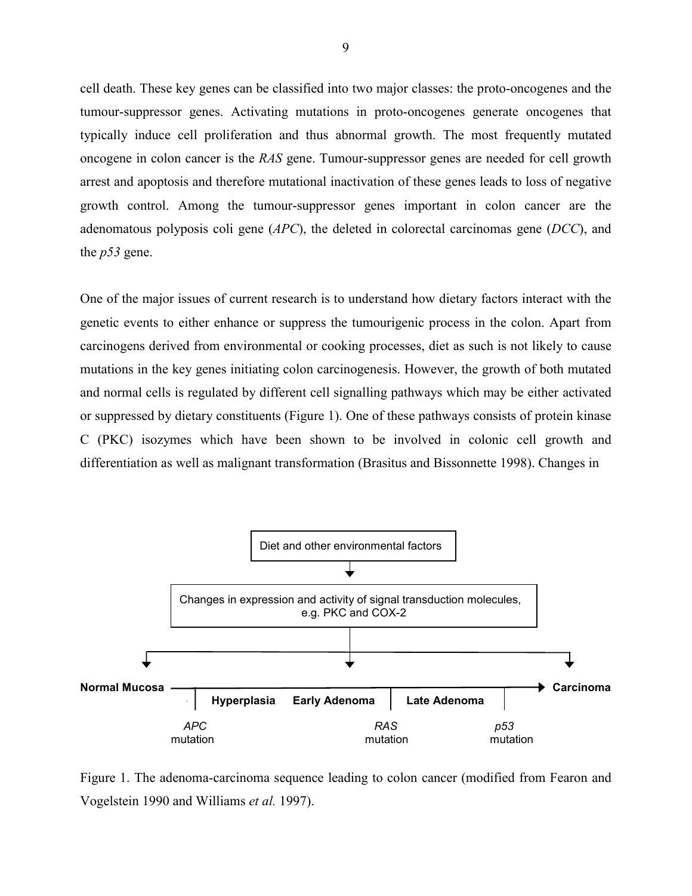cell death. These key genes can be classified into two major classes: the proto-oncogenes and the tumour-suppressor genes. Activating mutations in proto-oncogenes generate oncogenes that typically induce cell proliferation and thus abnormal growth. The most frequently mutated oncogene in colon cancer is the *RAS* gene. Tumour-suppressor genes are needed for cell growth arrest and apoptosis and therefore mutational inactivation of these genes leads to loss of negative growth control. Among the tumour-suppressor genes important in colon cancer are the adenomatous polyposis coli gene (*APC*), the deleted in colorectal carcinomas gene (*DCC*), and the *p53* gene.

One of the major issues of current research is to understand how dietary factors interact with the genetic events to either enhance or suppress the tumourigenic process in the colon. Apart from carcinogens derived from environmental or cooking processes, diet as such is not likely to cause mutations in the key genes initiating colon carcinogenesis. However, the growth of both mutated and normal cells is regulated by different cell signalling pathways which may be either activated or suppressed by dietary constituents (Figure 1). One of these pathways consists of protein kinase C (PKC) isozymes which have been shown to be involved in colonic cell growth and differentiation as well as malignant transformation (Brasitus and Bissonnette 1998). Changes in

Diet and other environmental factors

Changes in expression and activity of signal transduction molecules, e.g. PKC and COX-2

**Normal Mucosa** → **Carcinoma**

**Hyperplasia** | **Early Adenoma** | **Late Adenoma**

*APC* mutation | *RAS* mutation | *p53* mutation

Figure 1. The adenoma-carcinoma sequence leading to colon cancer (modified from Fearon and Vogelstein 1990 and Williams *et al.* 1997).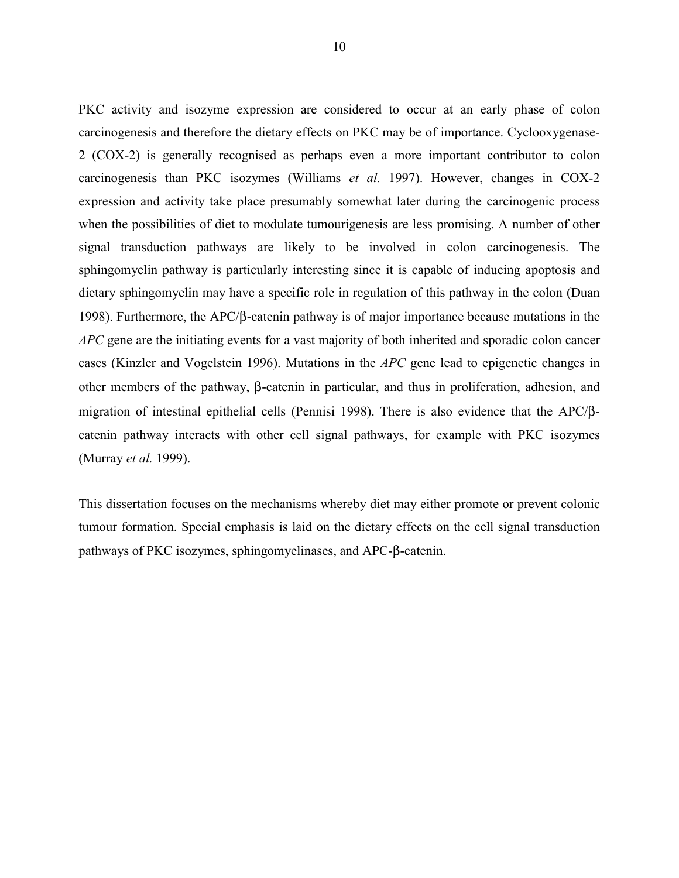PKC activity and isozyme expression are considered to occur at an early phase of colon carcinogenesis and therefore the dietary effects on PKC may be of importance. Cyclooxygenase-2 (COX-2) is generally recognised as perhaps even a more important contributor to colon carcinogenesis than PKC isozymes (Williams *et al.* 1997). However, changes in COX-2 expression and activity take place presumably somewhat later during the carcinogenic process when the possibilities of diet to modulate tumourigenesis are less promising. A number of other signal transduction pathways are likely to be involved in colon carcinogenesis. The sphingomyelin pathway is particularly interesting since it is capable of inducing apoptosis and dietary sphingomyelin may have a specific role in regulation of this pathway in the colon (Duan 1998). Furthermore, the APC/β-catenin pathway is of major importance because mutations in the *APC* gene are the initiating events for a vast majority of both inherited and sporadic colon cancer cases (Kinzler and Vogelstein 1996). Mutations in the *APC* gene lead to epigenetic changes in other members of the pathway, β-catenin in particular, and thus in proliferation, adhesion, and migration of intestinal epithelial cells (Pennisi 1998). There is also evidence that the APC/β-catenin pathway interacts with other cell signal pathways, for example with PKC isozymes (Murray *et al.* 1999).

This dissertation focuses on the mechanisms whereby diet may either promote or prevent colonic tumour formation. Special emphasis is laid on the dietary effects on the cell signal transduction pathways of PKC isozymes, sphingomyelinases, and APC-β-catenin.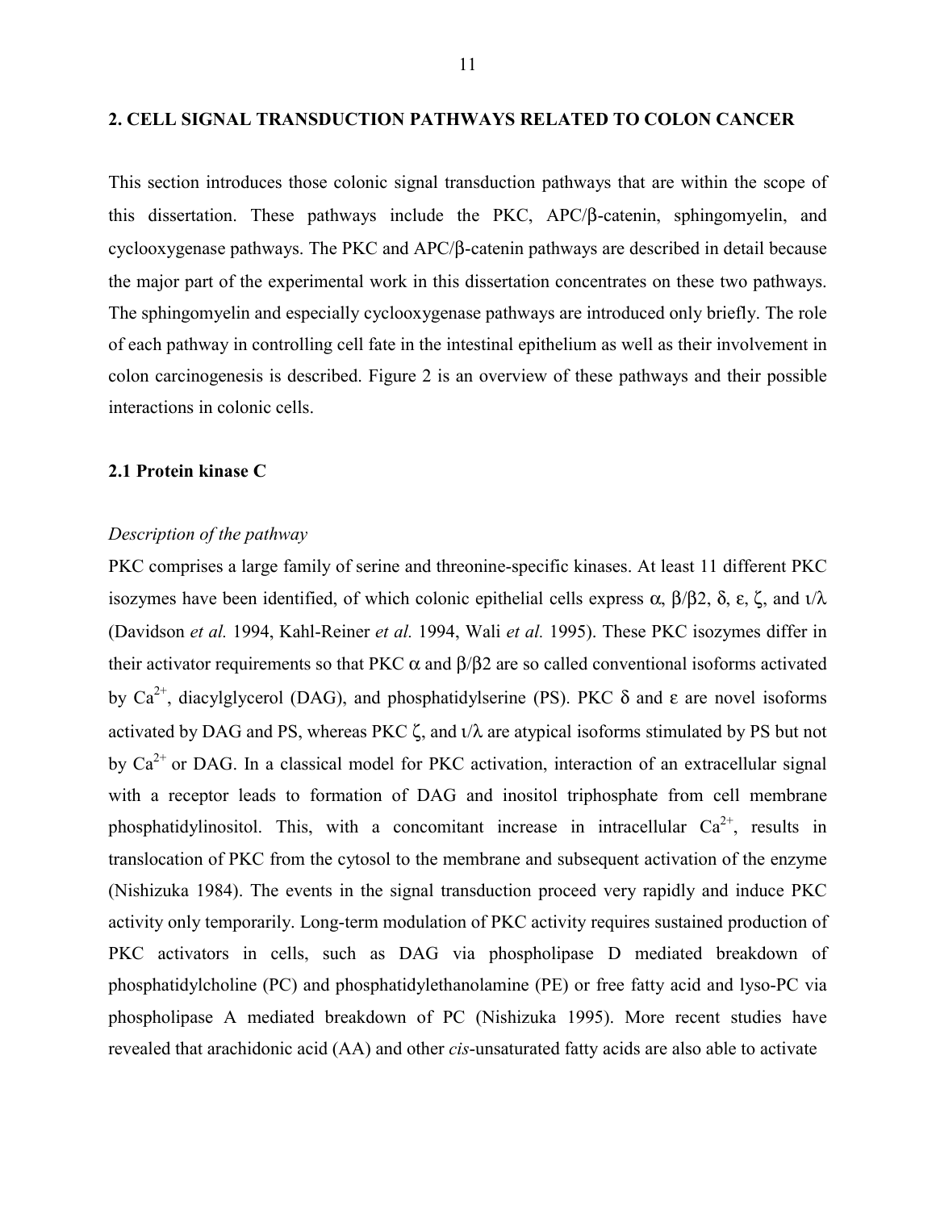## 2. CELL SIGNAL TRANSDUCTION PATHWAYS RELATED TO COLON CANCER

This section introduces those colonic signal transduction pathways that are within the scope of this dissertation. These pathways include the PKC, APC/β-catenin, sphingomyelin, and cyclooxygenase pathways. The PKC and APC/β-catenin pathways are described in detail because the major part of the experimental work in this dissertation concentrates on these two pathways. The sphingomyelin and especially cyclooxygenase pathways are introduced only briefly. The role of each pathway in controlling cell fate in the intestinal epithelium as well as their involvement in colon carcinogenesis is described. Figure 2 is an overview of these pathways and their possible interactions in colonic cells.

### 2.1 Protein kinase C

*Description of the pathway*

PKC comprises a large family of serine and threonine-specific kinases. At least 11 different PKC isozymes have been identified, of which colonic epithelial cells express α, β/β2, δ, ε, ζ, and ι/λ (Davidson *et al.* 1994, Kahl-Reiner *et al.* 1994, Wali *et al.* 1995). These PKC isozymes differ in their activator requirements so that PKC α and β/β2 are so called conventional isoforms activated by $Ca^{2+}$, diacylglycerol (DAG), and phosphatidylserine (PS). PKC δ and ε are novel isoforms activated by DAG and PS, whereas PKC ζ, and ι/λ are atypical isoforms stimulated by PS but not by $Ca^{2+}$ or DAG. In a classical model for PKC activation, interaction of an extracellular signal with a receptor leads to formation of DAG and inositol triphosphate from cell membrane phosphatidylinositol. This, with a concomitant increase in intracellular $Ca^{2+}$, results in translocation of PKC from the cytosol to the membrane and subsequent activation of the enzyme (Nishizuka 1984). The events in the signal transduction proceed very rapidly and induce PKC activity only temporarily. Long-term modulation of PKC activity requires sustained production of PKC activators in cells, such as DAG via phospholipase D mediated breakdown of phosphatidylcholine (PC) and phosphatidylethanolamine (PE) or free fatty acid and lyso-PC via phospholipase A mediated breakdown of PC (Nishizuka 1995). More recent studies have revealed that arachidonic acid (AA) and other *cis*-unsaturated fatty acids are also able to activate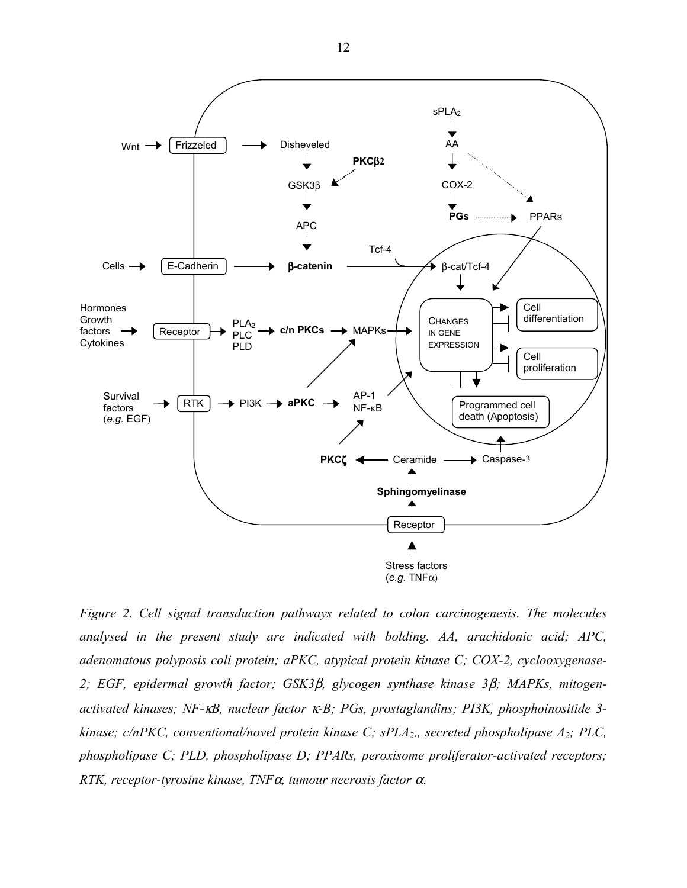*Figure 2. Cell signal transduction pathways related to colon carcinogenesis. The molecules analysed in the present study are indicated with bolding. AA, arachidonic acid; APC, adenomatous polyposis coli protein; aPKC, atypical protein kinase C; COX-2, cyclooxygenase-2; EGF, epidermal growth factor; GSK3β, glycogen synthase kinase 3β; MAPKs, mitogen-activated kinases; NF-κB, nuclear factor κ-B; PGs, prostaglandins; PI3K, phosphoinositide 3-kinase; c/nPKC, conventional/novel protein kinase C; $sPLA_2$,, secreted phospholipase $A_2$; PLC, phospholipase C; PLD, phospholipase D; PPARs, peroxisome proliferator-activated receptors; RTK, receptor-tyrosine kinase, TNFα, tumour necrosis factor α.*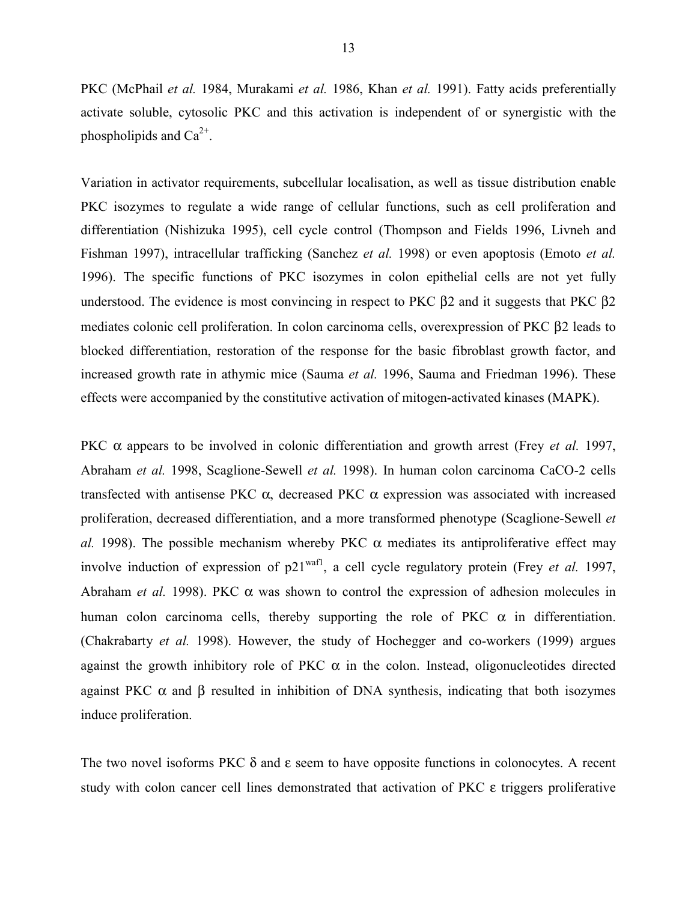PKC (McPhail *et al.* 1984, Murakami *et al.* 1986, Khan *et al.* 1991). Fatty acids preferentially activate soluble, cytosolic PKC and this activation is independent of or synergistic with the phospholipids and $Ca^{2+}$.

Variation in activator requirements, subcellular localisation, as well as tissue distribution enable PKC isozymes to regulate a wide range of cellular functions, such as cell proliferation and differentiation (Nishizuka 1995), cell cycle control (Thompson and Fields 1996, Livneh and Fishman 1997), intracellular trafficking (Sanchez *et al.* 1998) or even apoptosis (Emoto *et al.* 1996). The specific functions of PKC isozymes in colon epithelial cells are not yet fully understood. The evidence is most convincing in respect to PKC β2 and it suggests that PKC β2 mediates colonic cell proliferation. In colon carcinoma cells, overexpression of PKC β2 leads to blocked differentiation, restoration of the response for the basic fibroblast growth factor, and increased growth rate in athymic mice (Sauma *et al.* 1996, Sauma and Friedman 1996). These effects were accompanied by the constitutive activation of mitogen-activated kinases (MAPK).

PKC α appears to be involved in colonic differentiation and growth arrest (Frey *et al.* 1997, Abraham *et al.* 1998, Scaglione-Sewell *et al.* 1998). In human colon carcinoma CaCO-2 cells transfected with antisense PKC α, decreased PKC α expression was associated with increased proliferation, decreased differentiation, and a more transformed phenotype (Scaglione-Sewell *et al.* 1998). The possible mechanism whereby PKC α mediates its antiproliferative effect may involve induction of expression of $p21^{waf1}$, a cell cycle regulatory protein (Frey *et al.* 1997, Abraham *et al.* 1998). PKC α was shown to control the expression of adhesion molecules in human colon carcinoma cells, thereby supporting the role of PKC α in differentiation. (Chakrabarty *et al.* 1998). However, the study of Hochegger and co-workers (1999) argues against the growth inhibitory role of PKC α in the colon. Instead, oligonucleotides directed against PKC α and β resulted in inhibition of DNA synthesis, indicating that both isozymes induce proliferation.

The two novel isoforms PKC δ and ε seem to have opposite functions in colonocytes. A recent study with colon cancer cell lines demonstrated that activation of PKC ε triggers proliferative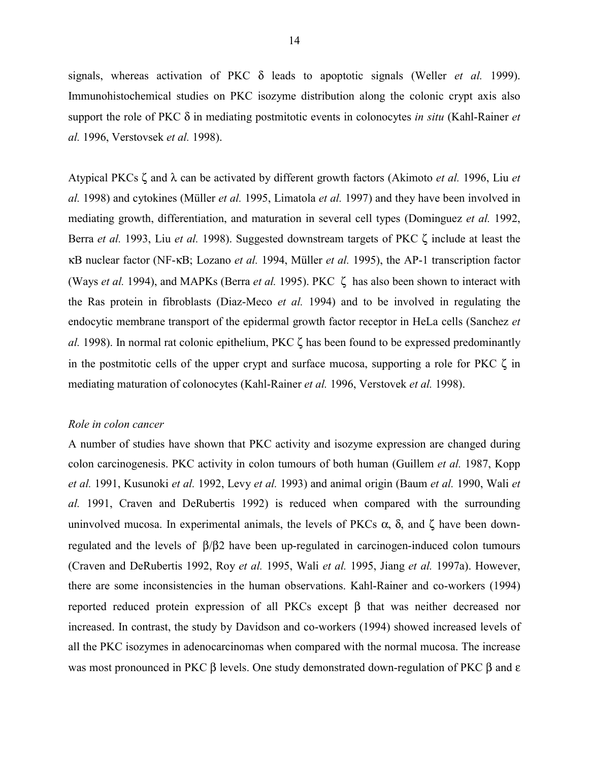signals, whereas activation of PKC δ leads to apoptotic signals (Weller *et al.* 1999). Immunohistochemical studies on PKC isozyme distribution along the colonic crypt axis also support the role of PKC δ in mediating postmitotic events in colonocytes *in situ* (Kahl-Rainer *et al.* 1996, Verstovsek *et al.* 1998).

Atypical PKCs ζ and λ can be activated by different growth factors (Akimoto *et al.* 1996, Liu *et al.* 1998) and cytokines (Müller *et al.* 1995, Limatola *et al.* 1997) and they have been involved in mediating growth, differentiation, and maturation in several cell types (Dominguez *et al.* 1992, Berra *et al.* 1993, Liu *et al.* 1998). Suggested downstream targets of PKC ζ include at least the κB nuclear factor (NF-κB; Lozano *et al.* 1994, Müller *et al.* 1995), the AP-1 transcription factor (Ways *et al.* 1994), and MAPKs (Berra *et al.* 1995). PKC ζ has also been shown to interact with the Ras protein in fibroblasts (Diaz-Meco *et al.* 1994) and to be involved in regulating the endocytic membrane transport of the epidermal growth factor receptor in HeLa cells (Sanchez *et al.* 1998). In normal rat colonic epithelium, PKC ζ has been found to be expressed predominantly in the postmitotic cells of the upper crypt and surface mucosa, supporting a role for PKC ζ in mediating maturation of colonocytes (Kahl-Rainer *et al.* 1996, Verstovek *et al.* 1998).

*Role in colon cancer*

A number of studies have shown that PKC activity and isozyme expression are changed during colon carcinogenesis. PKC activity in colon tumours of both human (Guillem *et al.* 1987, Kopp *et al.* 1991, Kusunoki *et al.* 1992, Levy *et al.* 1993) and animal origin (Baum *et al.* 1990, Wali *et al.* 1991, Craven and DeRubertis 1992) is reduced when compared with the surrounding uninvolved mucosa. In experimental animals, the levels of PKCs α, δ, and ζ have been down-regulated and the levels of β/β2 have been up-regulated in carcinogen-induced colon tumours (Craven and DeRubertis 1992, Roy *et al.* 1995, Wali *et al.* 1995, Jiang *et al.* 1997a). However, there are some inconsistencies in the human observations. Kahl-Rainer and co-workers (1994) reported reduced protein expression of all PKCs except β that was neither decreased nor increased. In contrast, the study by Davidson and co-workers (1994) showed increased levels of all the PKC isozymes in adenocarcinomas when compared with the normal mucosa. The increase was most pronounced in PKC β levels. One study demonstrated down-regulation of PKC β and ε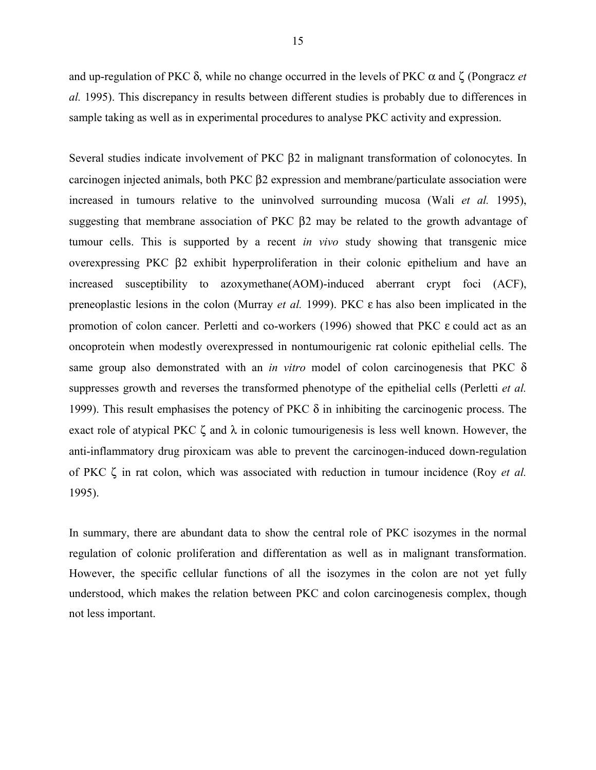and up-regulation of PKC δ, while no change occurred in the levels of PKC α and ζ (Pongracz *et al.* 1995). This discrepancy in results between different studies is probably due to differences in sample taking as well as in experimental procedures to analyse PKC activity and expression.

Several studies indicate involvement of PKC β2 in malignant transformation of colonocytes. In carcinogen injected animals, both PKC β2 expression and membrane/particulate association were increased in tumours relative to the uninvolved surrounding mucosa (Wali *et al.* 1995), suggesting that membrane association of PKC β2 may be related to the growth advantage of tumour cells. This is supported by a recent *in vivo* study showing that transgenic mice overexpressing PKC β2 exhibit hyperproliferation in their colonic epithelium and have an increased susceptibility to azoxymethane(AOM)-induced aberrant crypt foci (ACF), preneoplastic lesions in the colon (Murray *et al.* 1999). PKC ε has also been implicated in the promotion of colon cancer. Perletti and co-workers (1996) showed that PKC ε could act as an oncoprotein when modestly overexpressed in nontumourigenic rat colonic epithelial cells. The same group also demonstrated with an *in vitro* model of colon carcinogenesis that PKC δ suppresses growth and reverses the transformed phenotype of the epithelial cells (Perletti *et al.* 1999). This result emphasises the potency of PKC δ in inhibiting the carcinogenic process. The exact role of atypical PKC ζ and λ in colonic tumourigenesis is less well known. However, the anti-inflammatory drug piroxicam was able to prevent the carcinogen-induced down-regulation of PKC ζ in rat colon, which was associated with reduction in tumour incidence (Roy *et al.* 1995).

In summary, there are abundant data to show the central role of PKC isozymes in the normal regulation of colonic proliferation and differentation as well as in malignant transformation. However, the specific cellular functions of all the isozymes in the colon are not yet fully understood, which makes the relation between PKC and colon carcinogenesis complex, though not less important.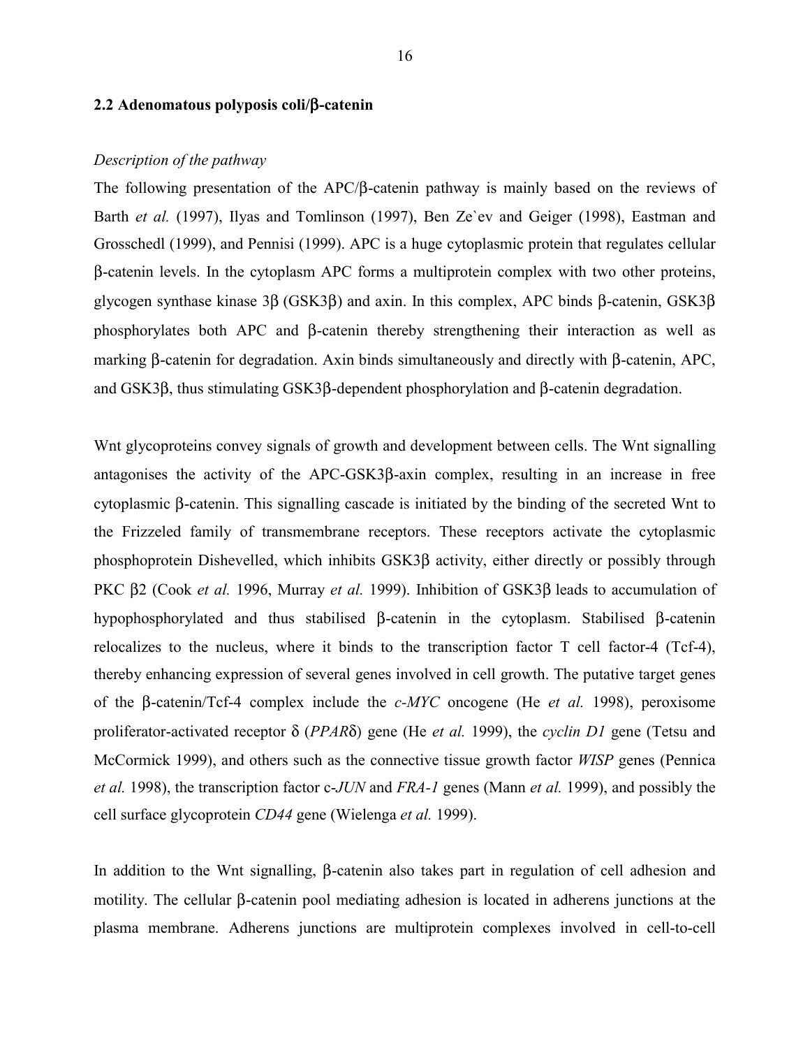## 2.2 Adenomatous polyposis coli/β-catenin

*Description of the pathway*

The following presentation of the APC/β-catenin pathway is mainly based on the reviews of Barth *et al.* (1997), Ilyas and Tomlinson (1997), Ben Ze`ev and Geiger (1998), Eastman and Grosschedl (1999), and Pennisi (1999). APC is a huge cytoplasmic protein that regulates cellular β-catenin levels. In the cytoplasm APC forms a multiprotein complex with two other proteins, glycogen synthase kinase 3β (GSK3β) and axin. In this complex, APC binds β-catenin, GSK3β phosphorylates both APC and β-catenin thereby strengthening their interaction as well as marking β-catenin for degradation. Axin binds simultaneously and directly with β-catenin, APC, and GSK3β, thus stimulating GSK3β-dependent phosphorylation and β-catenin degradation.

Wnt glycoproteins convey signals of growth and development between cells. The Wnt signalling antagonises the activity of the APC-GSK3β-axin complex, resulting in an increase in free cytoplasmic β-catenin. This signalling cascade is initiated by the binding of the secreted Wnt to the Frizzeled family of transmembrane receptors. These receptors activate the cytoplasmic phosphoprotein Dishevelled, which inhibits GSK3β activity, either directly or possibly through PKC β2 (Cook *et al.* 1996, Murray *et al.* 1999). Inhibition of GSK3β leads to accumulation of hypophosphorylated and thus stabilised β-catenin in the cytoplasm. Stabilised β-catenin relocalizes to the nucleus, where it binds to the transcription factor T cell factor-4 (Tcf-4), thereby enhancing expression of several genes involved in cell growth. The putative target genes of the β-catenin/Tcf-4 complex include the *c-MYC* oncogene (He *et al.* 1998), peroxisome proliferator-activated receptor δ (*PPAR*δ) gene (He *et al.* 1999), the *cyclin D1* gene (Tetsu and McCormick 1999), and others such as the connective tissue growth factor *WISP* genes (Pennica *et al.* 1998), the transcription factor c-*JUN* and *FRA-1* genes (Mann *et al.* 1999), and possibly the cell surface glycoprotein *CD44* gene (Wielenga *et al.* 1999).

In addition to the Wnt signalling, β-catenin also takes part in regulation of cell adhesion and motility. The cellular β-catenin pool mediating adhesion is located in adherens junctions at the plasma membrane. Adherens junctions are multiprotein complexes involved in cell-to-cell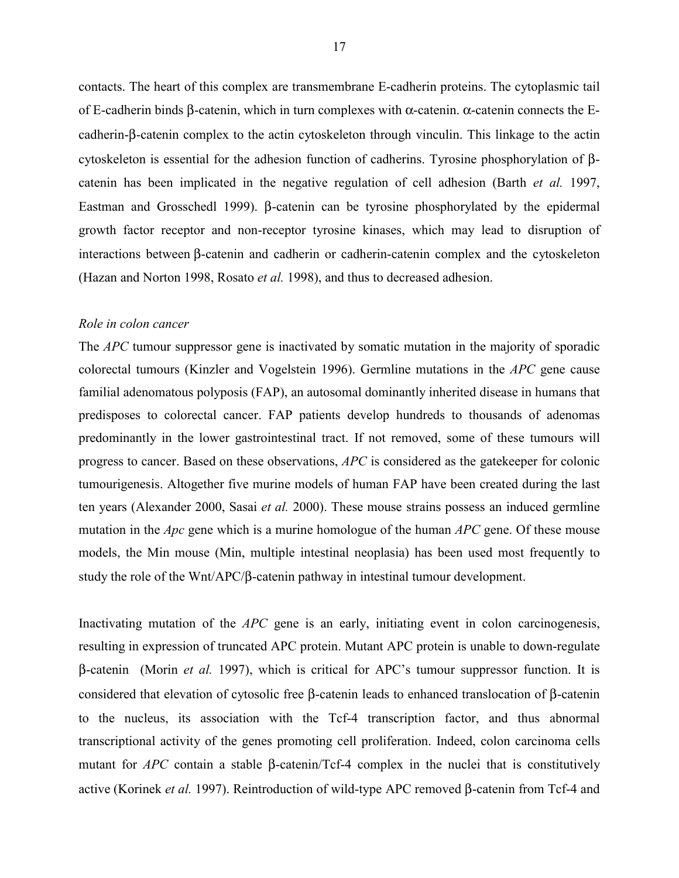contacts. The heart of this complex are transmembrane E-cadherin proteins. The cytoplasmic tail of E-cadherin binds β-catenin, which in turn complexes with α-catenin. α-catenin connects the E-cadherin-β-catenin complex to the actin cytoskeleton through vinculin. This linkage to the actin cytoskeleton is essential for the adhesion function of cadherins. Tyrosine phosphorylation of β-catenin has been implicated in the negative regulation of cell adhesion (Barth *et al.* 1997, Eastman and Grosschedl 1999). β-catenin can be tyrosine phosphorylated by the epidermal growth factor receptor and non-receptor tyrosine kinases, which may lead to disruption of interactions between β-catenin and cadherin or cadherin-catenin complex and the cytoskeleton (Hazan and Norton 1998, Rosato *et al.* 1998), and thus to decreased adhesion.

*Role in colon cancer*

The *APC* tumour suppressor gene is inactivated by somatic mutation in the majority of sporadic colorectal tumours (Kinzler and Vogelstein 1996). Germline mutations in the *APC* gene cause familial adenomatous polyposis (FAP), an autosomal dominantly inherited disease in humans that predisposes to colorectal cancer. FAP patients develop hundreds to thousands of adenomas predominantly in the lower gastrointestinal tract. If not removed, some of these tumours will progress to cancer. Based on these observations, *APC* is considered as the gatekeeper for colonic tumourigenesis. Altogether five murine models of human FAP have been created during the last ten years (Alexander 2000, Sasai *et al.* 2000). These mouse strains possess an induced germline mutation in the *Apc* gene which is a murine homologue of the human *APC* gene. Of these mouse models, the Min mouse (Min, multiple intestinal neoplasia) has been used most frequently to study the role of the Wnt/APC/β-catenin pathway in intestinal tumour development.

Inactivating mutation of the *APC* gene is an early, initiating event in colon carcinogenesis, resulting in expression of truncated APC protein. Mutant APC protein is unable to down-regulate β-catenin (Morin *et al.* 1997), which is critical for APC's tumour suppressor function. It is considered that elevation of cytosolic free β-catenin leads to enhanced translocation of β-catenin to the nucleus, its association with the Tcf-4 transcription factor, and thus abnormal transcriptional activity of the genes promoting cell proliferation. Indeed, colon carcinoma cells mutant for *APC* contain a stable β-catenin/Tcf-4 complex in the nuclei that is constitutively active (Korinek *et al.* 1997). Reintroduction of wild-type APC removed β-catenin from Tcf-4 and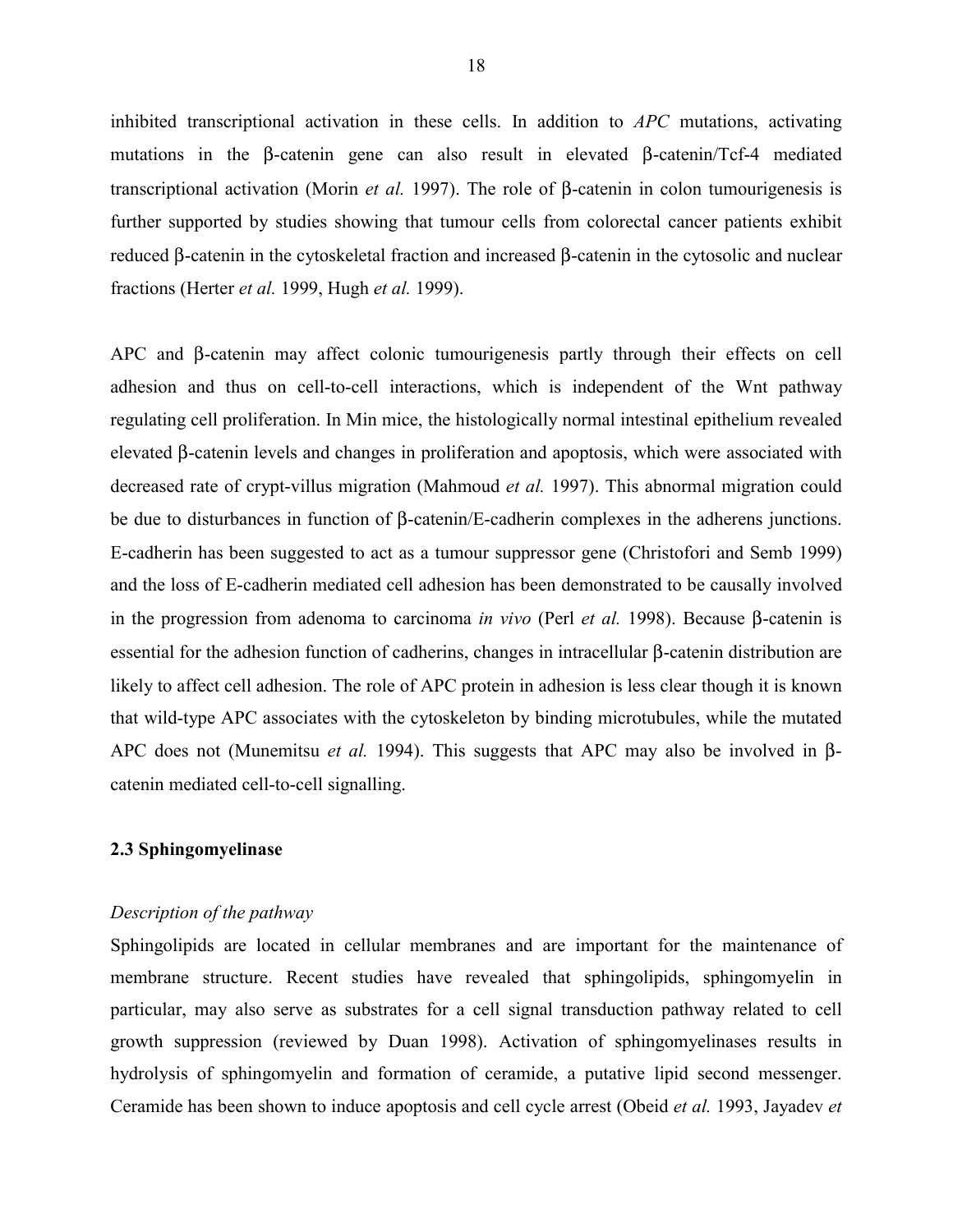inhibited transcriptional activation in these cells. In addition to *APC* mutations, activating mutations in the β-catenin gene can also result in elevated β-catenin/Tcf-4 mediated transcriptional activation (Morin *et al.* 1997). The role of β-catenin in colon tumourigenesis is further supported by studies showing that tumour cells from colorectal cancer patients exhibit reduced β-catenin in the cytoskeletal fraction and increased β-catenin in the cytosolic and nuclear fractions (Herter *et al.* 1999, Hugh *et al.* 1999).

APC and β-catenin may affect colonic tumourigenesis partly through their effects on cell adhesion and thus on cell-to-cell interactions, which is independent of the Wnt pathway regulating cell proliferation. In Min mice, the histologically normal intestinal epithelium revealed elevated β-catenin levels and changes in proliferation and apoptosis, which were associated with decreased rate of crypt-villus migration (Mahmoud *et al.* 1997). This abnormal migration could be due to disturbances in function of β-catenin/E-cadherin complexes in the adherens junctions. E-cadherin has been suggested to act as a tumour suppressor gene (Christofori and Semb 1999) and the loss of E-cadherin mediated cell adhesion has been demonstrated to be causally involved in the progression from adenoma to carcinoma *in vivo* (Perl *et al.* 1998). Because β-catenin is essential for the adhesion function of cadherins, changes in intracellular β-catenin distribution are likely to affect cell adhesion. The role of APC protein in adhesion is less clear though it is known that wild-type APC associates with the cytoskeleton by binding microtubules, while the mutated APC does not (Munemitsu *et al.* 1994). This suggests that APC may also be involved in β-catenin mediated cell-to-cell signalling.

## 2.3 Sphingomyelinase

*Description of the pathway*

Sphingolipids are located in cellular membranes and are important for the maintenance of membrane structure. Recent studies have revealed that sphingolipids, sphingomyelin in particular, may also serve as substrates for a cell signal transduction pathway related to cell growth suppression (reviewed by Duan 1998). Activation of sphingomyelinases results in hydrolysis of sphingomyelin and formation of ceramide, a putative lipid second messenger. Ceramide has been shown to induce apoptosis and cell cycle arrest (Obeid *et al.* 1993, Jayadev *et*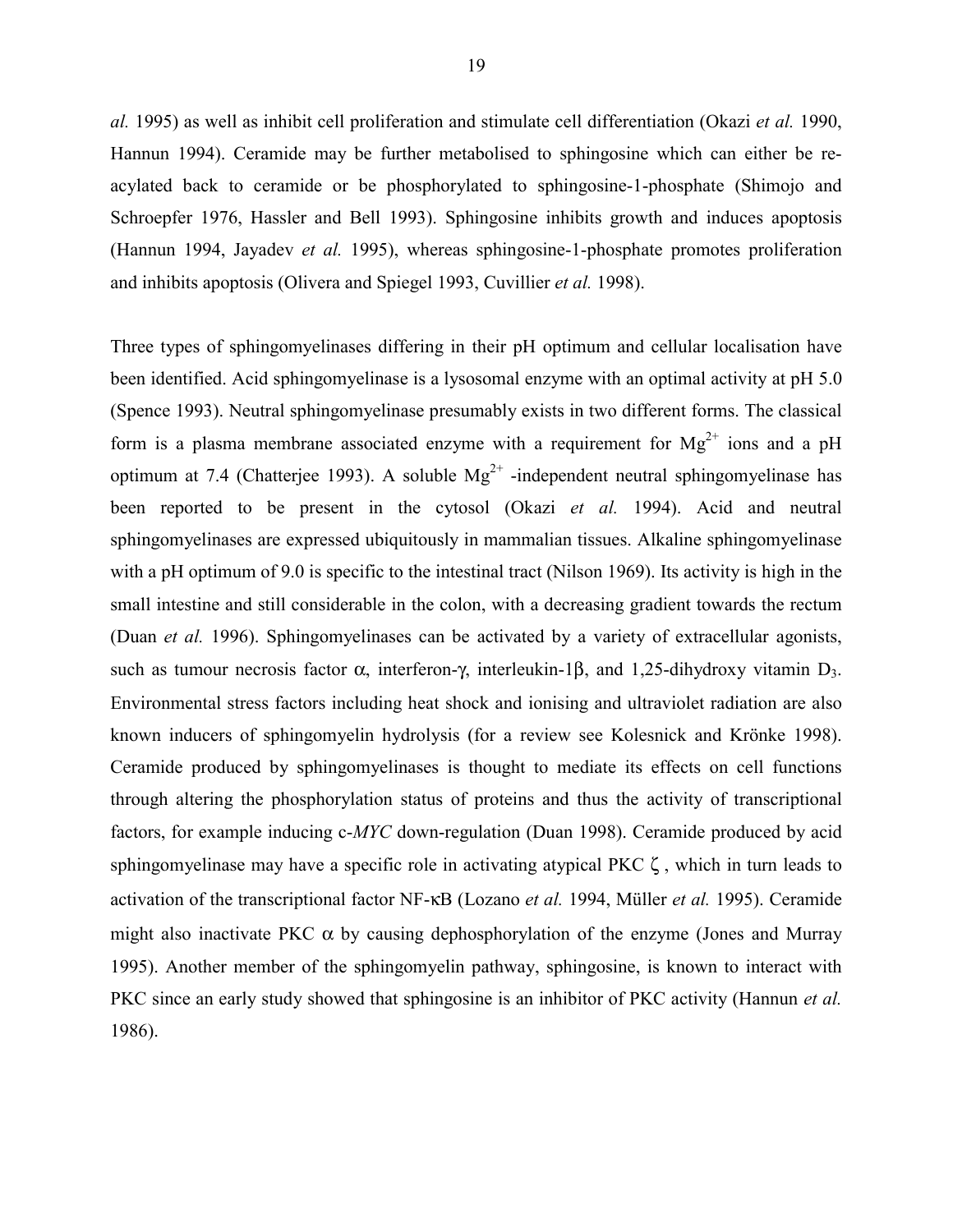*al.* 1995) as well as inhibit cell proliferation and stimulate cell differentiation (Okazi *et al.* 1990, Hannun 1994). Ceramide may be further metabolised to sphingosine which can either be re-acylated back to ceramide or be phosphorylated to sphingosine-1-phosphate (Shimojo and Schroepfer 1976, Hassler and Bell 1993). Sphingosine inhibits growth and induces apoptosis (Hannun 1994, Jayadev *et al.* 1995), whereas sphingosine-1-phosphate promotes proliferation and inhibits apoptosis (Olivera and Spiegel 1993, Cuvillier *et al.* 1998).

Three types of sphingomyelinases differing in their pH optimum and cellular localisation have been identified. Acid sphingomyelinase is a lysosomal enzyme with an optimal activity at pH 5.0 (Spence 1993). Neutral sphingomyelinase presumably exists in two different forms. The classical form is a plasma membrane associated enzyme with a requirement for $Mg^{2+}$ ions and a pH optimum at 7.4 (Chatterjee 1993). A soluble $Mg^{2+}$ -independent neutral sphingomyelinase has been reported to be present in the cytosol (Okazi *et al.* 1994). Acid and neutral sphingomyelinases are expressed ubiquitously in mammalian tissues. Alkaline sphingomyelinase with a pH optimum of 9.0 is specific to the intestinal tract (Nilson 1969). Its activity is high in the small intestine and still considerable in the colon, with a decreasing gradient towards the rectum (Duan *et al.* 1996). Sphingomyelinases can be activated by a variety of extracellular agonists, such as tumour necrosis factor $\alpha$, interferon-$\gamma$, interleukin-1$\beta$, and 1,25-dihydroxy vitamin $D_3$. Environmental stress factors including heat shock and ionising and ultraviolet radiation are also known inducers of sphingomyelin hydrolysis (for a review see Kolesnick and Krönke 1998). Ceramide produced by sphingomyelinases is thought to mediate its effects on cell functions through altering the phosphorylation status of proteins and thus the activity of transcriptional factors, for example inducing c-*MYC* down-regulation (Duan 1998). Ceramide produced by acid sphingomyelinase may have a specific role in activating atypical PKC $\zeta$ , which in turn leads to activation of the transcriptional factor NF-$\kappa$B (Lozano *et al.* 1994, Müller *et al.* 1995). Ceramide might also inactivate PKC $\alpha$ by causing dephosphorylation of the enzyme (Jones and Murray 1995). Another member of the sphingomyelin pathway, sphingosine, is known to interact with PKC since an early study showed that sphingosine is an inhibitor of PKC activity (Hannun *et al.* 1986).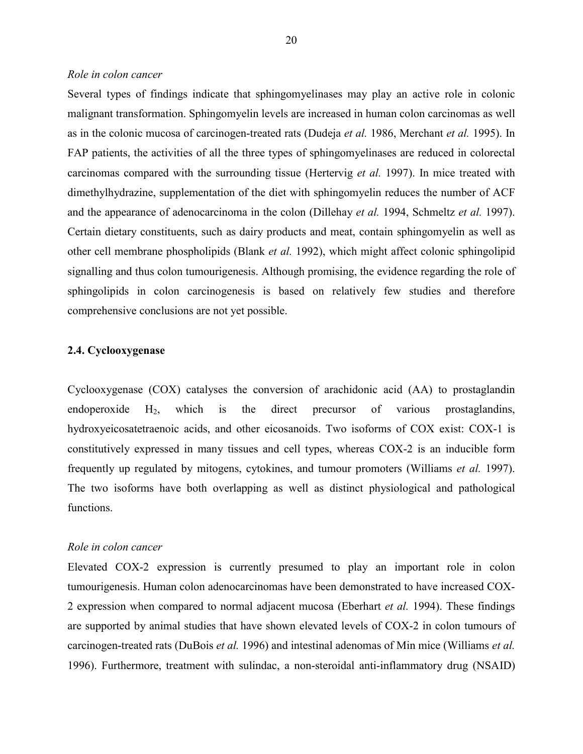*Role in colon cancer*

Several types of findings indicate that sphingomyelinases may play an active role in colonic malignant transformation. Sphingomyelin levels are increased in human colon carcinomas as well as in the colonic mucosa of carcinogen-treated rats (Dudeja *et al.* 1986, Merchant *et al.* 1995). In FAP patients, the activities of all the three types of sphingomyelinases are reduced in colorectal carcinomas compared with the surrounding tissue (Hertervig *et al.* 1997). In mice treated with dimethylhydrazine, supplementation of the diet with sphingomyelin reduces the number of ACF and the appearance of adenocarcinoma in the colon (Dillehay *et al.* 1994, Schmeltz *et al.* 1997). Certain dietary constituents, such as dairy products and meat, contain sphingomyelin as well as other cell membrane phospholipids (Blank *et al.* 1992), which might affect colonic sphingolipid signalling and thus colon tumourigenesis. Although promising, the evidence regarding the role of sphingolipids in colon carcinogenesis is based on relatively few studies and therefore comprehensive conclusions are not yet possible.

### 2.4. Cyclooxygenase

Cyclooxygenase (COX) catalyses the conversion of arachidonic acid (AA) to prostaglandin endoperoxide $H_2$, which is the direct precursor of various prostaglandins, hydroxyeicosatetraenoic acids, and other eicosanoids. Two isoforms of COX exist: COX-1 is constitutively expressed in many tissues and cell types, whereas COX-2 is an inducible form frequently up regulated by mitogens, cytokines, and tumour promoters (Williams *et al.* 1997). The two isoforms have both overlapping as well as distinct physiological and pathological functions.

*Role in colon cancer*

Elevated COX-2 expression is currently presumed to play an important role in colon tumourigenesis. Human colon adenocarcinomas have been demonstrated to have increased COX-2 expression when compared to normal adjacent mucosa (Eberhart *et al.* 1994). These findings are supported by animal studies that have shown elevated levels of COX-2 in colon tumours of carcinogen-treated rats (DuBois *et al.* 1996) and intestinal adenomas of Min mice (Williams *et al.* 1996). Furthermore, treatment with sulindac, a non-steroidal anti-inflammatory drug (NSAID)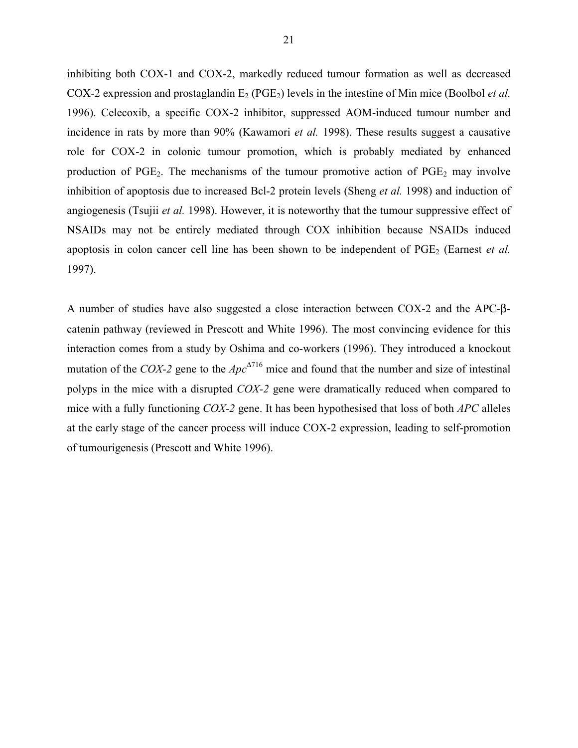inhibiting both COX-1 and COX-2, markedly reduced tumour formation as well as decreased COX-2 expression and prostaglandin $E_2$ ($PGE_2$) levels in the intestine of Min mice (Boolbol *et al.* 1996). Celecoxib, a specific COX-2 inhibitor, suppressed AOM-induced tumour number and incidence in rats by more than 90% (Kawamori *et al.* 1998). These results suggest a causative role for COX-2 in colonic tumour promotion, which is probably mediated by enhanced production of $PGE_2$. The mechanisms of the tumour promotive action of $PGE_2$ may involve inhibition of apoptosis due to increased Bcl-2 protein levels (Sheng *et al.* 1998) and induction of angiogenesis (Tsujii *et al.* 1998). However, it is noteworthy that the tumour suppressive effect of NSAIDs may not be entirely mediated through COX inhibition because NSAIDs induced apoptosis in colon cancer cell line has been shown to be independent of $PGE_2$ (Earnest *et al.* 1997).

A number of studies have also suggested a close interaction between COX-2 and the APC-β-catenin pathway (reviewed in Prescott and White 1996). The most convincing evidence for this interaction comes from a study by Oshima and co-workers (1996). They introduced a knockout mutation of the *COX-2* gene to the *Apc*$^{\Delta716}$ mice and found that the number and size of intestinal polyps in the mice with a disrupted *COX-2* gene were dramatically reduced when compared to mice with a fully functioning *COX-2* gene. It has been hypothesised that loss of both *APC* alleles at the early stage of the cancer process will induce COX-2 expression, leading to self-promotion of tumourigenesis (Prescott and White 1996).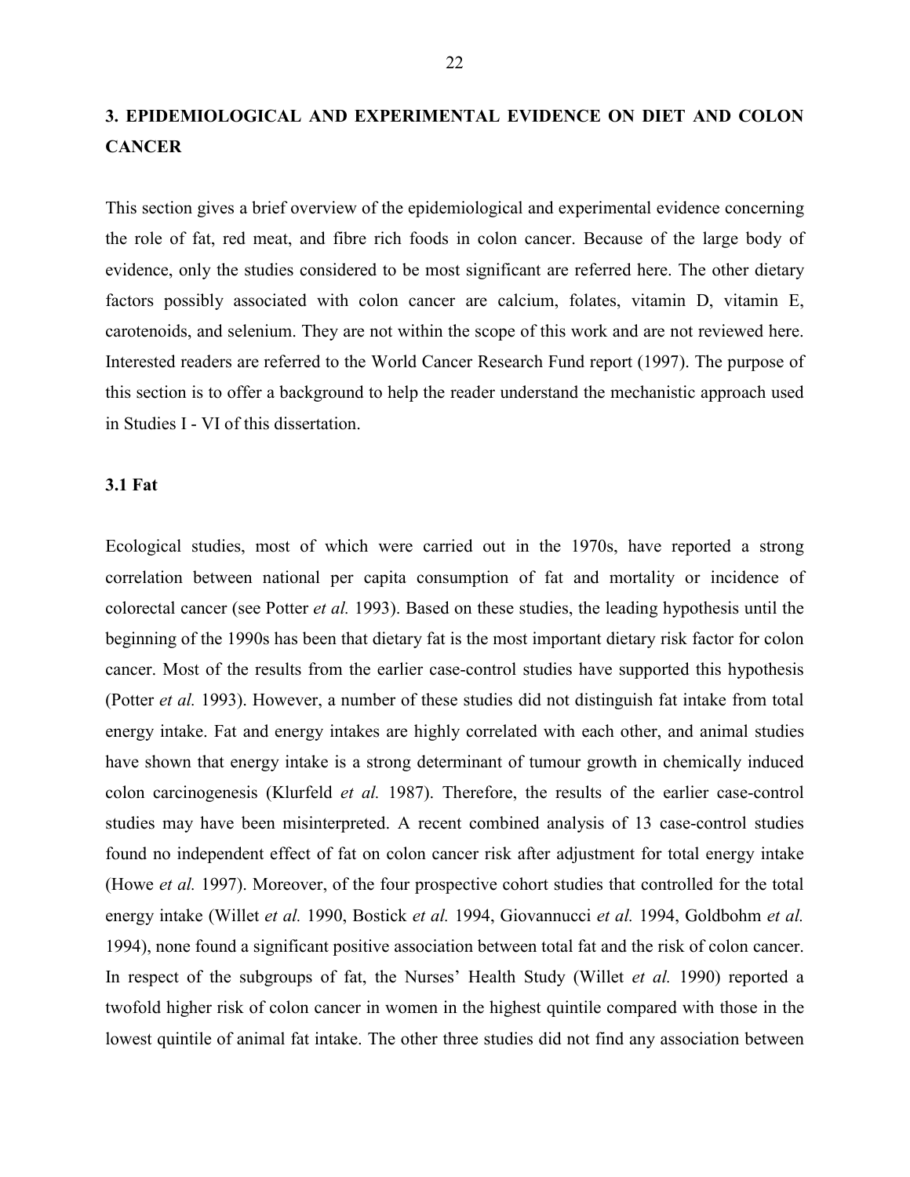# 3. EPIDEMIOLOGICAL AND EXPERIMENTAL EVIDENCE ON DIET AND COLON CANCER

This section gives a brief overview of the epidemiological and experimental evidence concerning the role of fat, red meat, and fibre rich foods in colon cancer. Because of the large body of evidence, only the studies considered to be most significant are referred here. The other dietary factors possibly associated with colon cancer are calcium, folates, vitamin D, vitamin E, carotenoids, and selenium. They are not within the scope of this work and are not reviewed here. Interested readers are referred to the World Cancer Research Fund report (1997). The purpose of this section is to offer a background to help the reader understand the mechanistic approach used in Studies I - VI of this dissertation.

## 3.1 Fat

Ecological studies, most of which were carried out in the 1970s, have reported a strong correlation between national per capita consumption of fat and mortality or incidence of colorectal cancer (see Potter *et al.* 1993). Based on these studies, the leading hypothesis until the beginning of the 1990s has been that dietary fat is the most important dietary risk factor for colon cancer. Most of the results from the earlier case-control studies have supported this hypothesis (Potter *et al.* 1993). However, a number of these studies did not distinguish fat intake from total energy intake. Fat and energy intakes are highly correlated with each other, and animal studies have shown that energy intake is a strong determinant of tumour growth in chemically induced colon carcinogenesis (Klurfeld *et al.* 1987). Therefore, the results of the earlier case-control studies may have been misinterpreted. A recent combined analysis of 13 case-control studies found no independent effect of fat on colon cancer risk after adjustment for total energy intake (Howe *et al.* 1997). Moreover, of the four prospective cohort studies that controlled for the total energy intake (Willet *et al.* 1990, Bostick *et al.* 1994, Giovannucci *et al.* 1994, Goldbohm *et al.* 1994), none found a significant positive association between total fat and the risk of colon cancer. In respect of the subgroups of fat, the Nurses' Health Study (Willet *et al.* 1990) reported a twofold higher risk of colon cancer in women in the highest quintile compared with those in the lowest quintile of animal fat intake. The other three studies did not find any association between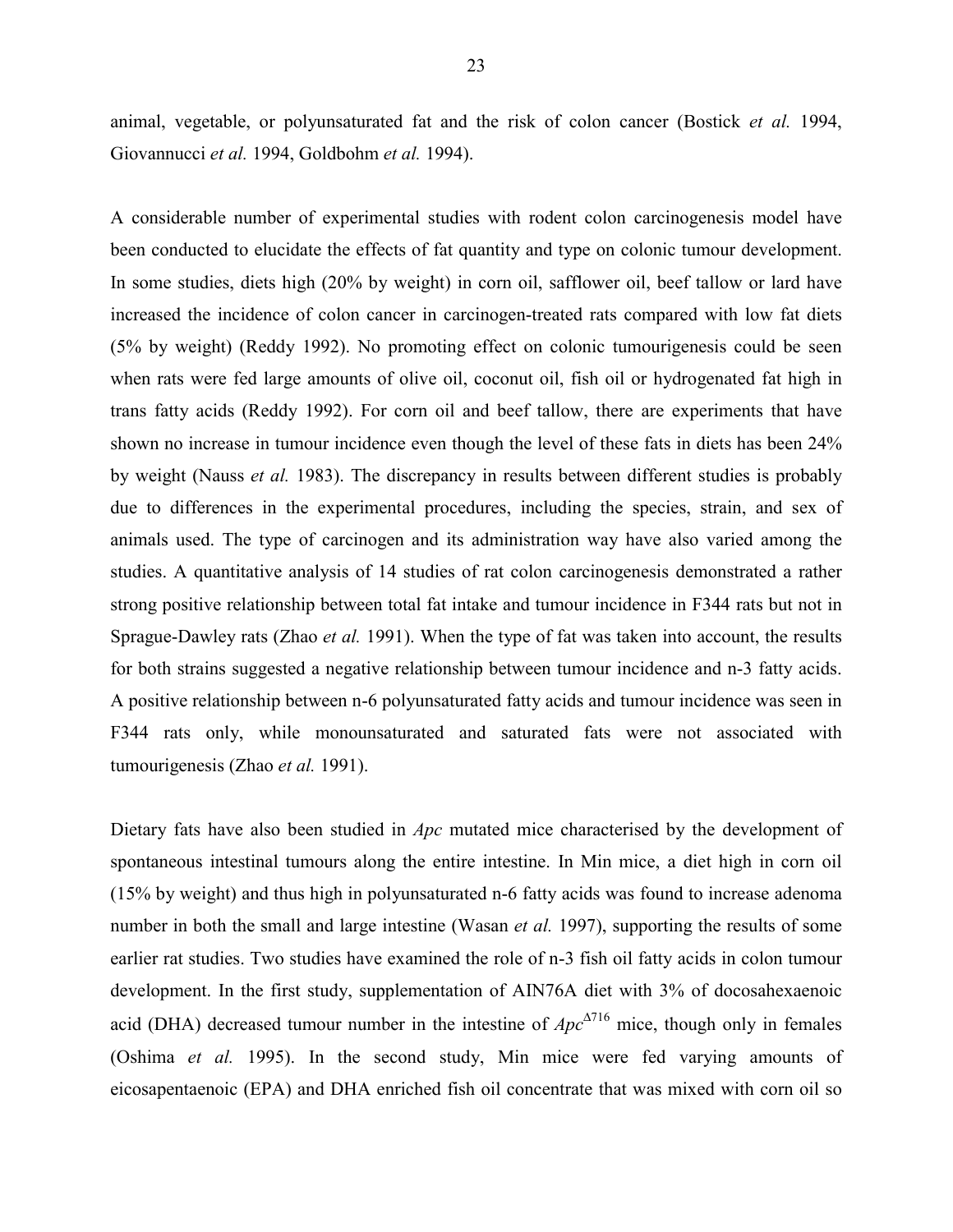animal, vegetable, or polyunsaturated fat and the risk of colon cancer (Bostick *et al.* 1994, Giovannucci *et al.* 1994, Goldbohm *et al.* 1994).

A considerable number of experimental studies with rodent colon carcinogenesis model have been conducted to elucidate the effects of fat quantity and type on colonic tumour development. In some studies, diets high (20% by weight) in corn oil, safflower oil, beef tallow or lard have increased the incidence of colon cancer in carcinogen-treated rats compared with low fat diets (5% by weight) (Reddy 1992). No promoting effect on colonic tumourigenesis could be seen when rats were fed large amounts of olive oil, coconut oil, fish oil or hydrogenated fat high in trans fatty acids (Reddy 1992). For corn oil and beef tallow, there are experiments that have shown no increase in tumour incidence even though the level of these fats in diets has been 24% by weight (Nauss *et al.* 1983). The discrepancy in results between different studies is probably due to differences in the experimental procedures, including the species, strain, and sex of animals used. The type of carcinogen and its administration way have also varied among the studies. A quantitative analysis of 14 studies of rat colon carcinogenesis demonstrated a rather strong positive relationship between total fat intake and tumour incidence in F344 rats but not in Sprague-Dawley rats (Zhao *et al.* 1991). When the type of fat was taken into account, the results for both strains suggested a negative relationship between tumour incidence and n-3 fatty acids. A positive relationship between n-6 polyunsaturated fatty acids and tumour incidence was seen in F344 rats only, while monounsaturated and saturated fats were not associated with tumourigenesis (Zhao *et al.* 1991).

Dietary fats have also been studied in *Apc* mutated mice characterised by the development of spontaneous intestinal tumours along the entire intestine. In Min mice, a diet high in corn oil (15% by weight) and thus high in polyunsaturated n-6 fatty acids was found to increase adenoma number in both the small and large intestine (Wasan *et al.* 1997), supporting the results of some earlier rat studies. Two studies have examined the role of n-3 fish oil fatty acids in colon tumour development. In the first study, supplementation of AIN76A diet with 3% of docosahexaenoic acid (DHA) decreased tumour number in the intestine of *Apc*$^{\Delta716}$ mice, though only in females (Oshima *et al.* 1995). In the second study, Min mice were fed varying amounts of eicosapentaenoic (EPA) and DHA enriched fish oil concentrate that was mixed with corn oil so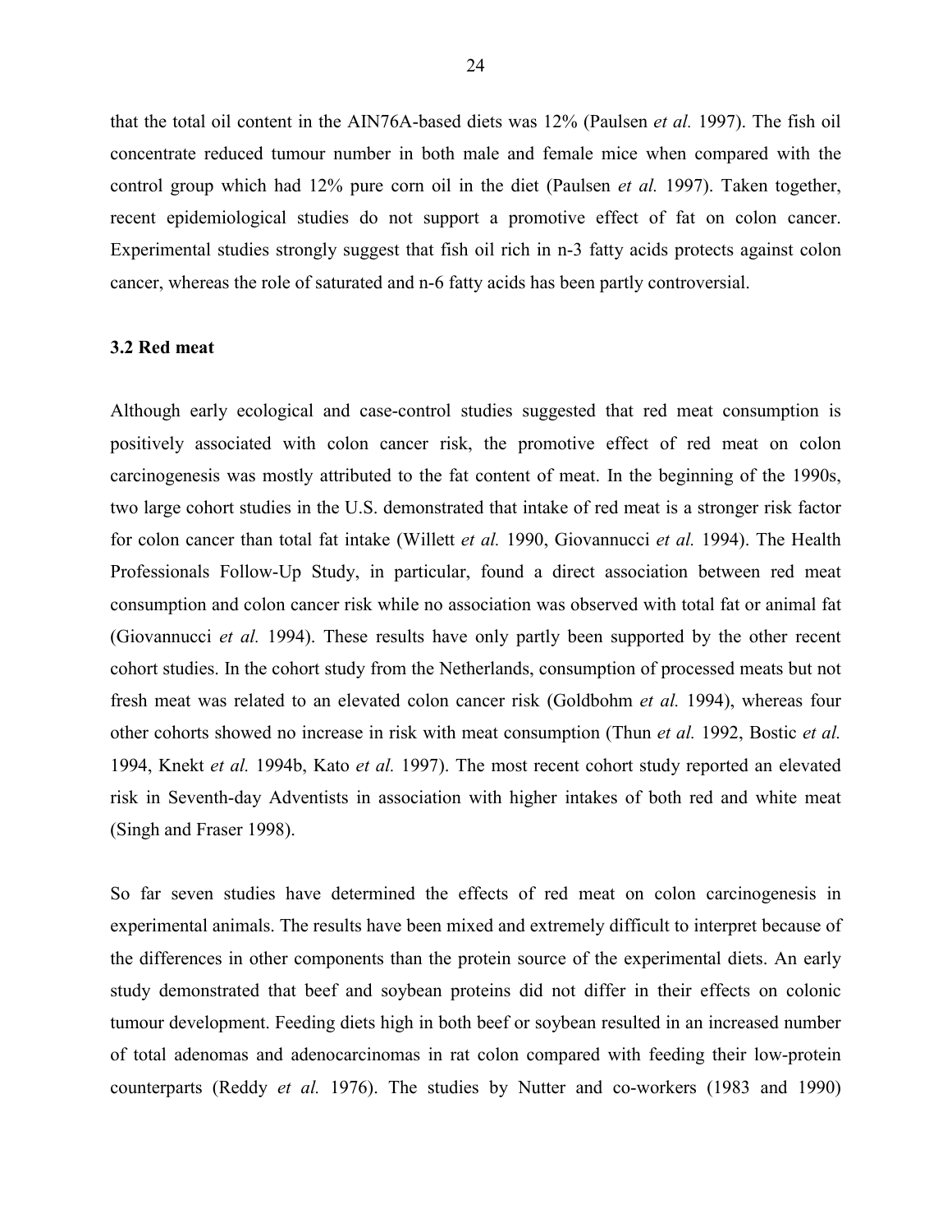that the total oil content in the AIN76A-based diets was 12% (Paulsen *et al.* 1997). The fish oil concentrate reduced tumour number in both male and female mice when compared with the control group which had 12% pure corn oil in the diet (Paulsen *et al.* 1997). Taken together, recent epidemiological studies do not support a promotive effect of fat on colon cancer. Experimental studies strongly suggest that fish oil rich in n-3 fatty acids protects against colon cancer, whereas the role of saturated and n-6 fatty acids has been partly controversial.

### 3.2 Red meat

Although early ecological and case-control studies suggested that red meat consumption is positively associated with colon cancer risk, the promotive effect of red meat on colon carcinogenesis was mostly attributed to the fat content of meat. In the beginning of the 1990s, two large cohort studies in the U.S. demonstrated that intake of red meat is a stronger risk factor for colon cancer than total fat intake (Willett *et al.* 1990, Giovannucci *et al.* 1994). The Health Professionals Follow-Up Study, in particular, found a direct association between red meat consumption and colon cancer risk while no association was observed with total fat or animal fat (Giovannucci *et al.* 1994). These results have only partly been supported by the other recent cohort studies. In the cohort study from the Netherlands, consumption of processed meats but not fresh meat was related to an elevated colon cancer risk (Goldbohm *et al.* 1994), whereas four other cohorts showed no increase in risk with meat consumption (Thun *et al.* 1992, Bostic *et al.* 1994, Knekt *et al.* 1994b, Kato *et al.* 1997). The most recent cohort study reported an elevated risk in Seventh-day Adventists in association with higher intakes of both red and white meat (Singh and Fraser 1998).

So far seven studies have determined the effects of red meat on colon carcinogenesis in experimental animals. The results have been mixed and extremely difficult to interpret because of the differences in other components than the protein source of the experimental diets. An early study demonstrated that beef and soybean proteins did not differ in their effects on colonic tumour development. Feeding diets high in both beef or soybean resulted in an increased number of total adenomas and adenocarcinomas in rat colon compared with feeding their low-protein counterparts (Reddy *et al.* 1976). The studies by Nutter and co-workers (1983 and 1990)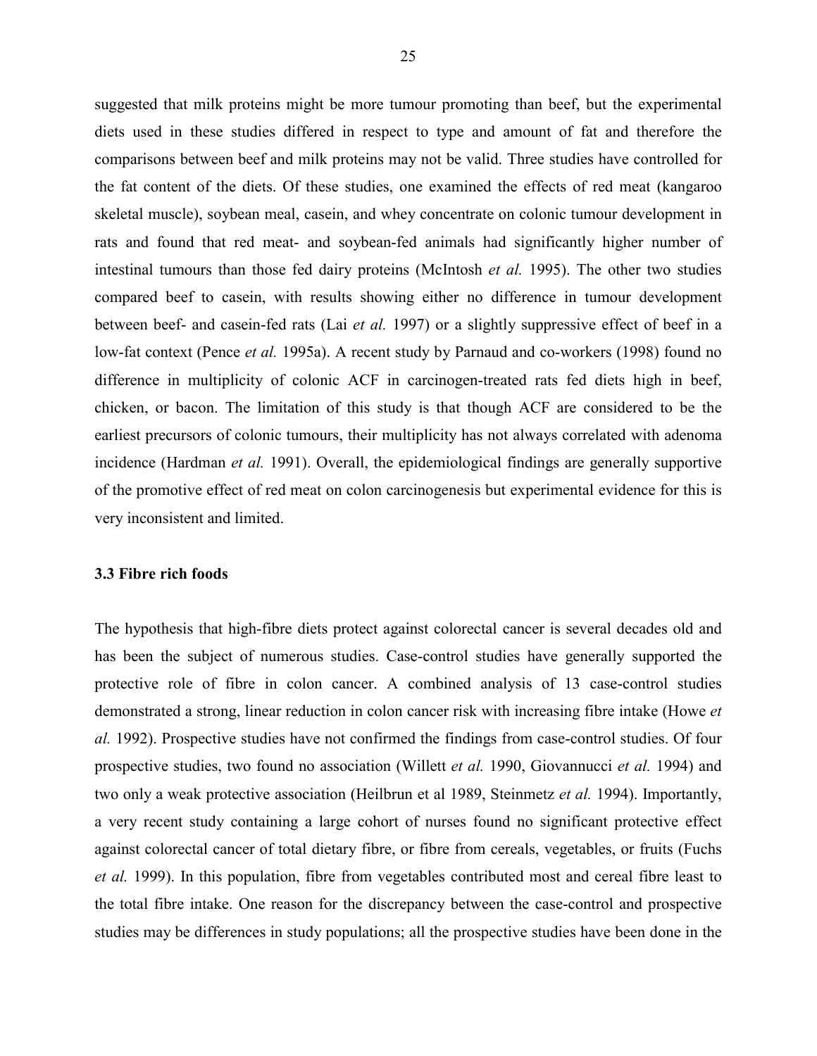suggested that milk proteins might be more tumour promoting than beef, but the experimental diets used in these studies differed in respect to type and amount of fat and therefore the comparisons between beef and milk proteins may not be valid. Three studies have controlled for the fat content of the diets. Of these studies, one examined the effects of red meat (kangaroo skeletal muscle), soybean meal, casein, and whey concentrate on colonic tumour development in rats and found that red meat- and soybean-fed animals had significantly higher number of intestinal tumours than those fed dairy proteins (McIntosh *et al.* 1995). The other two studies compared beef to casein, with results showing either no difference in tumour development between beef- and casein-fed rats (Lai *et al.* 1997) or a slightly suppressive effect of beef in a low-fat context (Pence *et al.* 1995a). A recent study by Parnaud and co-workers (1998) found no difference in multiplicity of colonic ACF in carcinogen-treated rats fed diets high in beef, chicken, or bacon. The limitation of this study is that though ACF are considered to be the earliest precursors of colonic tumours, their multiplicity has not always correlated with adenoma incidence (Hardman *et al.* 1991). Overall, the epidemiological findings are generally supportive of the promotive effect of red meat on colon carcinogenesis but experimental evidence for this is very inconsistent and limited.

### 3.3 Fibre rich foods

The hypothesis that high-fibre diets protect against colorectal cancer is several decades old and has been the subject of numerous studies. Case-control studies have generally supported the protective role of fibre in colon cancer. A combined analysis of 13 case-control studies demonstrated a strong, linear reduction in colon cancer risk with increasing fibre intake (Howe *et al.* 1992). Prospective studies have not confirmed the findings from case-control studies. Of four prospective studies, two found no association (Willett *et al.* 1990, Giovannucci *et al.* 1994) and two only a weak protective association (Heilbrun et al 1989, Steinmetz *et al.* 1994). Importantly, a very recent study containing a large cohort of nurses found no significant protective effect against colorectal cancer of total dietary fibre, or fibre from cereals, vegetables, or fruits (Fuchs *et al.* 1999). In this population, fibre from vegetables contributed most and cereal fibre least to the total fibre intake. One reason for the discrepancy between the case-control and prospective studies may be differences in study populations; all the prospective studies have been done in the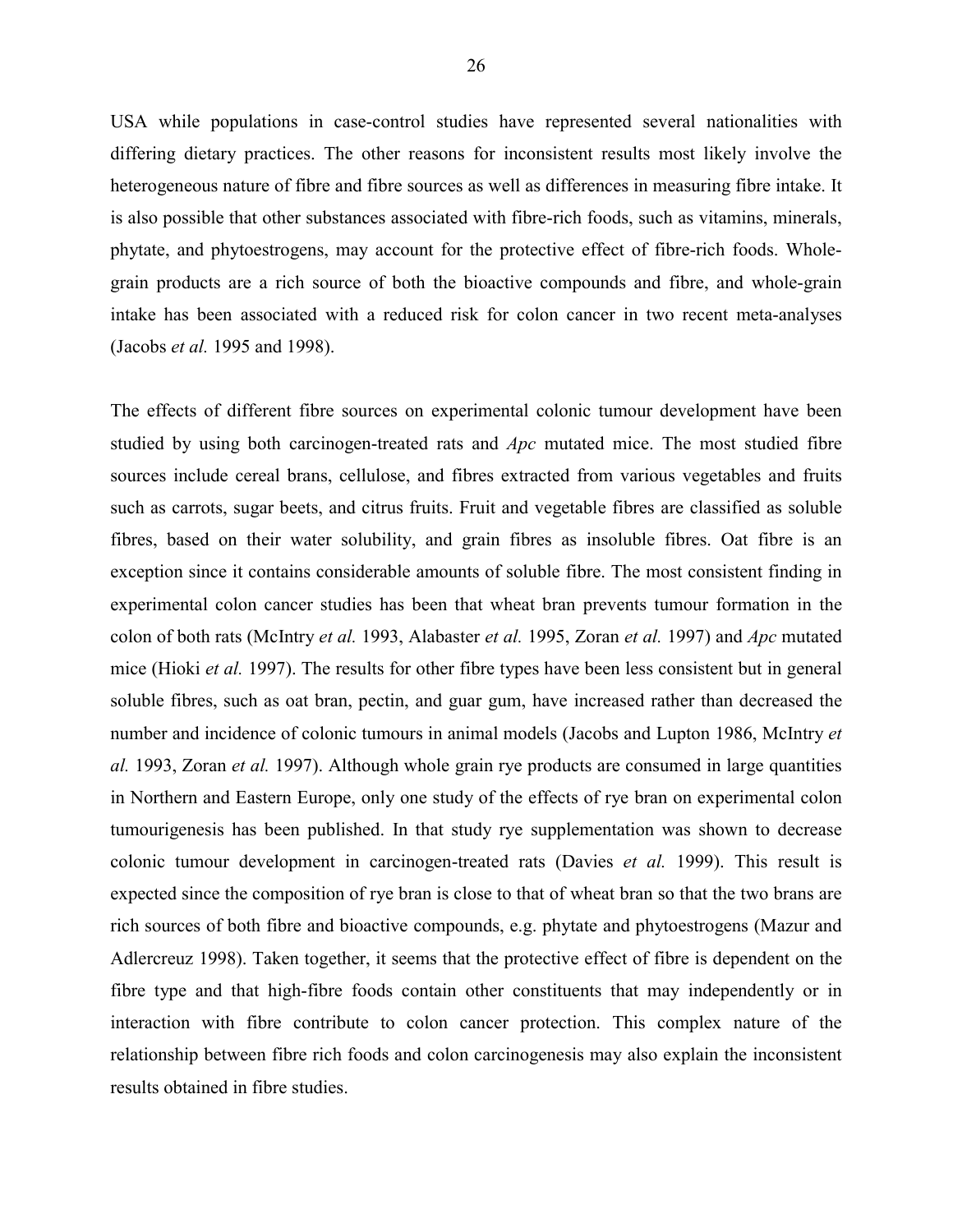USA while populations in case-control studies have represented several nationalities with differing dietary practices. The other reasons for inconsistent results most likely involve the heterogeneous nature of fibre and fibre sources as well as differences in measuring fibre intake. It is also possible that other substances associated with fibre-rich foods, such as vitamins, minerals, phytate, and phytoestrogens, may account for the protective effect of fibre-rich foods. Whole-grain products are a rich source of both the bioactive compounds and fibre, and whole-grain intake has been associated with a reduced risk for colon cancer in two recent meta-analyses (Jacobs *et al.* 1995 and 1998).

The effects of different fibre sources on experimental colonic tumour development have been studied by using both carcinogen-treated rats and *Apc* mutated mice. The most studied fibre sources include cereal brans, cellulose, and fibres extracted from various vegetables and fruits such as carrots, sugar beets, and citrus fruits. Fruit and vegetable fibres are classified as soluble fibres, based on their water solubility, and grain fibres as insoluble fibres. Oat fibre is an exception since it contains considerable amounts of soluble fibre. The most consistent finding in experimental colon cancer studies has been that wheat bran prevents tumour formation in the colon of both rats (McIntry *et al.* 1993, Alabaster *et al.* 1995, Zoran *et al.* 1997) and *Apc* mutated mice (Hioki *et al.* 1997). The results for other fibre types have been less consistent but in general soluble fibres, such as oat bran, pectin, and guar gum, have increased rather than decreased the number and incidence of colonic tumours in animal models (Jacobs and Lupton 1986, McIntry *et al.* 1993, Zoran *et al.* 1997). Although whole grain rye products are consumed in large quantities in Northern and Eastern Europe, only one study of the effects of rye bran on experimental colon tumourigenesis has been published. In that study rye supplementation was shown to decrease colonic tumour development in carcinogen-treated rats (Davies *et al.* 1999). This result is expected since the composition of rye bran is close to that of wheat bran so that the two brans are rich sources of both fibre and bioactive compounds, e.g. phytate and phytoestrogens (Mazur and Adlercreuz 1998). Taken together, it seems that the protective effect of fibre is dependent on the fibre type and that high-fibre foods contain other constituents that may independently or in interaction with fibre contribute to colon cancer protection. This complex nature of the relationship between fibre rich foods and colon carcinogenesis may also explain the inconsistent results obtained in fibre studies.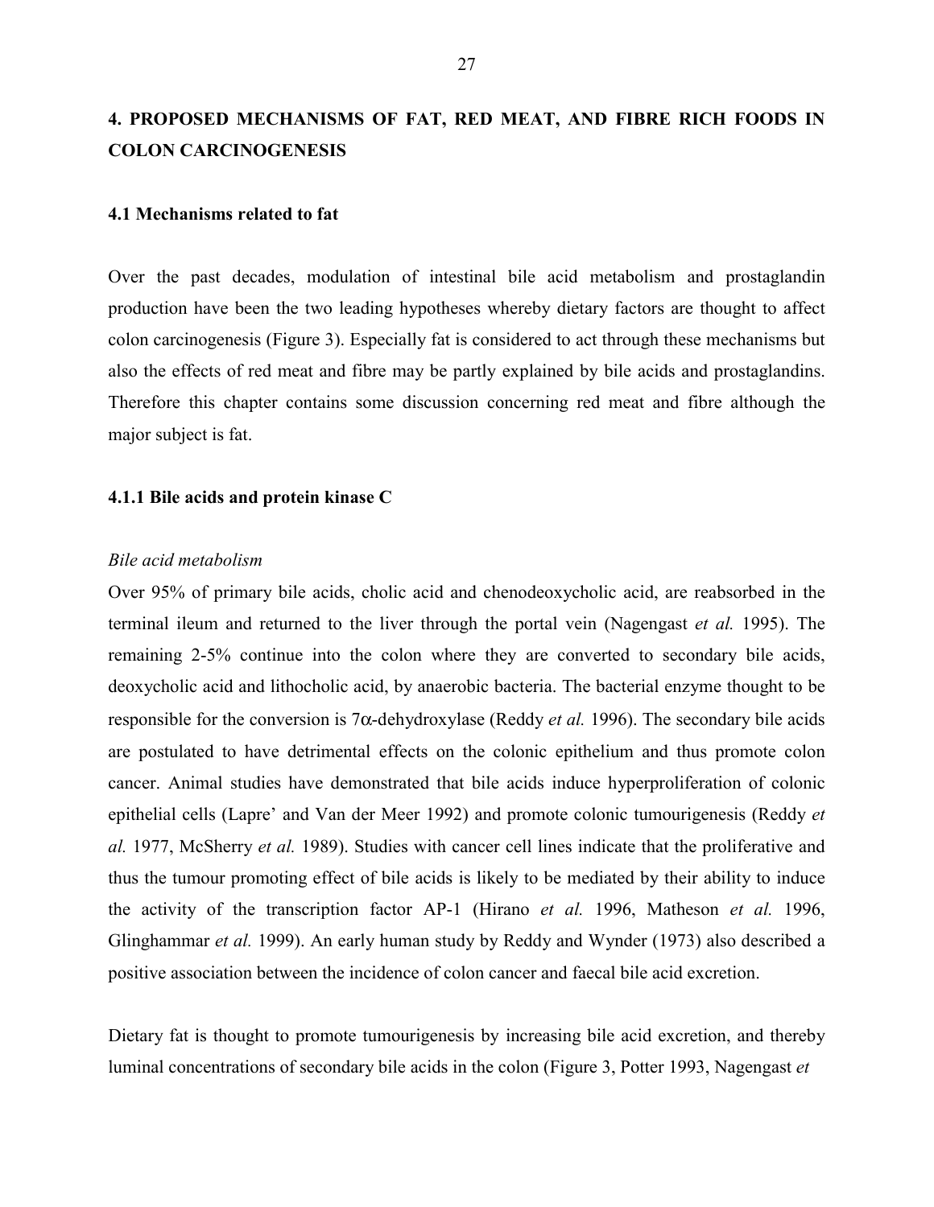# 4. PROPOSED MECHANISMS OF FAT, RED MEAT, AND FIBRE RICH FOODS IN COLON CARCINOGENESIS

## 4.1 Mechanisms related to fat

Over the past decades, modulation of intestinal bile acid metabolism and prostaglandin production have been the two leading hypotheses whereby dietary factors are thought to affect colon carcinogenesis (Figure 3). Especially fat is considered to act through these mechanisms but also the effects of red meat and fibre may be partly explained by bile acids and prostaglandins. Therefore this chapter contains some discussion concerning red meat and fibre although the major subject is fat.

### 4.1.1 Bile acids and protein kinase C

*Bile acid metabolism*

Over 95% of primary bile acids, cholic acid and chenodeoxycholic acid, are reabsorbed in the terminal ileum and returned to the liver through the portal vein (Nagengast *et al.* 1995). The remaining 2-5% continue into the colon where they are converted to secondary bile acids, deoxycholic acid and lithocholic acid, by anaerobic bacteria. The bacterial enzyme thought to be responsible for the conversion is 7$\alpha$-dehydroxylase (Reddy *et al.* 1996). The secondary bile acids are postulated to have detrimental effects on the colonic epithelium and thus promote colon cancer. Animal studies have demonstrated that bile acids induce hyperproliferation of colonic epithelial cells (Lapre' and Van der Meer 1992) and promote colonic tumourigenesis (Reddy *et al.* 1977, McSherry *et al.* 1989). Studies with cancer cell lines indicate that the proliferative and thus the tumour promoting effect of bile acids is likely to be mediated by their ability to induce the activity of the transcription factor AP-1 (Hirano *et al.* 1996, Matheson *et al.* 1996, Glinghammar *et al.* 1999). An early human study by Reddy and Wynder (1973) also described a positive association between the incidence of colon cancer and faecal bile acid excretion.

Dietary fat is thought to promote tumourigenesis by increasing bile acid excretion, and thereby luminal concentrations of secondary bile acids in the colon (Figure 3, Potter 1993, Nagengast *et*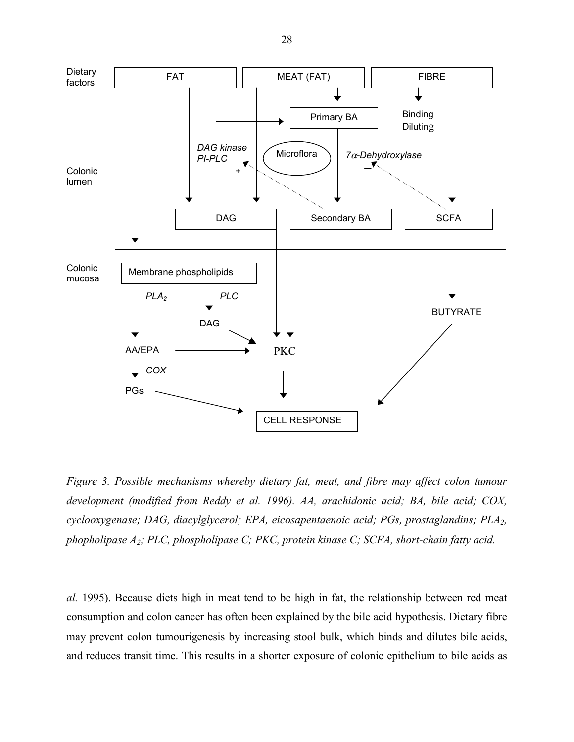*Figure 3. Possible mechanisms whereby dietary fat, meat, and fibre may affect colon tumour development (modified from Reddy et al. 1996). AA, arachidonic acid; BA, bile acid; COX, cyclooxygenase; DAG, diacylglycerol; EPA, eicosapentaenoic acid; PGs, prostaglandins; $PLA_2$, phopholipase $A_2$; PLC, phospholipase C; PKC, protein kinase C; SCFA, short-chain fatty acid.*

*al.* 1995). Because diets high in meat tend to be high in fat, the relationship between red meat consumption and colon cancer has often been explained by the bile acid hypothesis. Dietary fibre may prevent colon tumourigenesis by increasing stool bulk, which binds and dilutes bile acids, and reduces transit time. This results in a shorter exposure of colonic epithelium to bile acids as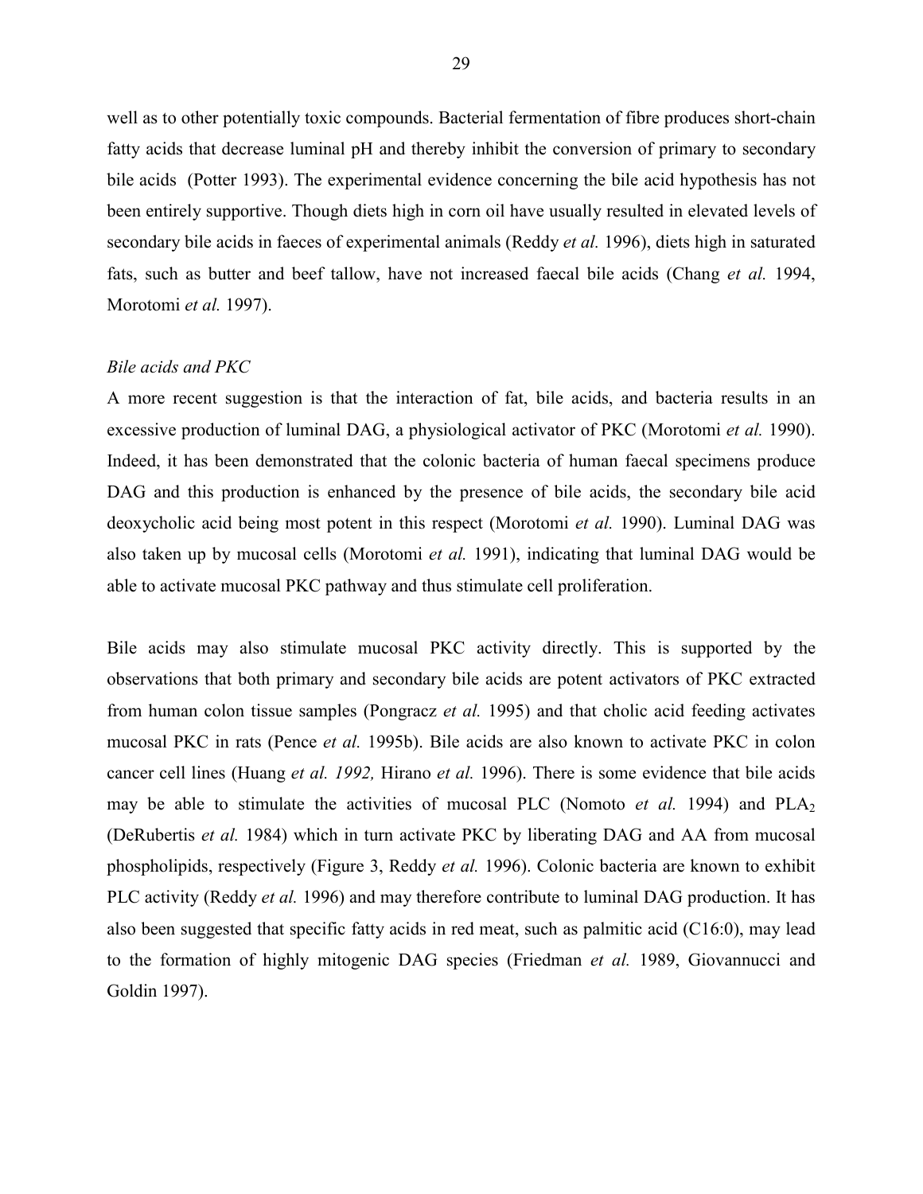well as to other potentially toxic compounds. Bacterial fermentation of fibre produces short-chain fatty acids that decrease luminal pH and thereby inhibit the conversion of primary to secondary bile acids (Potter 1993). The experimental evidence concerning the bile acid hypothesis has not been entirely supportive. Though diets high in corn oil have usually resulted in elevated levels of secondary bile acids in faeces of experimental animals (Reddy *et al.* 1996), diets high in saturated fats, such as butter and beef tallow, have not increased faecal bile acids (Chang *et al.* 1994, Morotomi *et al.* 1997).

*Bile acids and PKC*

A more recent suggestion is that the interaction of fat, bile acids, and bacteria results in an excessive production of luminal DAG, a physiological activator of PKC (Morotomi *et al.* 1990). Indeed, it has been demonstrated that the colonic bacteria of human faecal specimens produce DAG and this production is enhanced by the presence of bile acids, the secondary bile acid deoxycholic acid being most potent in this respect (Morotomi *et al.* 1990). Luminal DAG was also taken up by mucosal cells (Morotomi *et al.* 1991), indicating that luminal DAG would be able to activate mucosal PKC pathway and thus stimulate cell proliferation.

Bile acids may also stimulate mucosal PKC activity directly. This is supported by the observations that both primary and secondary bile acids are potent activators of PKC extracted from human colon tissue samples (Pongracz *et al.* 1995) and that cholic acid feeding activates mucosal PKC in rats (Pence *et al.* 1995b). Bile acids are also known to activate PKC in colon cancer cell lines (Huang *et al. 1992,* Hirano *et al.* 1996). There is some evidence that bile acids may be able to stimulate the activities of mucosal PLC (Nomoto *et al.* 1994) and $PLA_2$ (DeRubertis *et al.* 1984) which in turn activate PKC by liberating DAG and AA from mucosal phospholipids, respectively (Figure 3, Reddy *et al.* 1996). Colonic bacteria are known to exhibit PLC activity (Reddy *et al.* 1996) and may therefore contribute to luminal DAG production. It has also been suggested that specific fatty acids in red meat, such as palmitic acid (C16:0), may lead to the formation of highly mitogenic DAG species (Friedman *et al.* 1989, Giovannucci and Goldin 1997).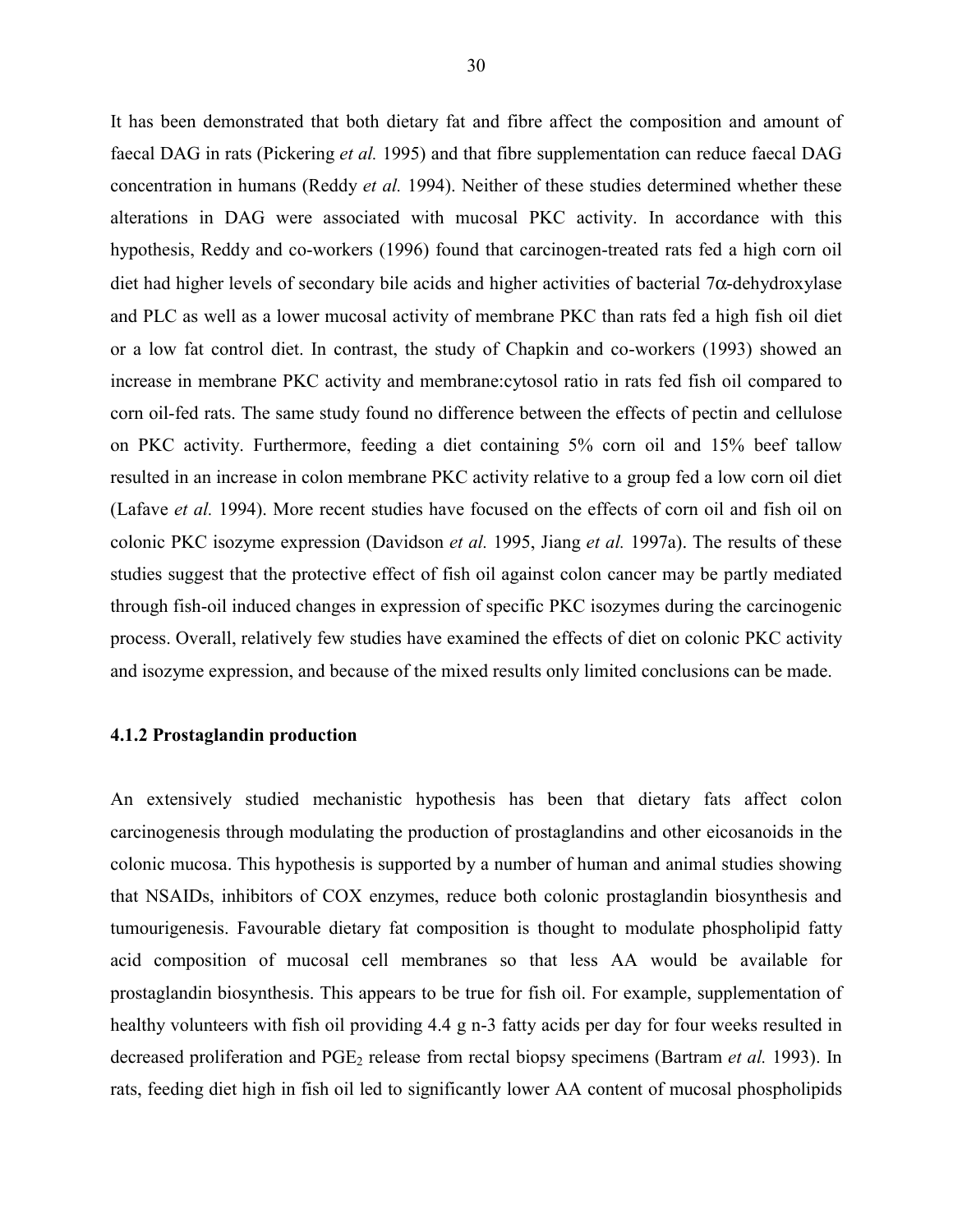It has been demonstrated that both dietary fat and fibre affect the composition and amount of faecal DAG in rats (Pickering *et al.* 1995) and that fibre supplementation can reduce faecal DAG concentration in humans (Reddy *et al.* 1994). Neither of these studies determined whether these alterations in DAG were associated with mucosal PKC activity. In accordance with this hypothesis, Reddy and co-workers (1996) found that carcinogen-treated rats fed a high corn oil diet had higher levels of secondary bile acids and higher activities of bacterial 7$\alpha$-dehydroxylase and PLC as well as a lower mucosal activity of membrane PKC than rats fed a high fish oil diet or a low fat control diet. In contrast, the study of Chapkin and co-workers (1993) showed an increase in membrane PKC activity and membrane:cytosol ratio in rats fed fish oil compared to corn oil-fed rats. The same study found no difference between the effects of pectin and cellulose on PKC activity. Furthermore, feeding a diet containing 5% corn oil and 15% beef tallow resulted in an increase in colon membrane PKC activity relative to a group fed a low corn oil diet (Lafave *et al.* 1994). More recent studies have focused on the effects of corn oil and fish oil on colonic PKC isozyme expression (Davidson *et al.* 1995, Jiang *et al.* 1997a). The results of these studies suggest that the protective effect of fish oil against colon cancer may be partly mediated through fish-oil induced changes in expression of specific PKC isozymes during the carcinogenic process. Overall, relatively few studies have examined the effects of diet on colonic PKC activity and isozyme expression, and because of the mixed results only limited conclusions can be made.

### 4.1.2 Prostaglandin production

An extensively studied mechanistic hypothesis has been that dietary fats affect colon carcinogenesis through modulating the production of prostaglandins and other eicosanoids in the colonic mucosa. This hypothesis is supported by a number of human and animal studies showing that NSAIDs, inhibitors of COX enzymes, reduce both colonic prostaglandin biosynthesis and tumourigenesis. Favourable dietary fat composition is thought to modulate phospholipid fatty acid composition of mucosal cell membranes so that less AA would be available for prostaglandin biosynthesis. This appears to be true for fish oil. For example, supplementation of healthy volunteers with fish oil providing 4.4 g n-3 fatty acids per day for four weeks resulted in decreased proliferation and $PGE_2$ release from rectal biopsy specimens (Bartram *et al.* 1993). In rats, feeding diet high in fish oil led to significantly lower AA content of mucosal phospholipids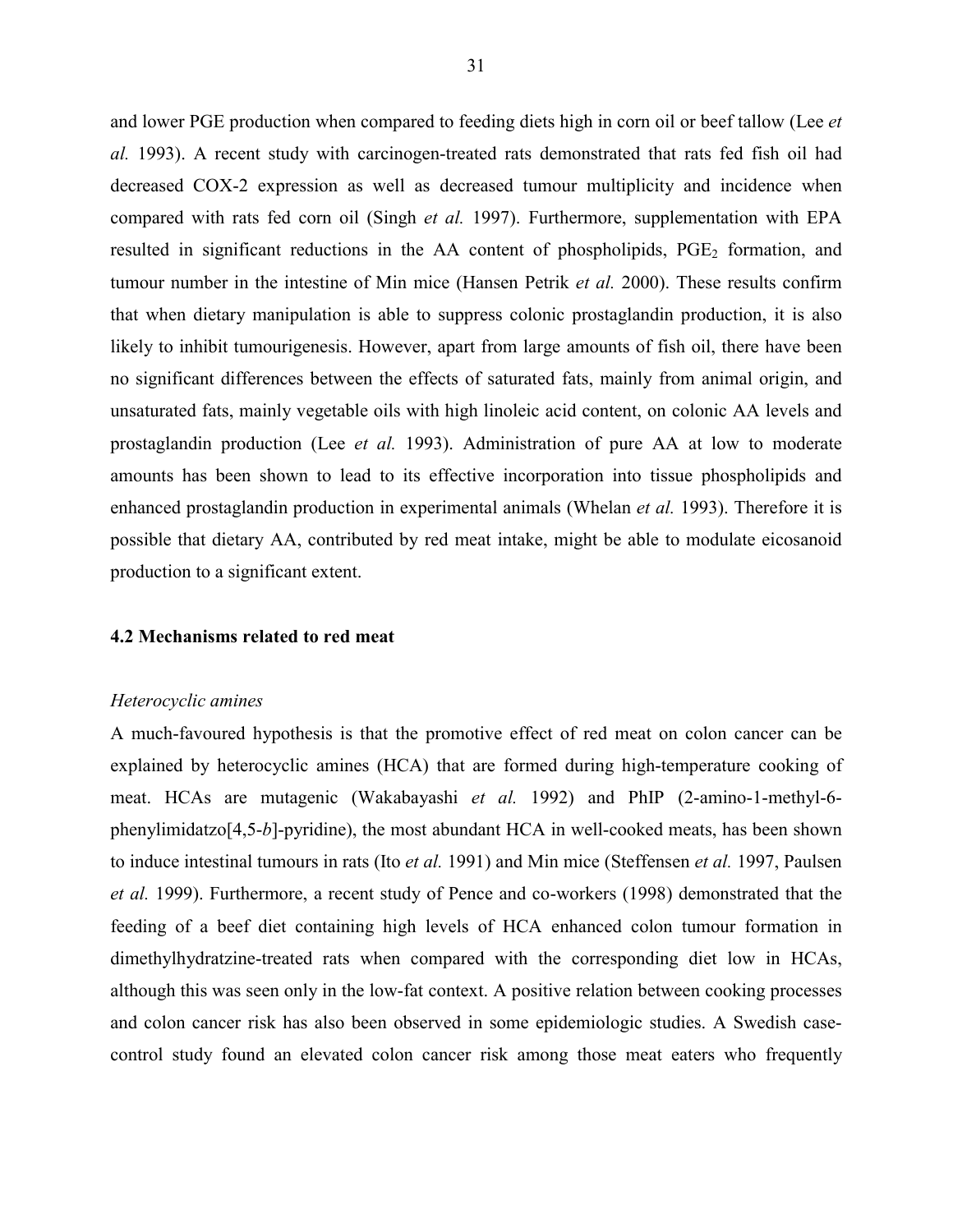and lower PGE production when compared to feeding diets high in corn oil or beef tallow (Lee *et al.* 1993). A recent study with carcinogen-treated rats demonstrated that rats fed fish oil had decreased COX-2 expression as well as decreased tumour multiplicity and incidence when compared with rats fed corn oil (Singh *et al.* 1997). Furthermore, supplementation with EPA resulted in significant reductions in the AA content of phospholipids, $PGE_2$ formation, and tumour number in the intestine of Min mice (Hansen Petrik *et al.* 2000). These results confirm that when dietary manipulation is able to suppress colonic prostaglandin production, it is also likely to inhibit tumourigenesis. However, apart from large amounts of fish oil, there have been no significant differences between the effects of saturated fats, mainly from animal origin, and unsaturated fats, mainly vegetable oils with high linoleic acid content, on colonic AA levels and prostaglandin production (Lee *et al.* 1993). Administration of pure AA at low to moderate amounts has been shown to lead to its effective incorporation into tissue phospholipids and enhanced prostaglandin production in experimental animals (Whelan *et al.* 1993). Therefore it is possible that dietary AA, contributed by red meat intake, might be able to modulate eicosanoid production to a significant extent.

### 4.2 Mechanisms related to red meat

*Heterocyclic amines*

A much-favoured hypothesis is that the promotive effect of red meat on colon cancer can be explained by heterocyclic amines (HCA) that are formed during high-temperature cooking of meat. HCAs are mutagenic (Wakabayashi *et al.* 1992) and PhIP (2-amino-1-methyl-6-phenylimidatzo[4,5-*b*]-pyridine), the most abundant HCA in well-cooked meats, has been shown to induce intestinal tumours in rats (Ito *et al.* 1991) and Min mice (Steffensen *et al.* 1997, Paulsen *et al.* 1999). Furthermore, a recent study of Pence and co-workers (1998) demonstrated that the feeding of a beef diet containing high levels of HCA enhanced colon tumour formation in dimethylhydratzine-treated rats when compared with the corresponding diet low in HCAs, although this was seen only in the low-fat context. A positive relation between cooking processes and colon cancer risk has also been observed in some epidemiologic studies. A Swedish case-control study found an elevated colon cancer risk among those meat eaters who frequently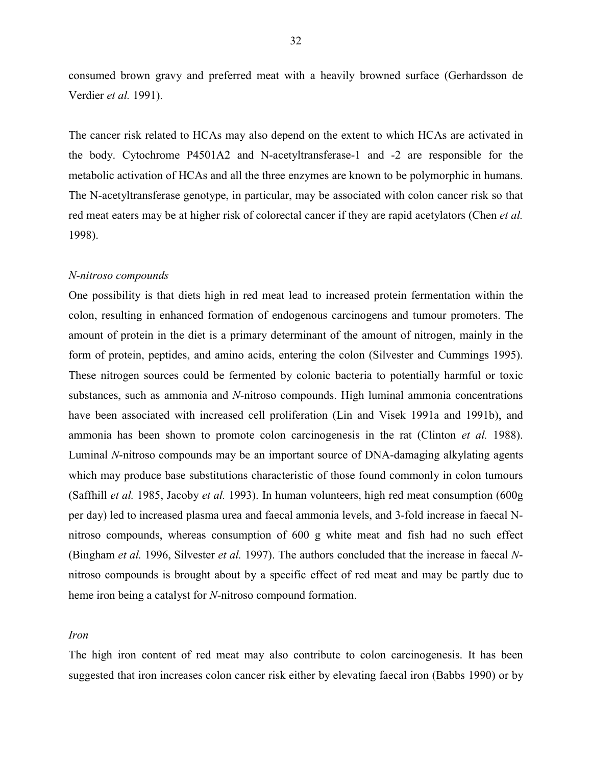consumed brown gravy and preferred meat with a heavily browned surface (Gerhardsson de Verdier *et al.* 1991).

The cancer risk related to HCAs may also depend on the extent to which HCAs are activated in the body. Cytochrome P4501A2 and N-acetyltransferase-1 and -2 are responsible for the metabolic activation of HCAs and all the three enzymes are known to be polymorphic in humans. The N-acetyltransferase genotype, in particular, may be associated with colon cancer risk so that red meat eaters may be at higher risk of colorectal cancer if they are rapid acetylators (Chen *et al.* 1998).

*N-nitroso compounds*

One possibility is that diets high in red meat lead to increased protein fermentation within the colon, resulting in enhanced formation of endogenous carcinogens and tumour promoters. The amount of protein in the diet is a primary determinant of the amount of nitrogen, mainly in the form of protein, peptides, and amino acids, entering the colon (Silvester and Cummings 1995). These nitrogen sources could be fermented by colonic bacteria to potentially harmful or toxic substances, such as ammonia and *N*-nitroso compounds. High luminal ammonia concentrations have been associated with increased cell proliferation (Lin and Visek 1991a and 1991b), and ammonia has been shown to promote colon carcinogenesis in the rat (Clinton *et al.* 1988). Luminal *N*-nitroso compounds may be an important source of DNA-damaging alkylating agents which may produce base substitutions characteristic of those found commonly in colon tumours (Saffhill *et al.* 1985, Jacoby *et al.* 1993). In human volunteers, high red meat consumption (600g per day) led to increased plasma urea and faecal ammonia levels, and 3-fold increase in faecal N-nitroso compounds, whereas consumption of 600 g white meat and fish had no such effect (Bingham *et al.* 1996, Silvester *et al.* 1997). The authors concluded that the increase in faecal *N*-nitroso compounds is brought about by a specific effect of red meat and may be partly due to heme iron being a catalyst for *N*-nitroso compound formation.

*Iron*

The high iron content of red meat may also contribute to colon carcinogenesis. It has been suggested that iron increases colon cancer risk either by elevating faecal iron (Babbs 1990) or by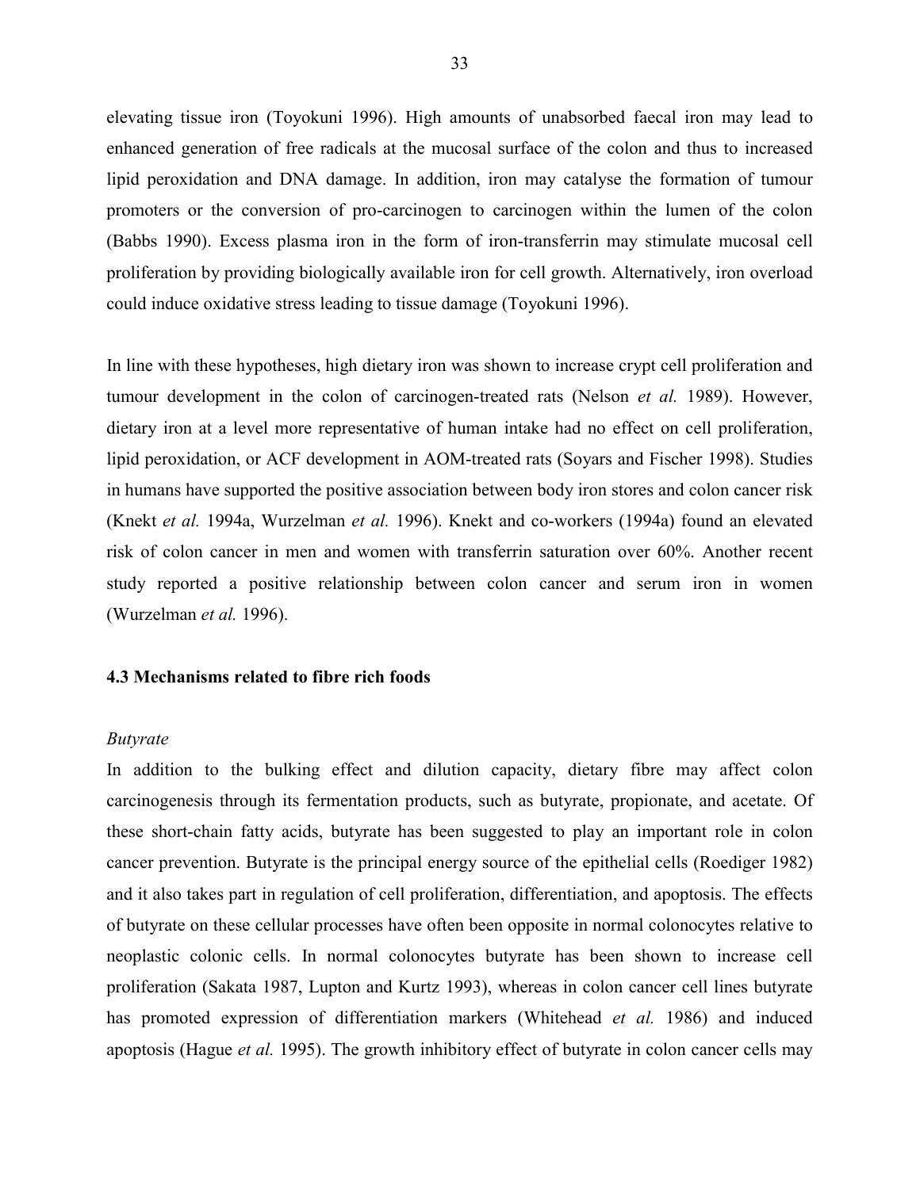elevating tissue iron (Toyokuni 1996). High amounts of unabsorbed faecal iron may lead to enhanced generation of free radicals at the mucosal surface of the colon and thus to increased lipid peroxidation and DNA damage. In addition, iron may catalyse the formation of tumour promoters or the conversion of pro-carcinogen to carcinogen within the lumen of the colon (Babbs 1990). Excess plasma iron in the form of iron-transferrin may stimulate mucosal cell proliferation by providing biologically available iron for cell growth. Alternatively, iron overload could induce oxidative stress leading to tissue damage (Toyokuni 1996).

In line with these hypotheses, high dietary iron was shown to increase crypt cell proliferation and tumour development in the colon of carcinogen-treated rats (Nelson *et al.* 1989). However, dietary iron at a level more representative of human intake had no effect on cell proliferation, lipid peroxidation, or ACF development in AOM-treated rats (Soyars and Fischer 1998). Studies in humans have supported the positive association between body iron stores and colon cancer risk (Knekt *et al.* 1994a, Wurzelman *et al.* 1996). Knekt and co-workers (1994a) found an elevated risk of colon cancer in men and women with transferrin saturation over 60%. Another recent study reported a positive relationship between colon cancer and serum iron in women (Wurzelman *et al.* 1996).

### 4.3 Mechanisms related to fibre rich foods

*Butyrate*

In addition to the bulking effect and dilution capacity, dietary fibre may affect colon carcinogenesis through its fermentation products, such as butyrate, propionate, and acetate. Of these short-chain fatty acids, butyrate has been suggested to play an important role in colon cancer prevention. Butyrate is the principal energy source of the epithelial cells (Roediger 1982) and it also takes part in regulation of cell proliferation, differentiation, and apoptosis. The effects of butyrate on these cellular processes have often been opposite in normal colonocytes relative to neoplastic colonic cells. In normal colonocytes butyrate has been shown to increase cell proliferation (Sakata 1987, Lupton and Kurtz 1993), whereas in colon cancer cell lines butyrate has promoted expression of differentiation markers (Whitehead *et al.* 1986) and induced apoptosis (Hague *et al.* 1995). The growth inhibitory effect of butyrate in colon cancer cells may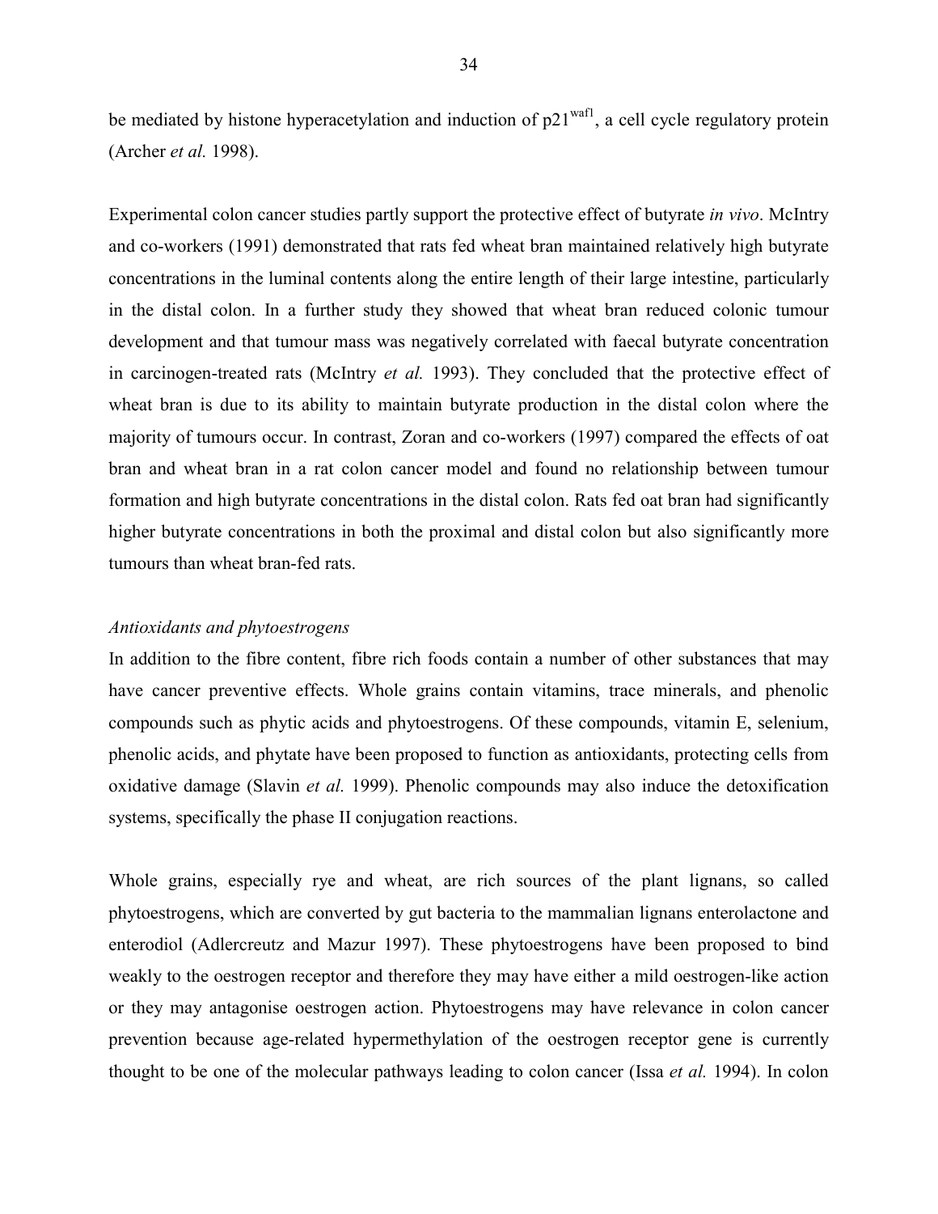be mediated by histone hyperacetylation and induction of $p21^{waf1}$, a cell cycle regulatory protein (Archer *et al.* 1998).

Experimental colon cancer studies partly support the protective effect of butyrate *in vivo*. McIntry and co-workers (1991) demonstrated that rats fed wheat bran maintained relatively high butyrate concentrations in the luminal contents along the entire length of their large intestine, particularly in the distal colon. In a further study they showed that wheat bran reduced colonic tumour development and that tumour mass was negatively correlated with faecal butyrate concentration in carcinogen-treated rats (McIntry *et al.* 1993). They concluded that the protective effect of wheat bran is due to its ability to maintain butyrate production in the distal colon where the majority of tumours occur. In contrast, Zoran and co-workers (1997) compared the effects of oat bran and wheat bran in a rat colon cancer model and found no relationship between tumour formation and high butyrate concentrations in the distal colon. Rats fed oat bran had significantly higher butyrate concentrations in both the proximal and distal colon but also significantly more tumours than wheat bran-fed rats.

*Antioxidants and phytoestrogens*

In addition to the fibre content, fibre rich foods contain a number of other substances that may have cancer preventive effects. Whole grains contain vitamins, trace minerals, and phenolic compounds such as phytic acids and phytoestrogens. Of these compounds, vitamin E, selenium, phenolic acids, and phytate have been proposed to function as antioxidants, protecting cells from oxidative damage (Slavin *et al.* 1999). Phenolic compounds may also induce the detoxification systems, specifically the phase II conjugation reactions.

Whole grains, especially rye and wheat, are rich sources of the plant lignans, so called phytoestrogens, which are converted by gut bacteria to the mammalian lignans enterolactone and enterodiol (Adlercreutz and Mazur 1997). These phytoestrogens have been proposed to bind weakly to the oestrogen receptor and therefore they may have either a mild oestrogen-like action or they may antagonise oestrogen action. Phytoestrogens may have relevance in colon cancer prevention because age-related hypermethylation of the oestrogen receptor gene is currently thought to be one of the molecular pathways leading to colon cancer (Issa *et al.* 1994). In colon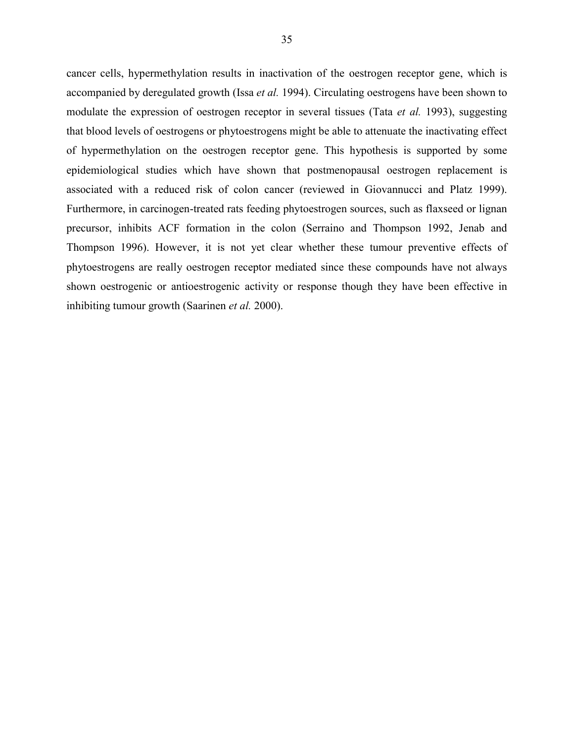cancer cells, hypermethylation results in inactivation of the oestrogen receptor gene, which is accompanied by deregulated growth (Issa *et al.* 1994). Circulating oestrogens have been shown to modulate the expression of oestrogen receptor in several tissues (Tata *et al.* 1993), suggesting that blood levels of oestrogens or phytoestrogens might be able to attenuate the inactivating effect of hypermethylation on the oestrogen receptor gene. This hypothesis is supported by some epidemiological studies which have shown that postmenopausal oestrogen replacement is associated with a reduced risk of colon cancer (reviewed in Giovannucci and Platz 1999). Furthermore, in carcinogen-treated rats feeding phytoestrogen sources, such as flaxseed or lignan precursor, inhibits ACF formation in the colon (Serraino and Thompson 1992, Jenab and Thompson 1996). However, it is not yet clear whether these tumour preventive effects of phytoestrogens are really oestrogen receptor mediated since these compounds have not always shown oestrogenic or antioestrogenic activity or response though they have been effective in inhibiting tumour growth (Saarinen *et al.* 2000).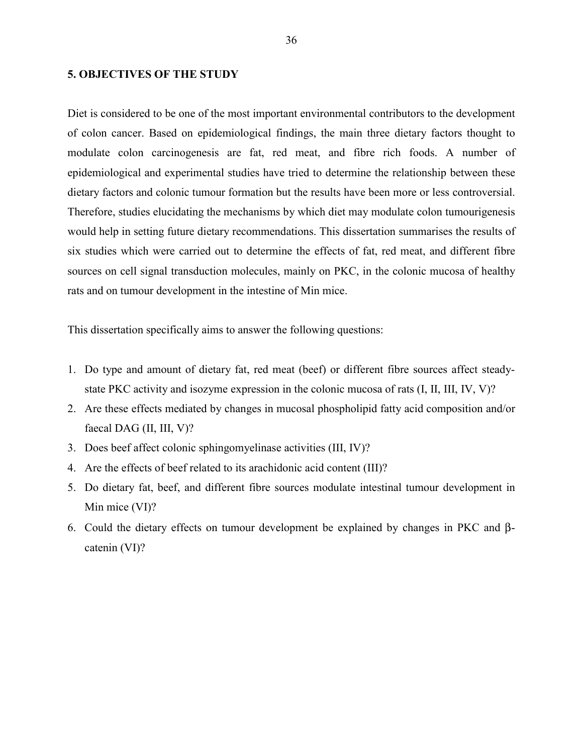## 5. OBJECTIVES OF THE STUDY

Diet is considered to be one of the most important environmental contributors to the development of colon cancer. Based on epidemiological findings, the main three dietary factors thought to modulate colon carcinogenesis are fat, red meat, and fibre rich foods. A number of epidemiological and experimental studies have tried to determine the relationship between these dietary factors and colonic tumour formation but the results have been more or less controversial. Therefore, studies elucidating the mechanisms by which diet may modulate colon tumourigenesis would help in setting future dietary recommendations. This dissertation summarises the results of six studies which were carried out to determine the effects of fat, red meat, and different fibre sources on cell signal transduction molecules, mainly on PKC, in the colonic mucosa of healthy rats and on tumour development in the intestine of Min mice.

This dissertation specifically aims to answer the following questions:

1. Do type and amount of dietary fat, red meat (beef) or different fibre sources affect steady-state PKC activity and isozyme expression in the colonic mucosa of rats (I, II, III, IV, V)?
2. Are these effects mediated by changes in mucosal phospholipid fatty acid composition and/or faecal DAG (II, III, V)?
3. Does beef affect colonic sphingomyelinase activities (III, IV)?
4. Are the effects of beef related to its arachidonic acid content (III)?
5. Do dietary fat, beef, and different fibre sources modulate intestinal tumour development in Min mice (VI)?
6. Could the dietary effects on tumour development be explained by changes in PKC and β-catenin (VI)?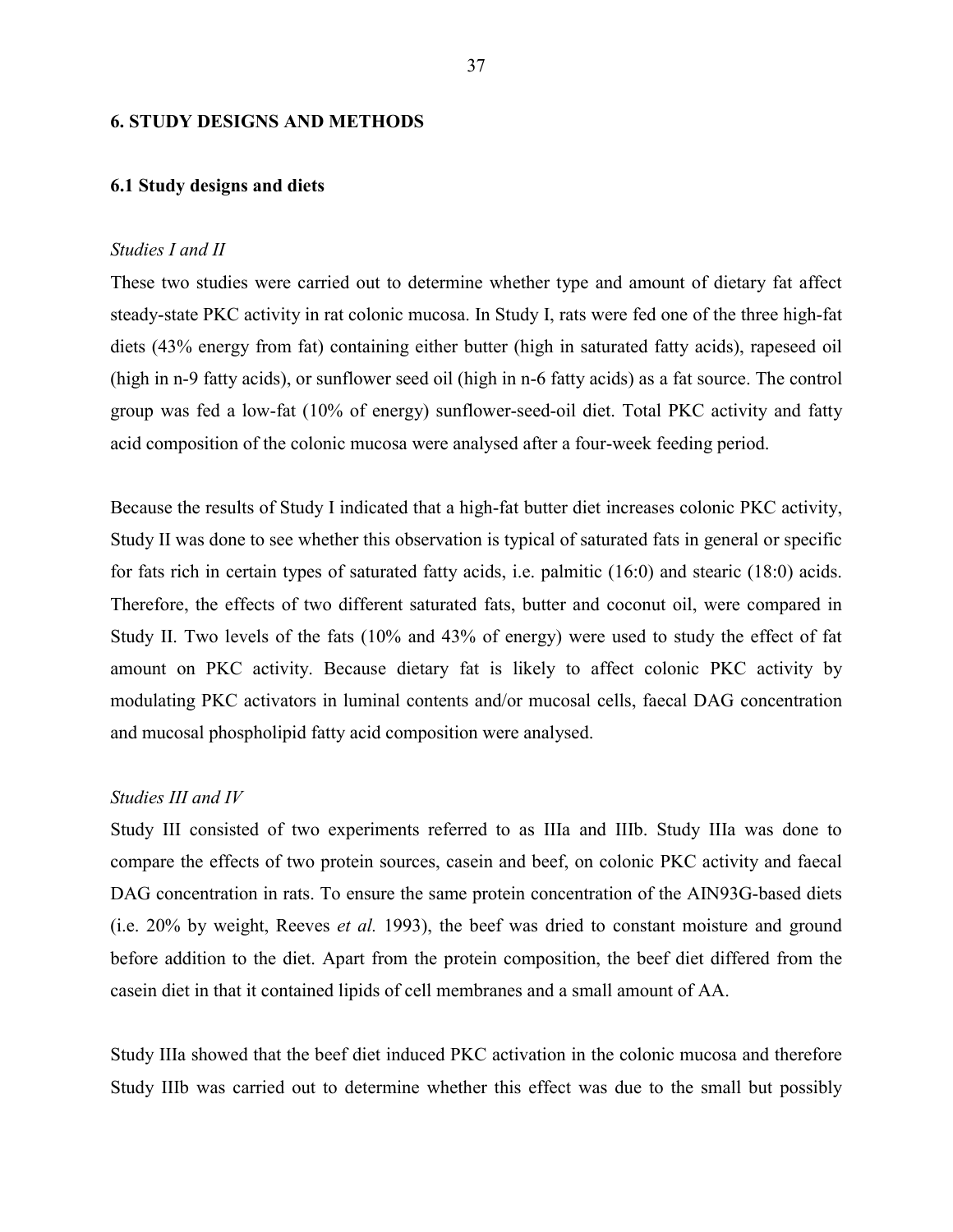## 6. STUDY DESIGNS AND METHODS

### 6.1 Study designs and diets

*Studies I and II*

These two studies were carried out to determine whether type and amount of dietary fat affect steady-state PKC activity in rat colonic mucosa. In Study I, rats were fed one of the three high-fat diets (43% energy from fat) containing either butter (high in saturated fatty acids), rapeseed oil (high in n-9 fatty acids), or sunflower seed oil (high in n-6 fatty acids) as a fat source. The control group was fed a low-fat (10% of energy) sunflower-seed-oil diet. Total PKC activity and fatty acid composition of the colonic mucosa were analysed after a four-week feeding period.

Because the results of Study I indicated that a high-fat butter diet increases colonic PKC activity, Study II was done to see whether this observation is typical of saturated fats in general or specific for fats rich in certain types of saturated fatty acids, i.e. palmitic (16:0) and stearic (18:0) acids. Therefore, the effects of two different saturated fats, butter and coconut oil, were compared in Study II. Two levels of the fats (10% and 43% of energy) were used to study the effect of fat amount on PKC activity. Because dietary fat is likely to affect colonic PKC activity by modulating PKC activators in luminal contents and/or mucosal cells, faecal DAG concentration and mucosal phospholipid fatty acid composition were analysed.

*Studies III and IV*

Study III consisted of two experiments referred to as IIIa and IIIb. Study IIIa was done to compare the effects of two protein sources, casein and beef, on colonic PKC activity and faecal DAG concentration in rats. To ensure the same protein concentration of the AIN93G-based diets (i.e. 20% by weight, Reeves *et al.* 1993), the beef was dried to constant moisture and ground before addition to the diet. Apart from the protein composition, the beef diet differed from the casein diet in that it contained lipids of cell membranes and a small amount of AA.

Study IIIa showed that the beef diet induced PKC activation in the colonic mucosa and therefore Study IIIb was carried out to determine whether this effect was due to the small but possibly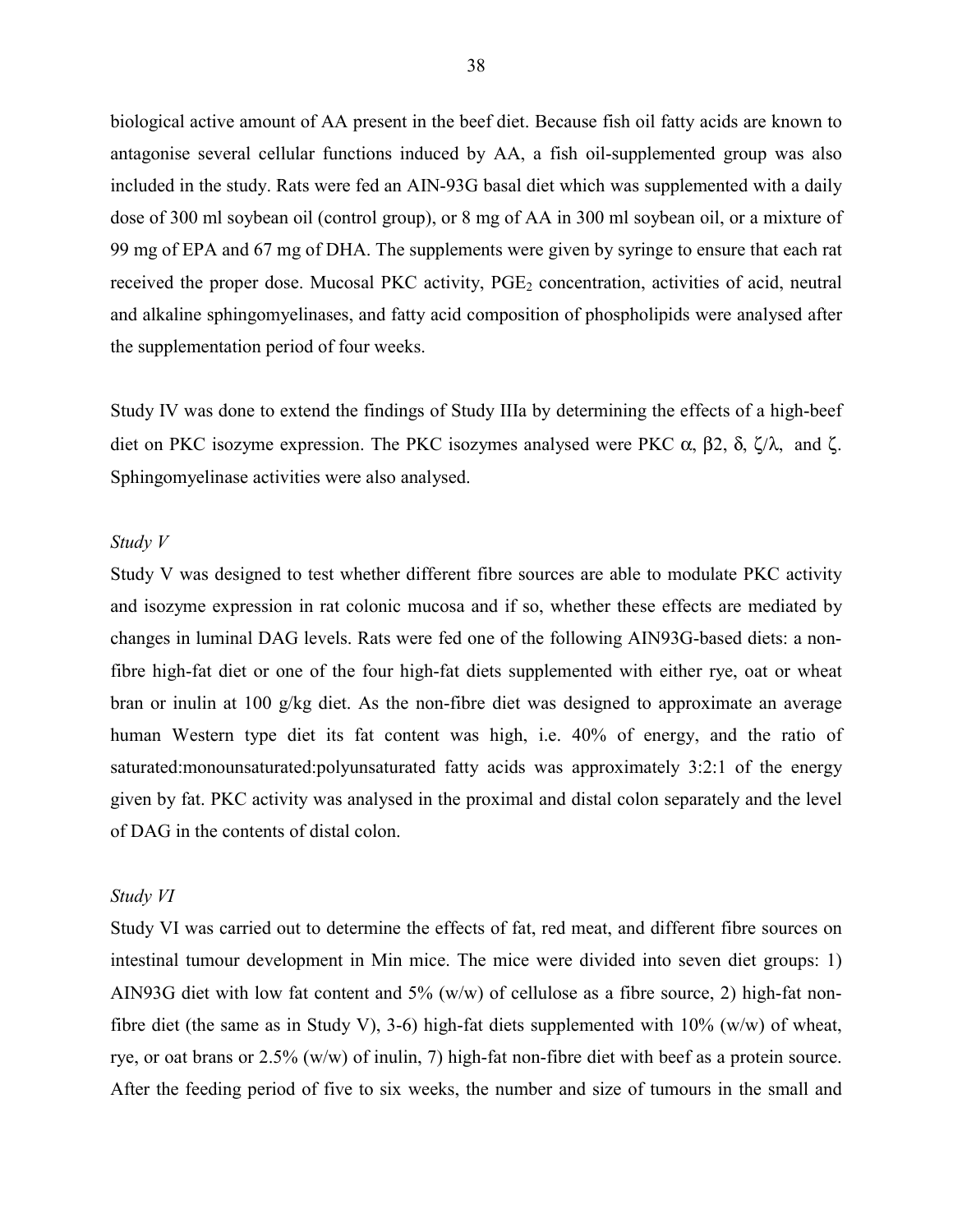biological active amount of AA present in the beef diet. Because fish oil fatty acids are known to antagonise several cellular functions induced by AA, a fish oil-supplemented group was also included in the study. Rats were fed an AIN-93G basal diet which was supplemented with a daily dose of 300 ml soybean oil (control group), or 8 mg of AA in 300 ml soybean oil, or a mixture of 99 mg of EPA and 67 mg of DHA. The supplements were given by syringe to ensure that each rat received the proper dose. Mucosal PKC activity, $PGE_2$ concentration, activities of acid, neutral and alkaline sphingomyelinases, and fatty acid composition of phospholipids were analysed after the supplementation period of four weeks.

Study IV was done to extend the findings of Study IIIa by determining the effects of a high-beef diet on PKC isozyme expression. The PKC isozymes analysed were PKC $\alpha$, $\beta$2, $\delta$, $\zeta/\lambda$, and $\zeta$. Sphingomyelinase activities were also analysed.

*Study V*

Study V was designed to test whether different fibre sources are able to modulate PKC activity and isozyme expression in rat colonic mucosa and if so, whether these effects are mediated by changes in luminal DAG levels. Rats were fed one of the following AIN93G-based diets: a non-fibre high-fat diet or one of the four high-fat diets supplemented with either rye, oat or wheat bran or inulin at 100 g/kg diet. As the non-fibre diet was designed to approximate an average human Western type diet its fat content was high, i.e. 40% of energy, and the ratio of saturated:monounsaturated:polyunsaturated fatty acids was approximately 3:2:1 of the energy given by fat. PKC activity was analysed in the proximal and distal colon separately and the level of DAG in the contents of distal colon.

*Study VI*

Study VI was carried out to determine the effects of fat, red meat, and different fibre sources on intestinal tumour development in Min mice. The mice were divided into seven diet groups: 1) AIN93G diet with low fat content and 5% (w/w) of cellulose as a fibre source, 2) high-fat non-fibre diet (the same as in Study V), 3-6) high-fat diets supplemented with 10% (w/w) of wheat, rye, or oat brans or 2.5% (w/w) of inulin, 7) high-fat non-fibre diet with beef as a protein source. After the feeding period of five to six weeks, the number and size of tumours in the small and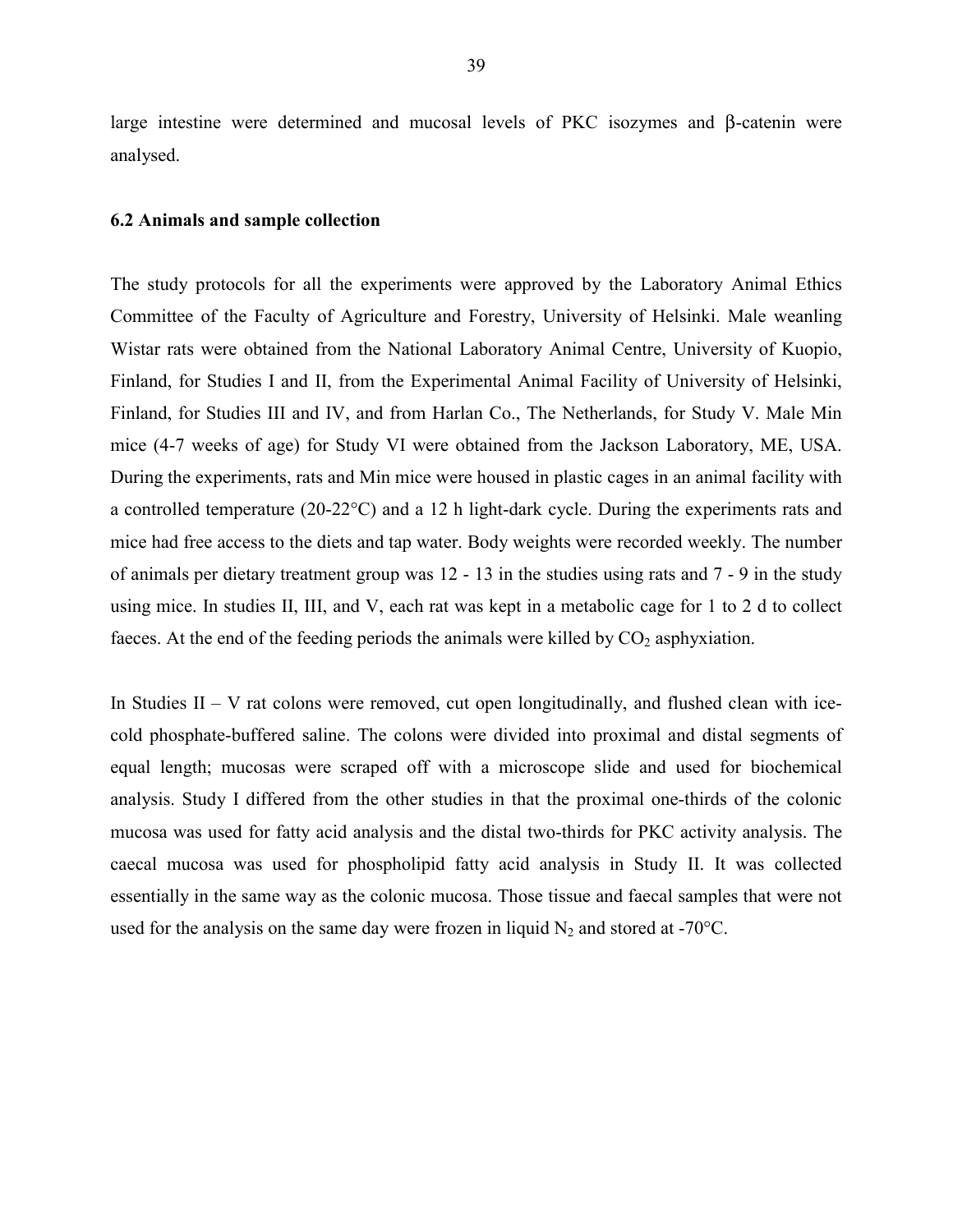large intestine were determined and mucosal levels of PKC isozymes and β-catenin were analysed.

### 6.2 Animals and sample collection

The study protocols for all the experiments were approved by the Laboratory Animal Ethics Committee of the Faculty of Agriculture and Forestry, University of Helsinki. Male weanling Wistar rats were obtained from the National Laboratory Animal Centre, University of Kuopio, Finland, for Studies I and II, from the Experimental Animal Facility of University of Helsinki, Finland, for Studies III and IV, and from Harlan Co., The Netherlands, for Study V. Male Min mice (4-7 weeks of age) for Study VI were obtained from the Jackson Laboratory, ME, USA. During the experiments, rats and Min mice were housed in plastic cages in an animal facility with a controlled temperature (20-22°C) and a 12 h light-dark cycle. During the experiments rats and mice had free access to the diets and tap water. Body weights were recorded weekly. The number of animals per dietary treatment group was 12 - 13 in the studies using rats and 7 - 9 in the study using mice. In studies II, III, and V, each rat was kept in a metabolic cage for 1 to 2 d to collect faeces. At the end of the feeding periods the animals were killed by $CO_2$ asphyxiation.

In Studies II – V rat colons were removed, cut open longitudinally, and flushed clean with ice-cold phosphate-buffered saline. The colons were divided into proximal and distal segments of equal length; mucosas were scraped off with a microscope slide and used for biochemical analysis. Study I differed from the other studies in that the proximal one-thirds of the colonic mucosa was used for fatty acid analysis and the distal two-thirds for PKC activity analysis. The caecal mucosa was used for phospholipid fatty acid analysis in Study II. It was collected essentially in the same way as the colonic mucosa. Those tissue and faecal samples that were not used for the analysis on the same day were frozen in liquid $N_2$ and stored at -70°C.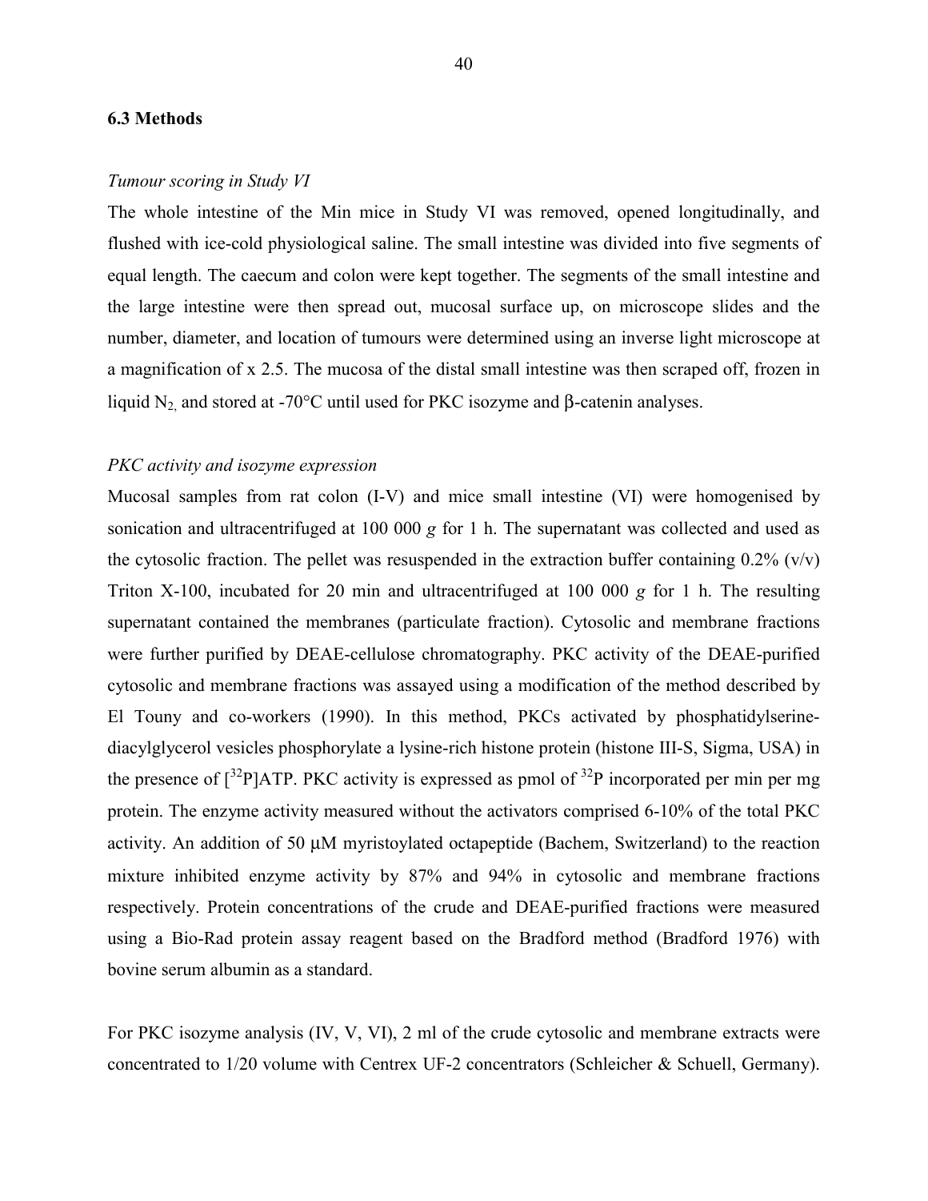### 6.3 Methods

*Tumour scoring in Study VI*

The whole intestine of the Min mice in Study VI was removed, opened longitudinally, and flushed with ice-cold physiological saline. The small intestine was divided into five segments of equal length. The caecum and colon were kept together. The segments of the small intestine and the large intestine were then spread out, mucosal surface up, on microscope slides and the number, diameter, and location of tumours were determined using an inverse light microscope at a magnification of x 2.5. The mucosa of the distal small intestine was then scraped off, frozen in liquid $N_2$, and stored at -70°C until used for PKC isozyme and β-catenin analyses.

*PKC activity and isozyme expression*

Mucosal samples from rat colon (I-V) and mice small intestine (VI) were homogenised by sonication and ultracentrifuged at 100 000 *g* for 1 h. The supernatant was collected and used as the cytosolic fraction. The pellet was resuspended in the extraction buffer containing 0.2% (v/v) Triton X-100, incubated for 20 min and ultracentrifuged at 100 000 *g* for 1 h. The resulting supernatant contained the membranes (particulate fraction). Cytosolic and membrane fractions were further purified by DEAE-cellulose chromatography. PKC activity of the DEAE-purified cytosolic and membrane fractions was assayed using a modification of the method described by El Touny and co-workers (1990). In this method, PKCs activated by phosphatidylserine-diacylglycerol vesicles phosphorylate a lysine-rich histone protein (histone III-S, Sigma, USA) in the presence of [$^{32}$P]ATP. PKC activity is expressed as pmol of $^{32}$P incorporated per min per mg protein. The enzyme activity measured without the activators comprised 6-10% of the total PKC activity. An addition of 50 µM myristoylated octapeptide (Bachem, Switzerland) to the reaction mixture inhibited enzyme activity by 87% and 94% in cytosolic and membrane fractions respectively. Protein concentrations of the crude and DEAE-purified fractions were measured using a Bio-Rad protein assay reagent based on the Bradford method (Bradford 1976) with bovine serum albumin as a standard.

For PKC isozyme analysis (IV, V, VI), 2 ml of the crude cytosolic and membrane extracts were concentrated to 1/20 volume with Centrex UF-2 concentrators (Schleicher & Schuell, Germany).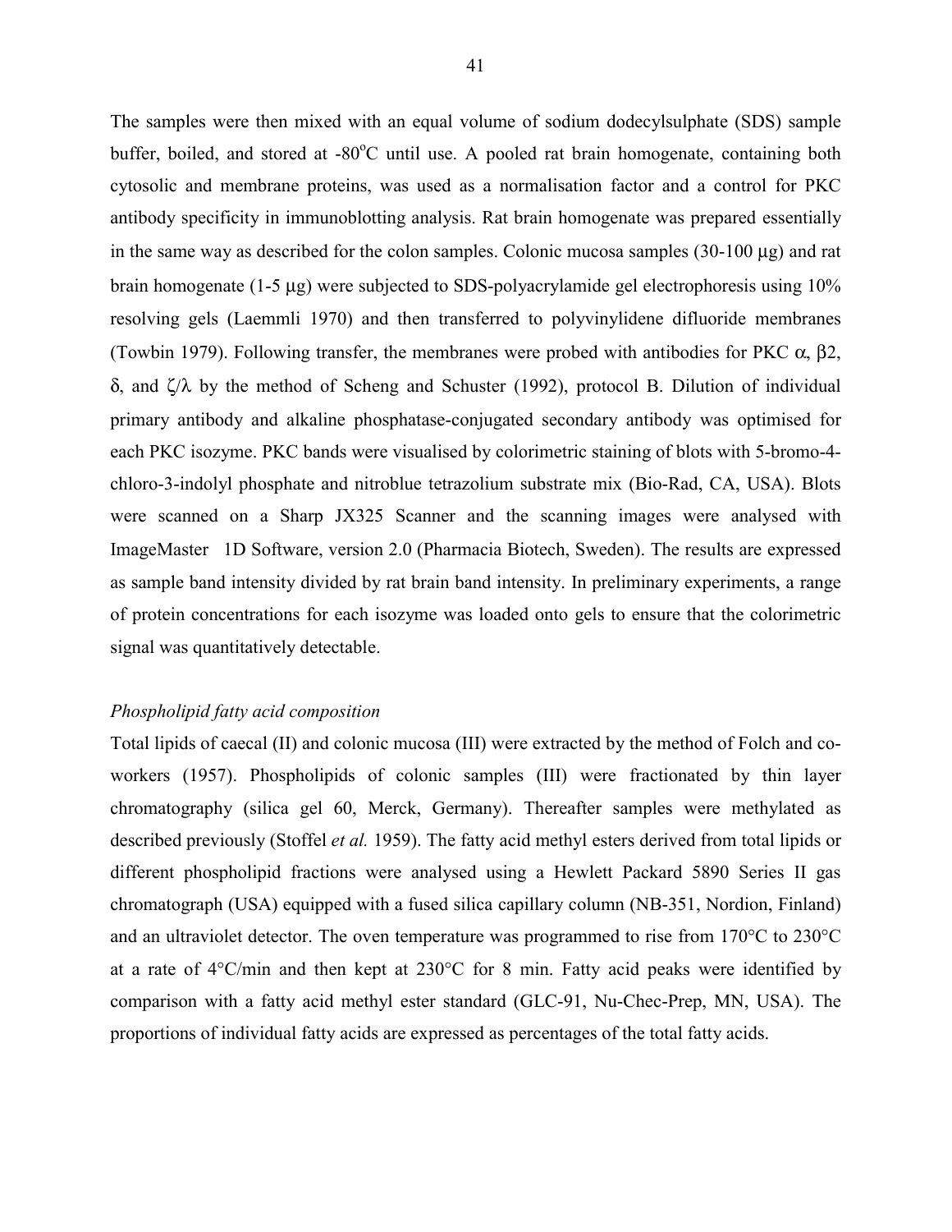The samples were then mixed with an equal volume of sodium dodecylsulphate (SDS) sample buffer, boiled, and stored at -80°C until use. A pooled rat brain homogenate, containing both cytosolic and membrane proteins, was used as a normalisation factor and a control for PKC antibody specificity in immunoblotting analysis. Rat brain homogenate was prepared essentially in the same way as described for the colon samples. Colonic mucosa samples (30-100 µg) and rat brain homogenate (1-5 µg) were subjected to SDS-polyacrylamide gel electrophoresis using 10% resolving gels (Laemmli 1970) and then transferred to polyvinylidene difluoride membranes (Towbin 1979). Following transfer, the membranes were probed with antibodies for PKC α, β2, δ, and ζ/λ by the method of Scheng and Schuster (1992), protocol B. Dilution of individual primary antibody and alkaline phosphatase-conjugated secondary antibody was optimised for each PKC isozyme. PKC bands were visualised by colorimetric staining of blots with 5-bromo-4-chloro-3-indolyl phosphate and nitroblue tetrazolium substrate mix (Bio-Rad, CA, USA). Blots were scanned on a Sharp JX325 Scanner and the scanning images were analysed with ImageMaster 1D Software, version 2.0 (Pharmacia Biotech, Sweden). The results are expressed as sample band intensity divided by rat brain band intensity. In preliminary experiments, a range of protein concentrations for each isozyme was loaded onto gels to ensure that the colorimetric signal was quantitatively detectable.

*Phospholipid fatty acid composition*

Total lipids of caecal (II) and colonic mucosa (III) were extracted by the method of Folch and co-workers (1957). Phospholipids of colonic samples (III) were fractionated by thin layer chromatography (silica gel 60, Merck, Germany). Thereafter samples were methylated as described previously (Stoffel *et al.* 1959). The fatty acid methyl esters derived from total lipids or different phospholipid fractions were analysed using a Hewlett Packard 5890 Series II gas chromatograph (USA) equipped with a fused silica capillary column (NB-351, Nordion, Finland) and an ultraviolet detector. The oven temperature was programmed to rise from 170°C to 230°C at a rate of 4°C/min and then kept at 230°C for 8 min. Fatty acid peaks were identified by comparison with a fatty acid methyl ester standard (GLC-91, Nu-Chec-Prep, MN, USA). The proportions of individual fatty acids are expressed as percentages of the total fatty acids.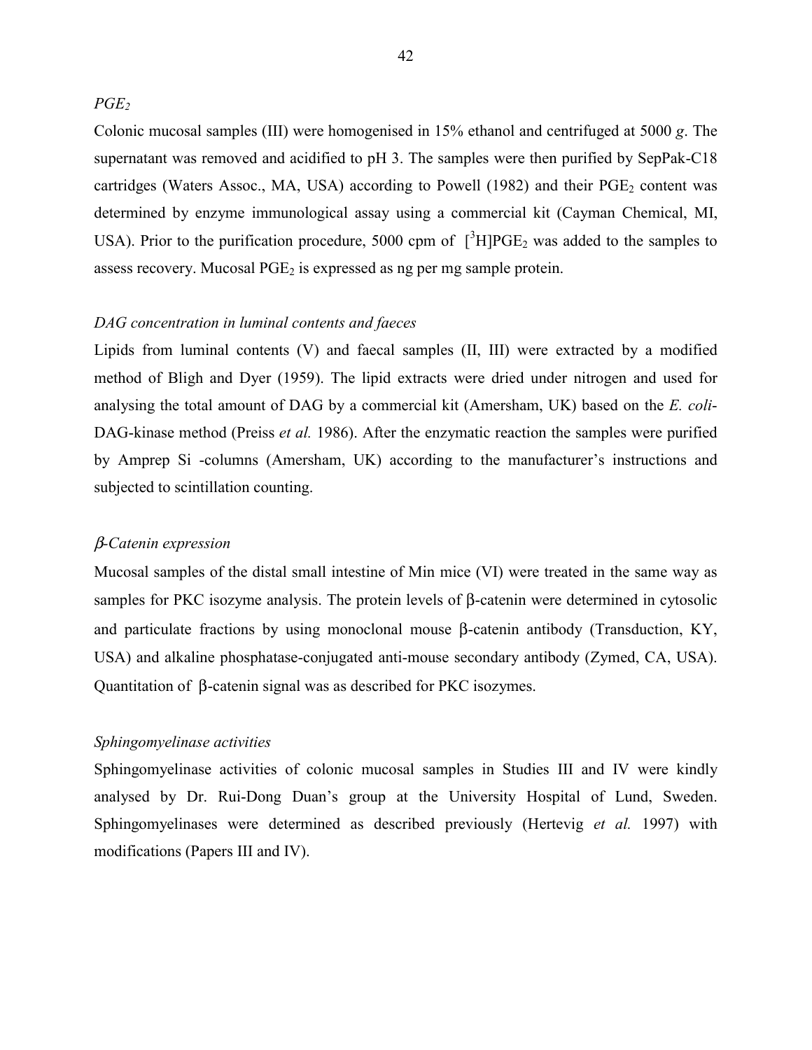### *$PGE_2$*

Colonic mucosal samples (III) were homogenised in 15% ethanol and centrifuged at 5000 *g*. The supernatant was removed and acidified to pH 3. The samples were then purified by SepPak-C18 cartridges (Waters Assoc., MA, USA) according to Powell (1982) and their $PGE_2$ content was determined by enzyme immunological assay using a commercial kit (Cayman Chemical, MI, USA). Prior to the purification procedure, 5000 cpm of $[^3H]PGE_2$ was added to the samples to assess recovery. Mucosal $PGE_2$ is expressed as ng per mg sample protein.

### *DAG concentration in luminal contents and faeces*

Lipids from luminal contents (V) and faecal samples (II, III) were extracted by a modified method of Bligh and Dyer (1959). The lipid extracts were dried under nitrogen and used for analysing the total amount of DAG by a commercial kit (Amersham, UK) based on the *E. coli*-DAG-kinase method (Preiss *et al.* 1986). After the enzymatic reaction the samples were purified by Amprep Si -columns (Amersham, UK) according to the manufacturer's instructions and subjected to scintillation counting.

### *β-Catenin expression*

Mucosal samples of the distal small intestine of Min mice (VI) were treated in the same way as samples for PKC isozyme analysis. The protein levels of β-catenin were determined in cytosolic and particulate fractions by using monoclonal mouse β-catenin antibody (Transduction, KY, USA) and alkaline phosphatase-conjugated anti-mouse secondary antibody (Zymed, CA, USA). Quantitation of β-catenin signal was as described for PKC isozymes.

### *Sphingomyelinase activities*

Sphingomyelinase activities of colonic mucosal samples in Studies III and IV were kindly analysed by Dr. Rui-Dong Duan's group at the University Hospital of Lund, Sweden. Sphingomyelinases were determined as described previously (Hertevig *et al.* 1997) with modifications (Papers III and IV).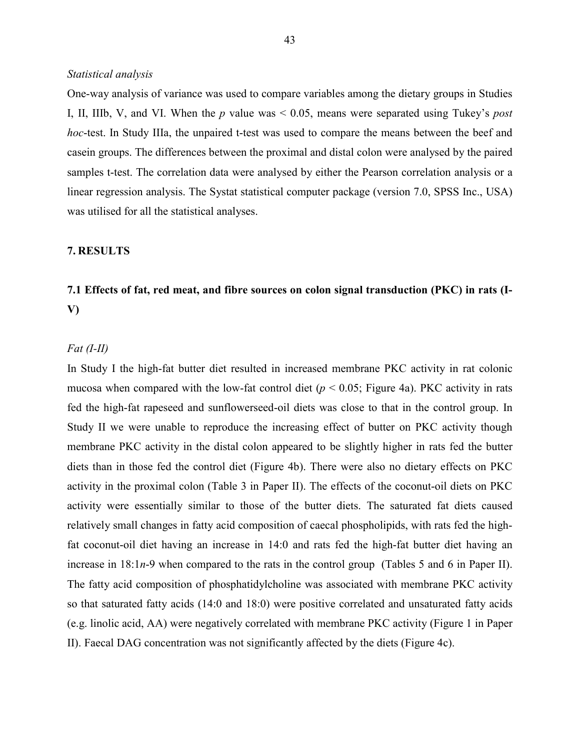*Statistical analysis*

One-way analysis of variance was used to compare variables among the dietary groups in Studies I, II, IIIb, V, and VI. When the *p* value was < 0.05, means were separated using Tukey's *post hoc*-test. In Study IIIa, the unpaired t-test was used to compare the means between the beef and casein groups. The differences between the proximal and distal colon were analysed by the paired samples t-test. The correlation data were analysed by either the Pearson correlation analysis or a linear regression analysis. The Systat statistical computer package (version 7.0, SPSS Inc., USA) was utilised for all the statistical analyses.

# 7. RESULTS

## 7.1 Effects of fat, red meat, and fibre sources on colon signal transduction (PKC) in rats (I-V)

*Fat (I-II)*

In Study I the high-fat butter diet resulted in increased membrane PKC activity in rat colonic mucosa when compared with the low-fat control diet ($p < 0.05$; Figure 4a). PKC activity in rats fed the high-fat rapeseed and sunflowerseed-oil diets was close to that in the control group. In Study II we were unable to reproduce the increasing effect of butter on PKC activity though membrane PKC activity in the distal colon appeared to be slightly higher in rats fed the butter diets than in those fed the control diet (Figure 4b). There were also no dietary effects on PKC activity in the proximal colon (Table 3 in Paper II). The effects of the coconut-oil diets on PKC activity were essentially similar to those of the butter diets. The saturated fat diets caused relatively small changes in fatty acid composition of caecal phospholipids, with rats fed the high-fat coconut-oil diet having an increase in 14:0 and rats fed the high-fat butter diet having an increase in 18:1*n*-9 when compared to the rats in the control group (Tables 5 and 6 in Paper II). The fatty acid composition of phosphatidylcholine was associated with membrane PKC activity so that saturated fatty acids (14:0 and 18:0) were positive correlated and unsaturated fatty acids (e.g. linolic acid, AA) were negatively correlated with membrane PKC activity (Figure 1 in Paper II). Faecal DAG concentration was not significantly affected by the diets (Figure 4c).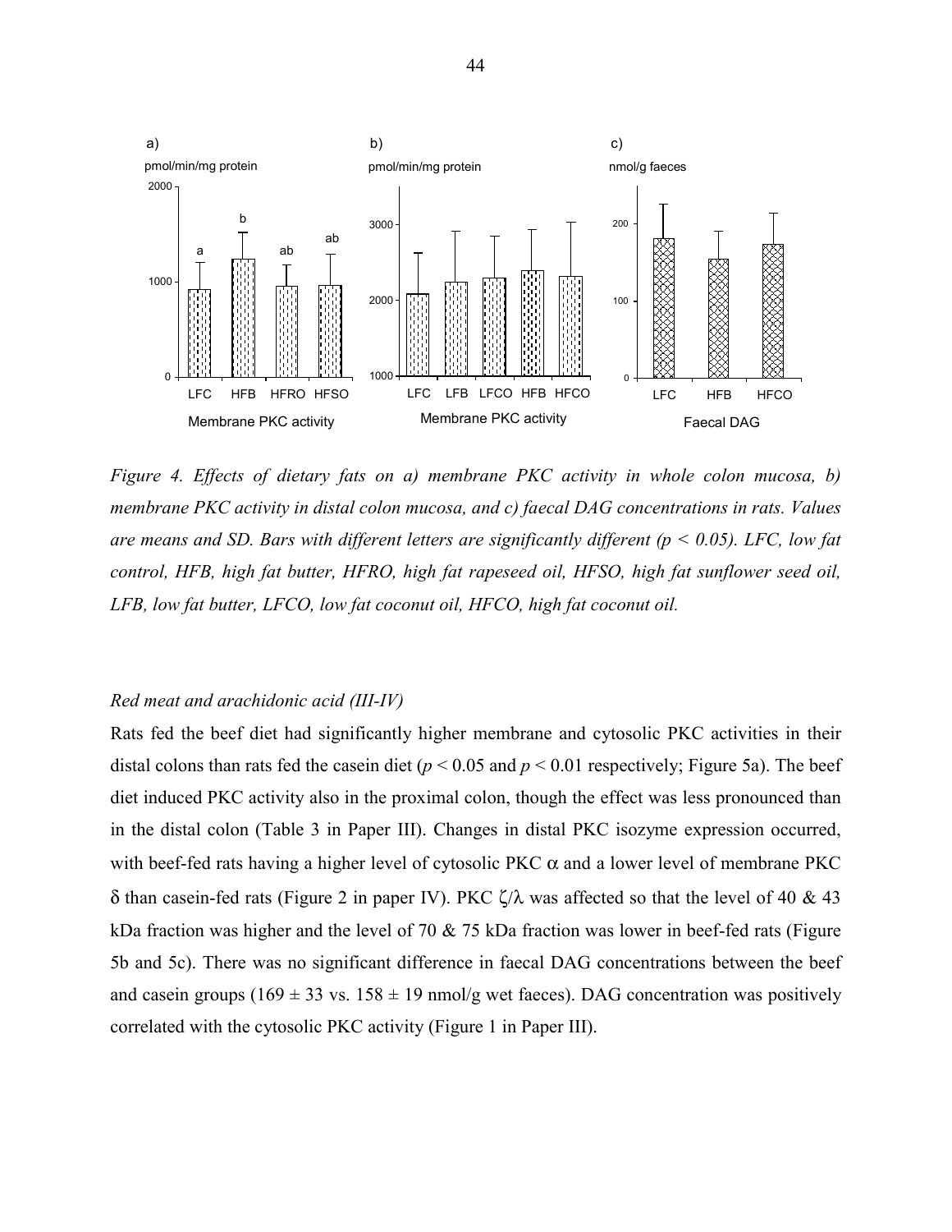*Figure 4. Effects of dietary fats on a) membrane PKC activity in whole colon mucosa, b) membrane PKC activity in distal colon mucosa, and c) faecal DAG concentrations in rats. Values are means and SD. Bars with different letters are significantly different ($p < 0.05$). LFC, low fat control, HFB, high fat butter, HFRO, high fat rapeseed oil, HFSO, high fat sunflower seed oil, LFB, low fat butter, LFCO, low fat coconut oil, HFCO, high fat coconut oil.*

*Red meat and arachidonic acid (III-IV)*

Rats fed the beef diet had significantly higher membrane and cytosolic PKC activities in their distal colons than rats fed the casein diet ($p < 0.05$ and $p < 0.01$ respectively; Figure 5a). The beef diet induced PKC activity also in the proximal colon, though the effect was less pronounced than in the distal colon (Table 3 in Paper III). Changes in distal PKC isozyme expression occurred, with beef-fed rats having a higher level of cytosolic PKC $\alpha$ and a lower level of membrane PKC $\delta$ than casein-fed rats (Figure 2 in paper IV). PKC $\zeta/\lambda$ was affected so that the level of 40 & 43 kDa fraction was higher and the level of 70 & 75 kDa fraction was lower in beef-fed rats (Figure 5b and 5c). There was no significant difference in faecal DAG concentrations between the beef and casein groups ($169 \pm 33$ vs. $158 \pm 19$ nmol/g wet faeces). DAG concentration was positively correlated with the cytosolic PKC activity (Figure 1 in Paper III).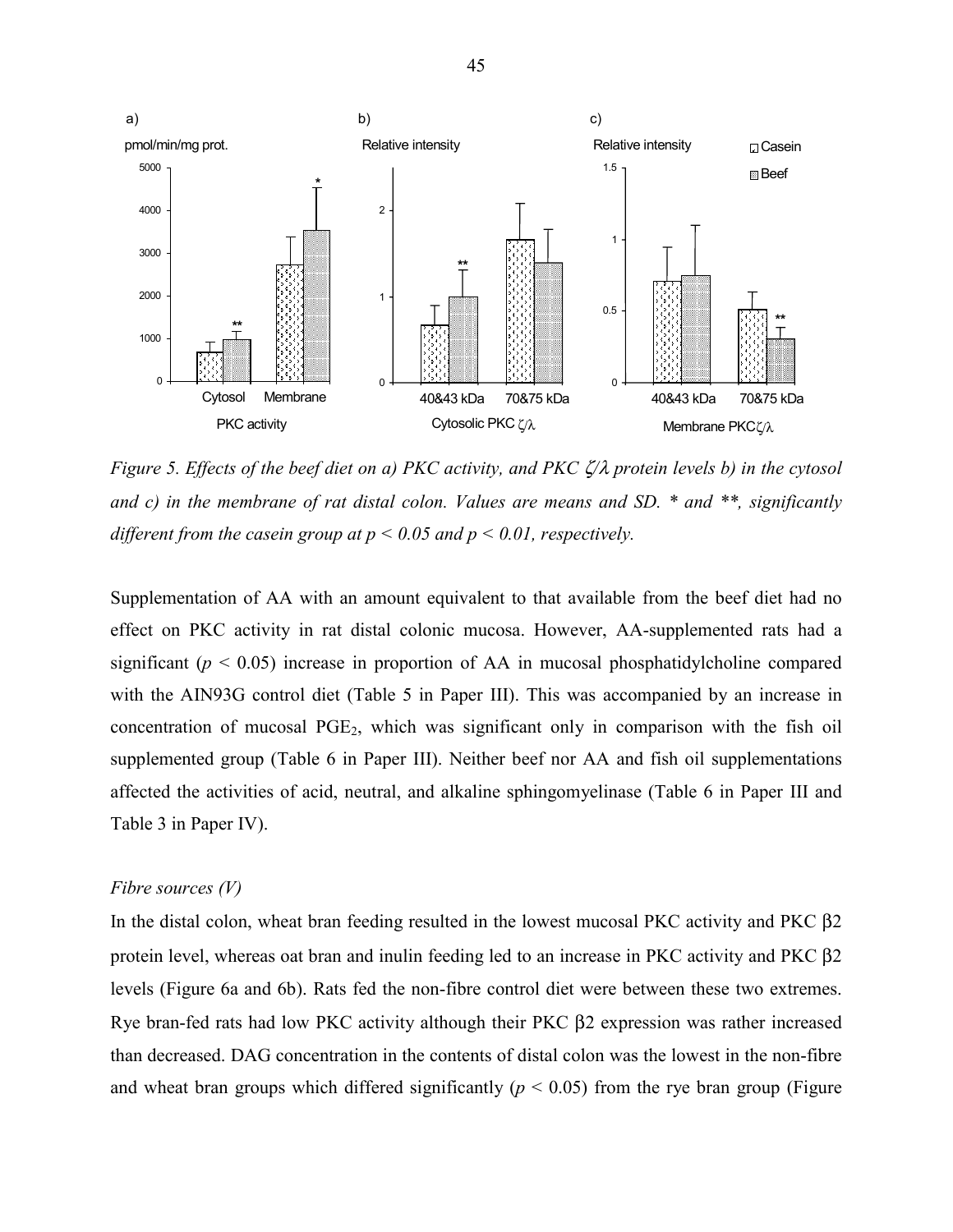*Figure 5. Effects of the beef diet on a) PKC activity, and PKC ζ/λ protein levels b) in the cytosol and c) in the membrane of rat distal colon. Values are means and SD. * and **, significantly different from the casein group at $p < 0.05$ and $p < 0.01$, respectively.*

Supplementation of AA with an amount equivalent to that available from the beef diet had no effect on PKC activity in rat distal colonic mucosa. However, AA-supplemented rats had a significant ($p < 0.05$) increase in proportion of AA in mucosal phosphatidylcholine compared with the AIN93G control diet (Table 5 in Paper III). This was accompanied by an increase in concentration of mucosal $PGE_2$, which was significant only in comparison with the fish oil supplemented group (Table 6 in Paper III). Neither beef nor AA and fish oil supplementations affected the activities of acid, neutral, and alkaline sphingomyelinase (Table 6 in Paper III and Table 3 in Paper IV).

*Fibre sources (V)*

In the distal colon, wheat bran feeding resulted in the lowest mucosal PKC activity and PKC β2 protein level, whereas oat bran and inulin feeding led to an increase in PKC activity and PKC β2 levels (Figure 6a and 6b). Rats fed the non-fibre control diet were between these two extremes. Rye bran-fed rats had low PKC activity although their PKC β2 expression was rather increased than decreased. DAG concentration in the contents of distal colon was the lowest in the non-fibre and wheat bran groups which differed significantly ($p < 0.05$) from the rye bran group (Figure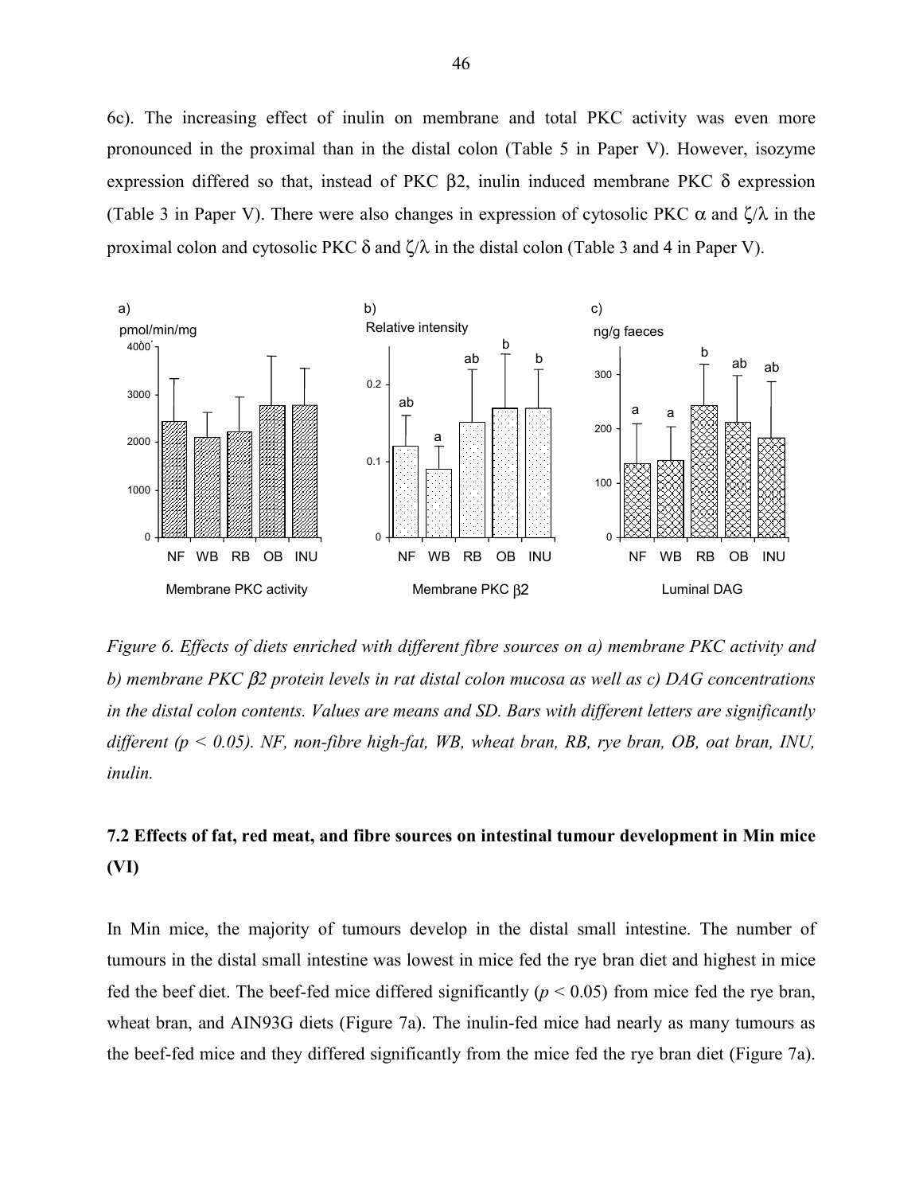6c). The increasing effect of inulin on membrane and total PKC activity was even more pronounced in the proximal than in the distal colon (Table 5 in Paper V). However, isozyme expression differed so that, instead of PKC β2, inulin induced membrane PKC δ expression (Table 3 in Paper V). There were also changes in expression of cytosolic PKC α and ζ/λ in the proximal colon and cytosolic PKC δ and ζ/λ in the distal colon (Table 3 and 4 in Paper V).

*Figure 6. Effects of diets enriched with different fibre sources on a) membrane PKC activity and b) membrane PKC β2 protein levels in rat distal colon mucosa as well as c) DAG concentrations in the distal colon contents. Values are means and SD. Bars with different letters are significantly different ($p < 0.05$). NF, non-fibre high-fat, WB, wheat bran, RB, rye bran, OB, oat bran, INU, inulin.*

## 7.2 Effects of fat, red meat, and fibre sources on intestinal tumour development in Min mice (VI)

In Min mice, the majority of tumours develop in the distal small intestine. The number of tumours in the distal small intestine was lowest in mice fed the rye bran diet and highest in mice fed the beef diet. The beef-fed mice differed significantly ($p < 0.05$) from mice fed the rye bran, wheat bran, and AIN93G diets (Figure 7a). The inulin-fed mice had nearly as many tumours as the beef-fed mice and they differed significantly from the mice fed the rye bran diet (Figure 7a).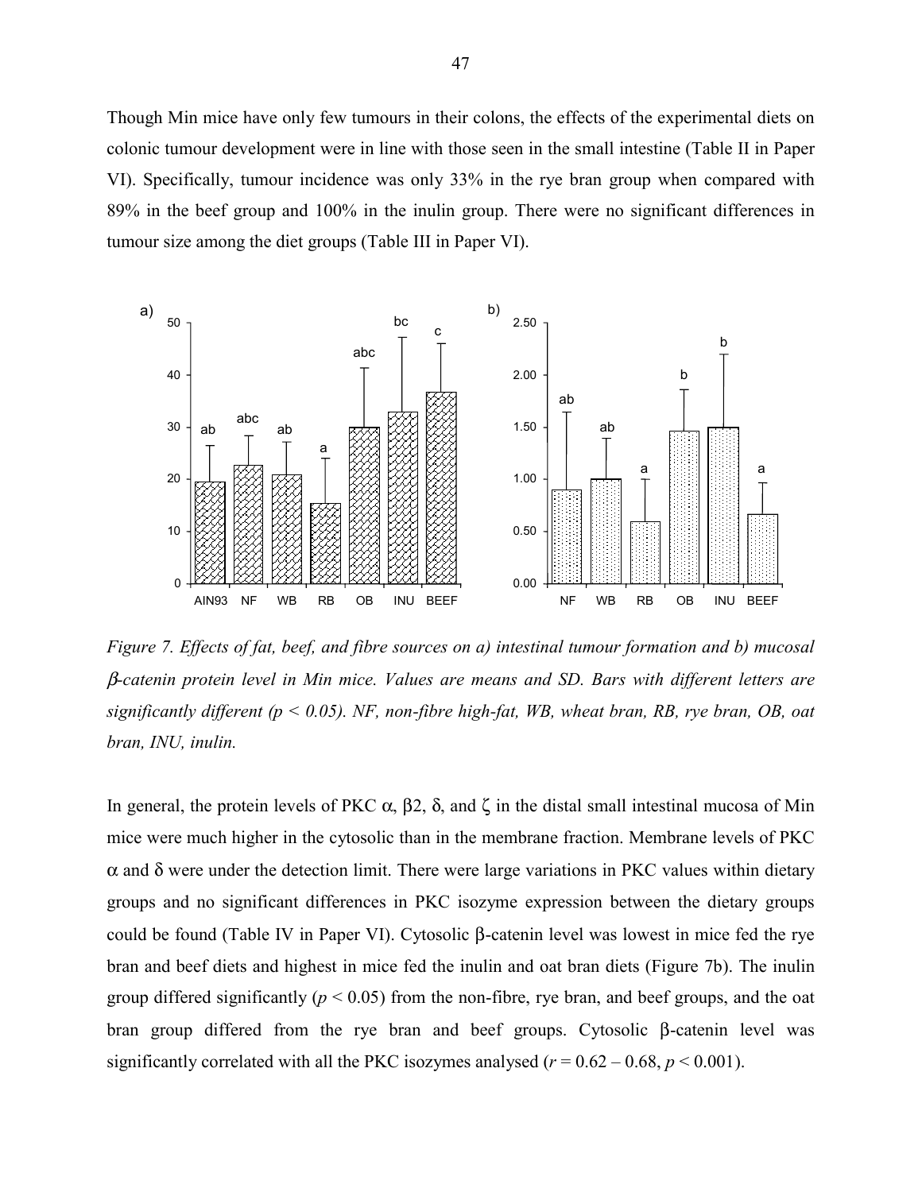Though Min mice have only few tumours in their colons, the effects of the experimental diets on colonic tumour development were in line with those seen in the small intestine (Table II in Paper VI). Specifically, tumour incidence was only 33% in the rye bran group when compared with 89% in the beef group and 100% in the inulin group. There were no significant differences in tumour size among the diet groups (Table III in Paper VI).

*Figure 7. Effects of fat, beef, and fibre sources on a) intestinal tumour formation and b) mucosal β-catenin protein level in Min mice. Values are means and SD. Bars with different letters are significantly different ($p < 0.05$). NF, non-fibre high-fat, WB, wheat bran, RB, rye bran, OB, oat bran, INU, inulin.*

In general, the protein levels of PKC α, β2, δ, and ζ in the distal small intestinal mucosa of Min mice were much higher in the cytosolic than in the membrane fraction. Membrane levels of PKC α and δ were under the detection limit. There were large variations in PKC values within dietary groups and no significant differences in PKC isozyme expression between the dietary groups could be found (Table IV in Paper VI). Cytosolic β-catenin level was lowest in mice fed the rye bran and beef diets and highest in mice fed the inulin and oat bran diets (Figure 7b). The inulin group differed significantly ($p < 0.05$) from the non-fibre, rye bran, and beef groups, and the oat bran group differed from the rye bran and beef groups. Cytosolic β-catenin level was significantly correlated with all the PKC isozymes analysed ($r = 0.62 – 0.68$, $p < 0.001$).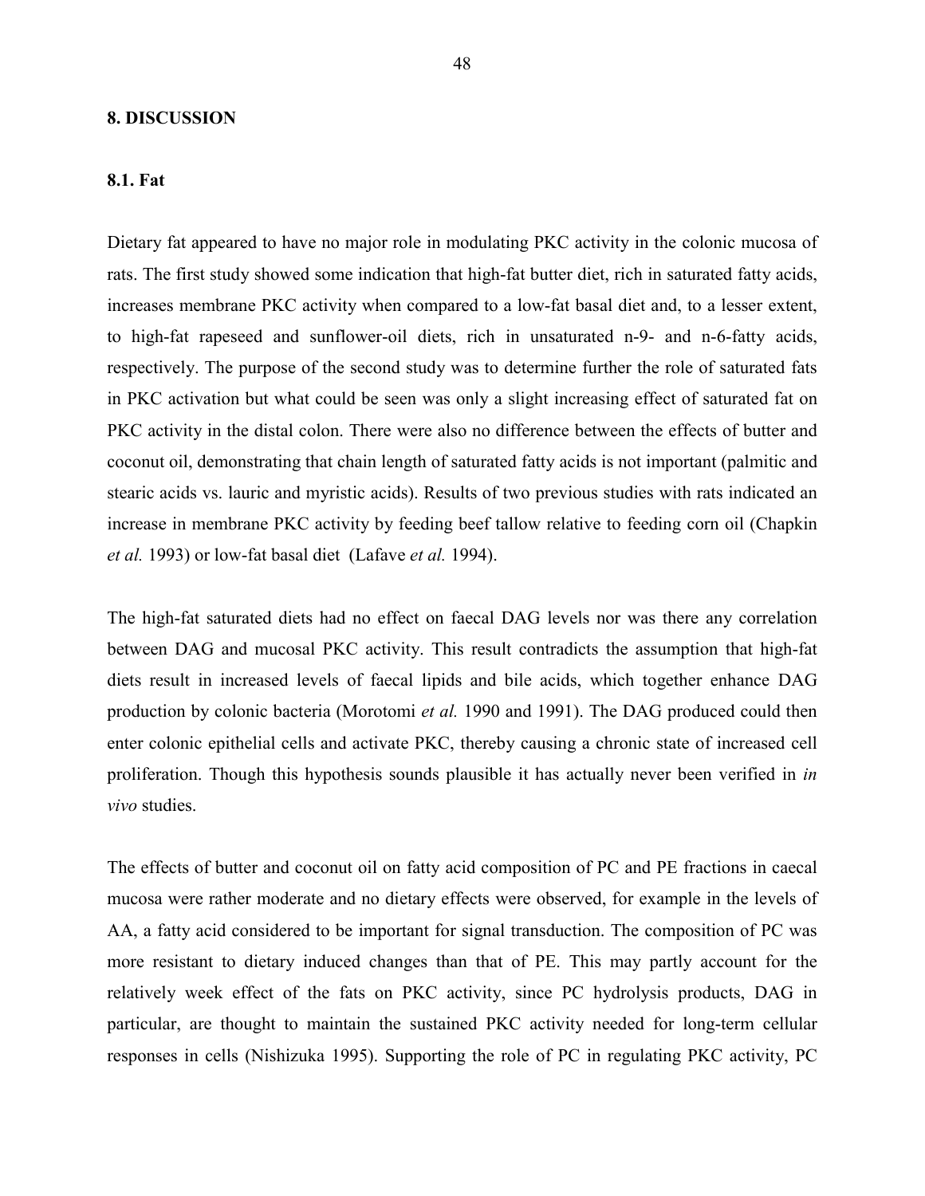# 8. DISCUSSION

## 8.1. Fat

Dietary fat appeared to have no major role in modulating PKC activity in the colonic mucosa of rats. The first study showed some indication that high-fat butter diet, rich in saturated fatty acids, increases membrane PKC activity when compared to a low-fat basal diet and, to a lesser extent, to high-fat rapeseed and sunflower-oil diets, rich in unsaturated n-9- and n-6-fatty acids, respectively. The purpose of the second study was to determine further the role of saturated fats in PKC activation but what could be seen was only a slight increasing effect of saturated fat on PKC activity in the distal colon. There were also no difference between the effects of butter and coconut oil, demonstrating that chain length of saturated fatty acids is not important (palmitic and stearic acids vs. lauric and myristic acids). Results of two previous studies with rats indicated an increase in membrane PKC activity by feeding beef tallow relative to feeding corn oil (Chapkin *et al.* 1993) or low-fat basal diet (Lafave *et al.* 1994).

The high-fat saturated diets had no effect on faecal DAG levels nor was there any correlation between DAG and mucosal PKC activity. This result contradicts the assumption that high-fat diets result in increased levels of faecal lipids and bile acids, which together enhance DAG production by colonic bacteria (Morotomi *et al.* 1990 and 1991). The DAG produced could then enter colonic epithelial cells and activate PKC, thereby causing a chronic state of increased cell proliferation. Though this hypothesis sounds plausible it has actually never been verified in *in vivo* studies.

The effects of butter and coconut oil on fatty acid composition of PC and PE fractions in caecal mucosa were rather moderate and no dietary effects were observed, for example in the levels of AA, a fatty acid considered to be important for signal transduction. The composition of PC was more resistant to dietary induced changes than that of PE. This may partly account for the relatively week effect of the fats on PKC activity, since PC hydrolysis products, DAG in particular, are thought to maintain the sustained PKC activity needed for long-term cellular responses in cells (Nishizuka 1995). Supporting the role of PC in regulating PKC activity, PC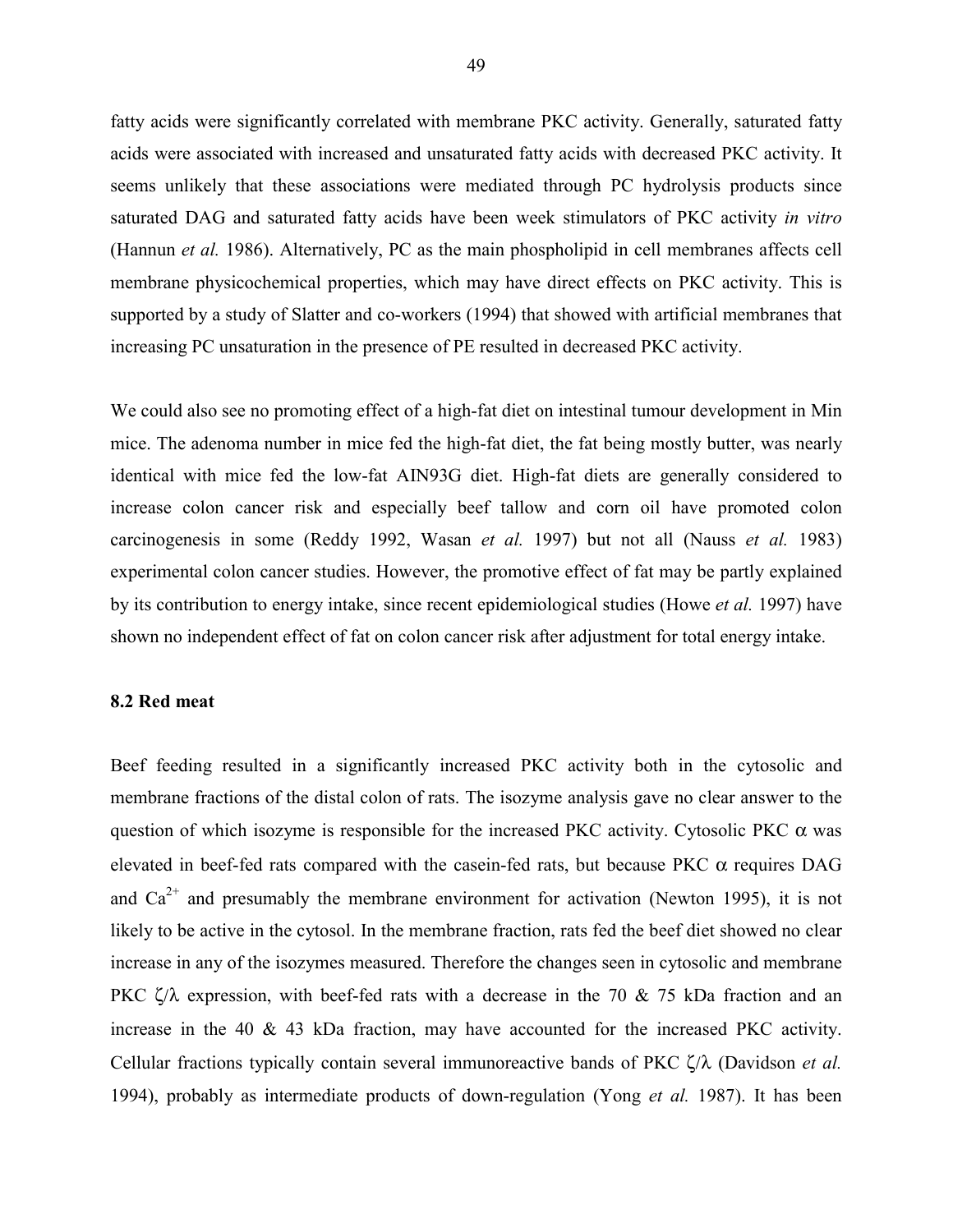fatty acids were significantly correlated with membrane PKC activity. Generally, saturated fatty acids were associated with increased and unsaturated fatty acids with decreased PKC activity. It seems unlikely that these associations were mediated through PC hydrolysis products since saturated DAG and saturated fatty acids have been week stimulators of PKC activity *in vitro* (Hannun *et al.* 1986). Alternatively, PC as the main phospholipid in cell membranes affects cell membrane physicochemical properties, which may have direct effects on PKC activity. This is supported by a study of Slatter and co-workers (1994) that showed with artificial membranes that increasing PC unsaturation in the presence of PE resulted in decreased PKC activity.

We could also see no promoting effect of a high-fat diet on intestinal tumour development in Min mice. The adenoma number in mice fed the high-fat diet, the fat being mostly butter, was nearly identical with mice fed the low-fat AIN93G diet. High-fat diets are generally considered to increase colon cancer risk and especially beef tallow and corn oil have promoted colon carcinogenesis in some (Reddy 1992, Wasan *et al.* 1997) but not all (Nauss *et al.* 1983) experimental colon cancer studies. However, the promotive effect of fat may be partly explained by its contribution to energy intake, since recent epidemiological studies (Howe *et al.* 1997) have shown no independent effect of fat on colon cancer risk after adjustment for total energy intake.

### 8.2 Red meat

Beef feeding resulted in a significantly increased PKC activity both in the cytosolic and membrane fractions of the distal colon of rats. The isozyme analysis gave no clear answer to the question of which isozyme is responsible for the increased PKC activity. Cytosolic PKC α was elevated in beef-fed rats compared with the casein-fed rats, but because PKC α requires DAG and $Ca^{2+}$ and presumably the membrane environment for activation (Newton 1995), it is not likely to be active in the cytosol. In the membrane fraction, rats fed the beef diet showed no clear increase in any of the isozymes measured. Therefore the changes seen in cytosolic and membrane PKC ζ/λ expression, with beef-fed rats with a decrease in the 70 & 75 kDa fraction and an increase in the 40 & 43 kDa fraction, may have accounted for the increased PKC activity. Cellular fractions typically contain several immunoreactive bands of PKC ζ/λ (Davidson *et al.* 1994), probably as intermediate products of down-regulation (Yong *et al.* 1987). It has been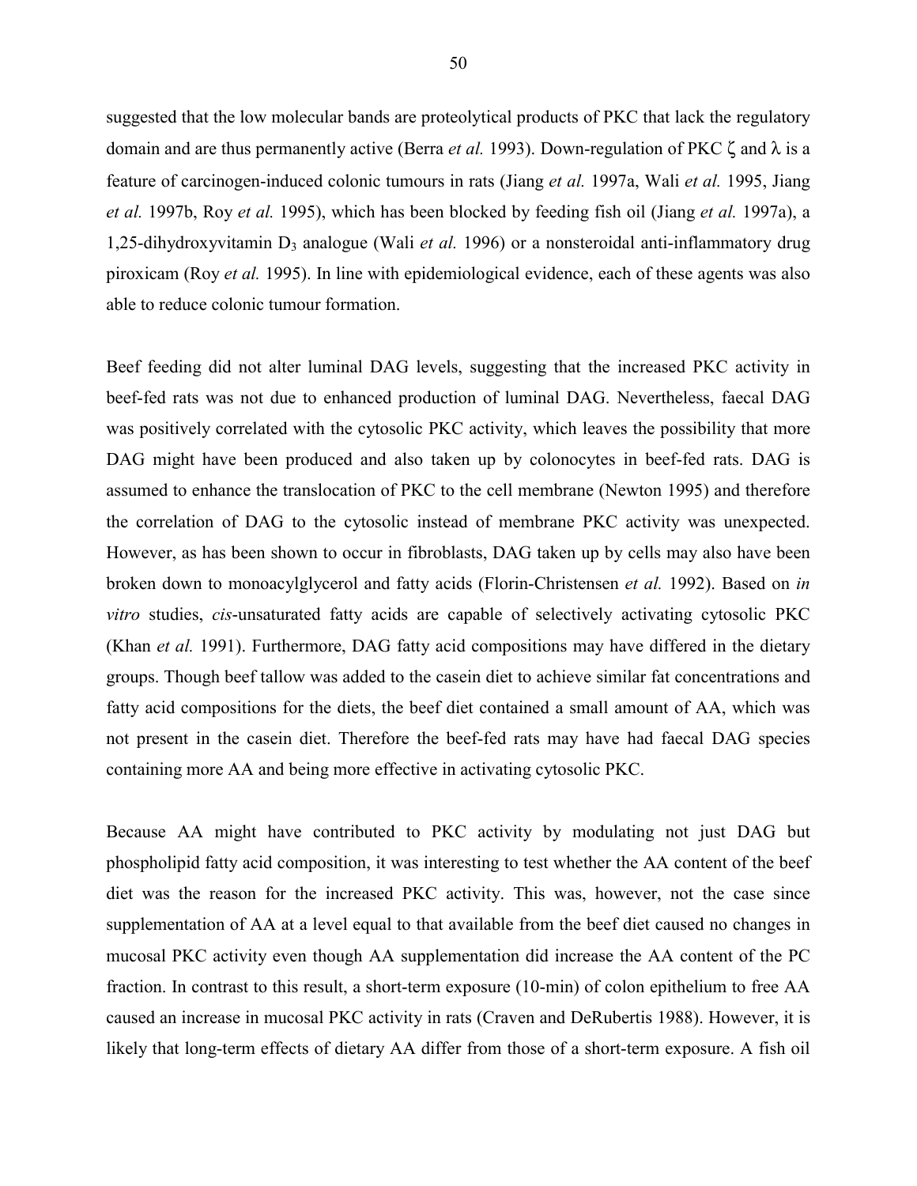suggested that the low molecular bands are proteolytical products of PKC that lack the regulatory domain and are thus permanently active (Berra *et al.* 1993). Down-regulation of PKC ζ and λ is a feature of carcinogen-induced colonic tumours in rats (Jiang *et al.* 1997a, Wali *et al.* 1995, Jiang *et al.* 1997b, Roy *et al.* 1995), which has been blocked by feeding fish oil (Jiang *et al.* 1997a), a 1,25-dihydroxyvitamin $D_3$ analogue (Wali *et al.* 1996) or a nonsteroidal anti-inflammatory drug piroxicam (Roy *et al.* 1995). In line with epidemiological evidence, each of these agents was also able to reduce colonic tumour formation.

Beef feeding did not alter luminal DAG levels, suggesting that the increased PKC activity in beef-fed rats was not due to enhanced production of luminal DAG. Nevertheless, faecal DAG was positively correlated with the cytosolic PKC activity, which leaves the possibility that more DAG might have been produced and also taken up by colonocytes in beef-fed rats. DAG is assumed to enhance the translocation of PKC to the cell membrane (Newton 1995) and therefore the correlation of DAG to the cytosolic instead of membrane PKC activity was unexpected. However, as has been shown to occur in fibroblasts, DAG taken up by cells may also have been broken down to monoacylglycerol and fatty acids (Florin-Christensen *et al.* 1992). Based on *in vitro* studies, *cis*-unsaturated fatty acids are capable of selectively activating cytosolic PKC (Khan *et al.* 1991). Furthermore, DAG fatty acid compositions may have differed in the dietary groups. Though beef tallow was added to the casein diet to achieve similar fat concentrations and fatty acid compositions for the diets, the beef diet contained a small amount of AA, which was not present in the casein diet. Therefore the beef-fed rats may have had faecal DAG species containing more AA and being more effective in activating cytosolic PKC.

Because AA might have contributed to PKC activity by modulating not just DAG but phospholipid fatty acid composition, it was interesting to test whether the AA content of the beef diet was the reason for the increased PKC activity. This was, however, not the case since supplementation of AA at a level equal to that available from the beef diet caused no changes in mucosal PKC activity even though AA supplementation did increase the AA content of the PC fraction. In contrast to this result, a short-term exposure (10-min) of colon epithelium to free AA caused an increase in mucosal PKC activity in rats (Craven and DeRubertis 1988). However, it is likely that long-term effects of dietary AA differ from those of a short-term exposure. A fish oil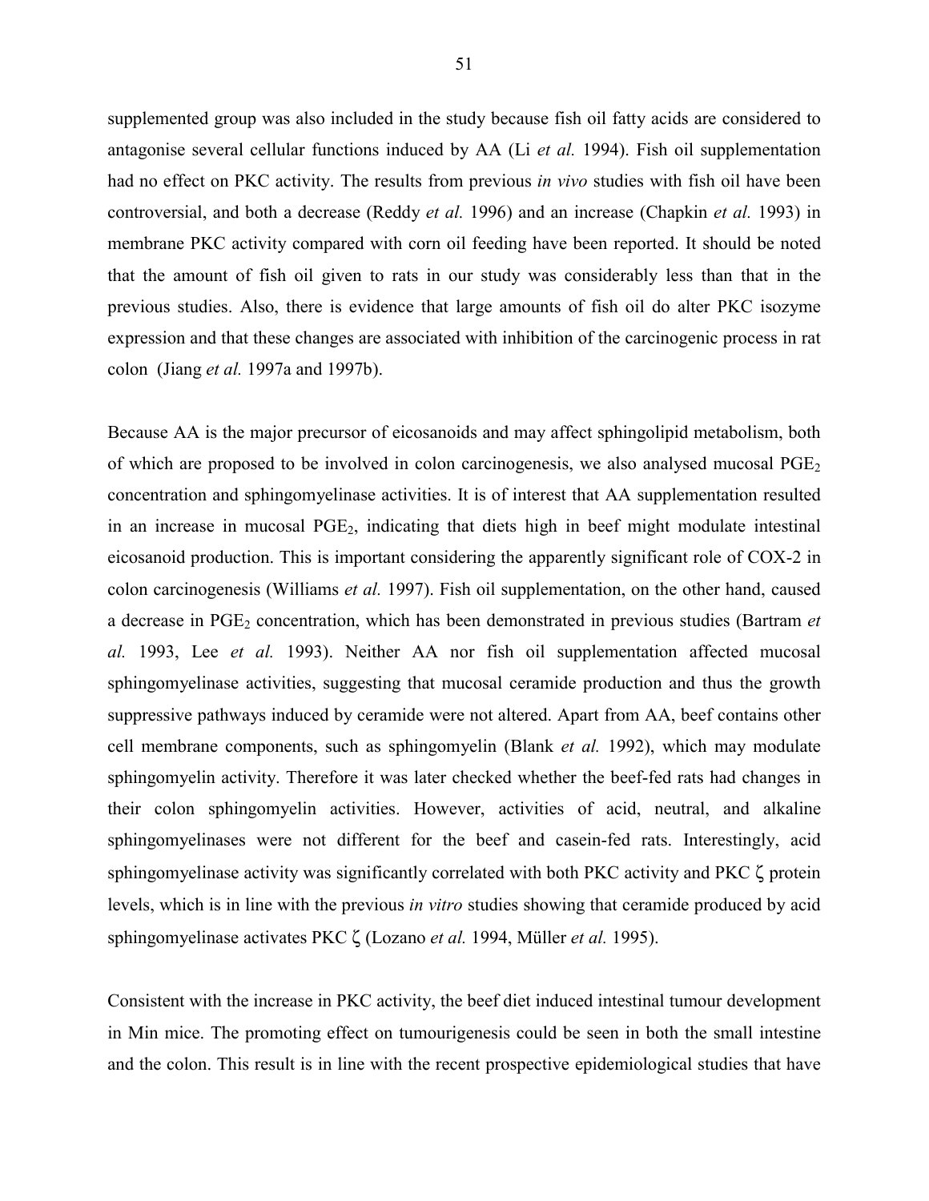supplemented group was also included in the study because fish oil fatty acids are considered to antagonise several cellular functions induced by AA (Li *et al.* 1994). Fish oil supplementation had no effect on PKC activity. The results from previous *in vivo* studies with fish oil have been controversial, and both a decrease (Reddy *et al.* 1996) and an increase (Chapkin *et al.* 1993) in membrane PKC activity compared with corn oil feeding have been reported. It should be noted that the amount of fish oil given to rats in our study was considerably less than that in the previous studies. Also, there is evidence that large amounts of fish oil do alter PKC isozyme expression and that these changes are associated with inhibition of the carcinogenic process in rat colon (Jiang *et al.* 1997a and 1997b).

Because AA is the major precursor of eicosanoids and may affect sphingolipid metabolism, both of which are proposed to be involved in colon carcinogenesis, we also analysed mucosal $PGE_2$ concentration and sphingomyelinase activities. It is of interest that AA supplementation resulted in an increase in mucosal $PGE_2$, indicating that diets high in beef might modulate intestinal eicosanoid production. This is important considering the apparently significant role of COX-2 in colon carcinogenesis (Williams *et al.* 1997). Fish oil supplementation, on the other hand, caused a decrease in $PGE_2$ concentration, which has been demonstrated in previous studies (Bartram *et al.* 1993, Lee *et al.* 1993). Neither AA nor fish oil supplementation affected mucosal sphingomyelinase activities, suggesting that mucosal ceramide production and thus the growth suppressive pathways induced by ceramide were not altered. Apart from AA, beef contains other cell membrane components, such as sphingomyelin (Blank *et al.* 1992), which may modulate sphingomyelin activity. Therefore it was later checked whether the beef-fed rats had changes in their colon sphingomyelin activities. However, activities of acid, neutral, and alkaline sphingomyelinases were not different for the beef and casein-fed rats. Interestingly, acid sphingomyelinase activity was significantly correlated with both PKC activity and PKC $\zeta$ protein levels, which is in line with the previous *in vitro* studies showing that ceramide produced by acid sphingomyelinase activates PKC $\zeta$ (Lozano *et al.* 1994, Müller *et al.* 1995).

Consistent with the increase in PKC activity, the beef diet induced intestinal tumour development in Min mice. The promoting effect on tumourigenesis could be seen in both the small intestine and the colon. This result is in line with the recent prospective epidemiological studies that have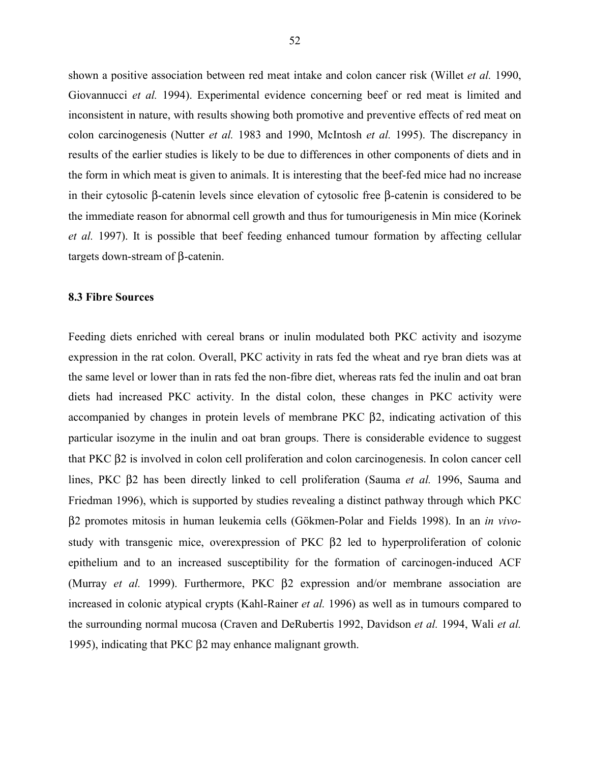shown a positive association between red meat intake and colon cancer risk (Willet *et al.* 1990, Giovannucci *et al.* 1994). Experimental evidence concerning beef or red meat is limited and inconsistent in nature, with results showing both promotive and preventive effects of red meat on colon carcinogenesis (Nutter *et al.* 1983 and 1990, McIntosh *et al.* 1995). The discrepancy in results of the earlier studies is likely to be due to differences in other components of diets and in the form in which meat is given to animals. It is interesting that the beef-fed mice had no increase in their cytosolic β-catenin levels since elevation of cytosolic free β-catenin is considered to be the immediate reason for abnormal cell growth and thus for tumourigenesis in Min mice (Korinek *et al.* 1997). It is possible that beef feeding enhanced tumour formation by affecting cellular targets down-stream of β-catenin.

### 8.3 Fibre Sources

Feeding diets enriched with cereal brans or inulin modulated both PKC activity and isozyme expression in the rat colon. Overall, PKC activity in rats fed the wheat and rye bran diets was at the same level or lower than in rats fed the non-fibre diet, whereas rats fed the inulin and oat bran diets had increased PKC activity. In the distal colon, these changes in PKC activity were accompanied by changes in protein levels of membrane PKC β2, indicating activation of this particular isozyme in the inulin and oat bran groups. There is considerable evidence to suggest that PKC β2 is involved in colon cell proliferation and colon carcinogenesis. In colon cancer cell lines, PKC β2 has been directly linked to cell proliferation (Sauma *et al.* 1996, Sauma and Friedman 1996), which is supported by studies revealing a distinct pathway through which PKC β2 promotes mitosis in human leukemia cells (Gökmen-Polar and Fields 1998). In an *in vivo*-study with transgenic mice, overexpression of PKC β2 led to hyperproliferation of colonic epithelium and to an increased susceptibility for the formation of carcinogen-induced ACF (Murray *et al.* 1999). Furthermore, PKC β2 expression and/or membrane association are increased in colonic atypical crypts (Kahl-Rainer *et al.* 1996) as well as in tumours compared to the surrounding normal mucosa (Craven and DeRubertis 1992, Davidson *et al.* 1994, Wali *et al.* 1995), indicating that PKC β2 may enhance malignant growth.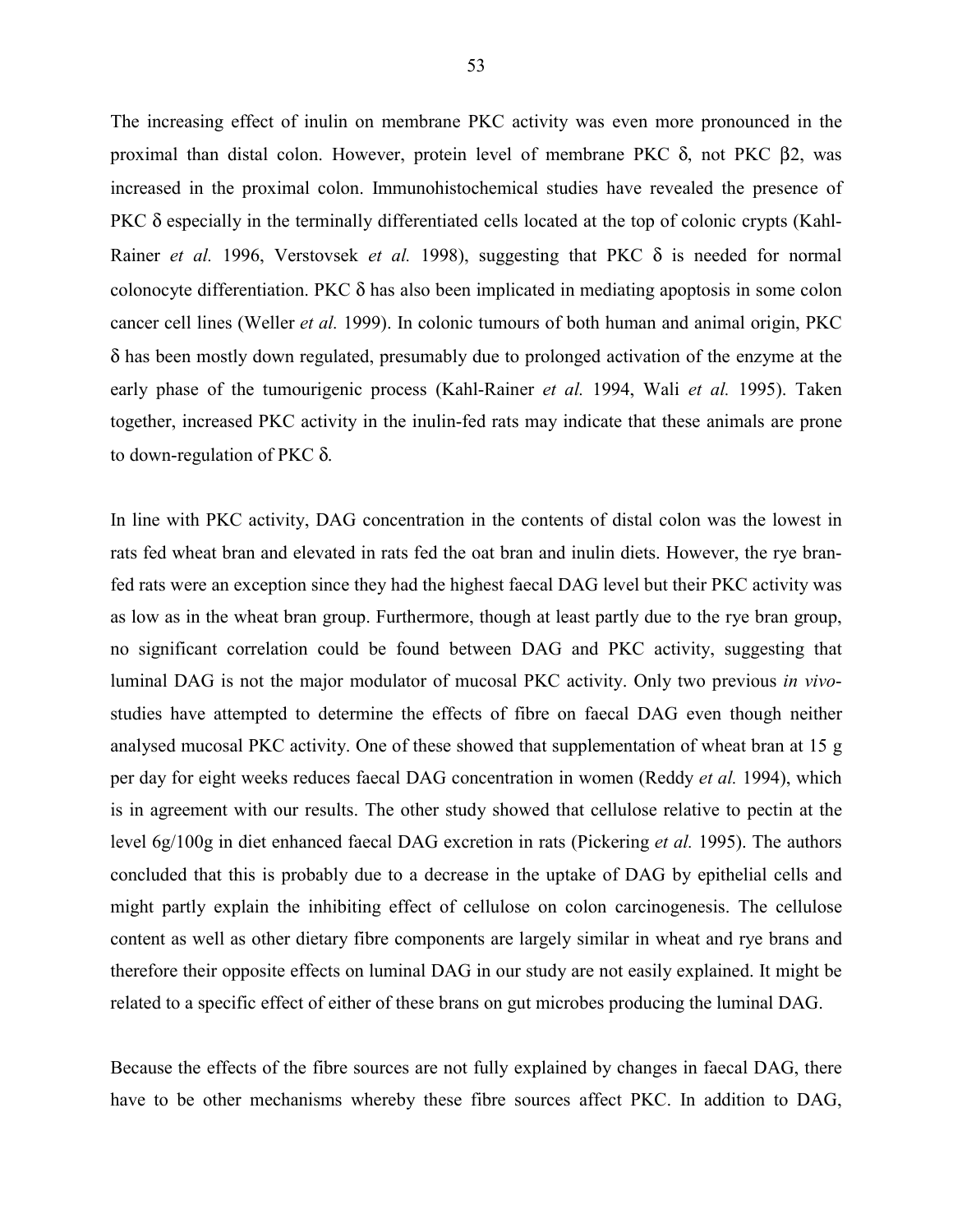The increasing effect of inulin on membrane PKC activity was even more pronounced in the proximal than distal colon. However, protein level of membrane PKC δ, not PKC β2, was increased in the proximal colon. Immunohistochemical studies have revealed the presence of PKC δ especially in the terminally differentiated cells located at the top of colonic crypts (Kahl-Rainer *et al.* 1996, Verstovsek *et al.* 1998), suggesting that PKC δ is needed for normal colonocyte differentiation. PKC δ has also been implicated in mediating apoptosis in some colon cancer cell lines (Weller *et al.* 1999). In colonic tumours of both human and animal origin, PKC δ has been mostly down regulated, presumably due to prolonged activation of the enzyme at the early phase of the tumourigenic process (Kahl-Rainer *et al.* 1994, Wali *et al.* 1995). Taken together, increased PKC activity in the inulin-fed rats may indicate that these animals are prone to down-regulation of PKC δ.

In line with PKC activity, DAG concentration in the contents of distal colon was the lowest in rats fed wheat bran and elevated in rats fed the oat bran and inulin diets. However, the rye bran-fed rats were an exception since they had the highest faecal DAG level but their PKC activity was as low as in the wheat bran group. Furthermore, though at least partly due to the rye bran group, no significant correlation could be found between DAG and PKC activity, suggesting that luminal DAG is not the major modulator of mucosal PKC activity. Only two previous *in vivo*-studies have attempted to determine the effects of fibre on faecal DAG even though neither analysed mucosal PKC activity. One of these showed that supplementation of wheat bran at 15 g per day for eight weeks reduces faecal DAG concentration in women (Reddy *et al.* 1994), which is in agreement with our results. The other study showed that cellulose relative to pectin at the level 6g/100g in diet enhanced faecal DAG excretion in rats (Pickering *et al.* 1995). The authors concluded that this is probably due to a decrease in the uptake of DAG by epithelial cells and might partly explain the inhibiting effect of cellulose on colon carcinogenesis. The cellulose content as well as other dietary fibre components are largely similar in wheat and rye brans and therefore their opposite effects on luminal DAG in our study are not easily explained. It might be related to a specific effect of either of these brans on gut microbes producing the luminal DAG.

Because the effects of the fibre sources are not fully explained by changes in faecal DAG, there have to be other mechanisms whereby these fibre sources affect PKC. In addition to DAG,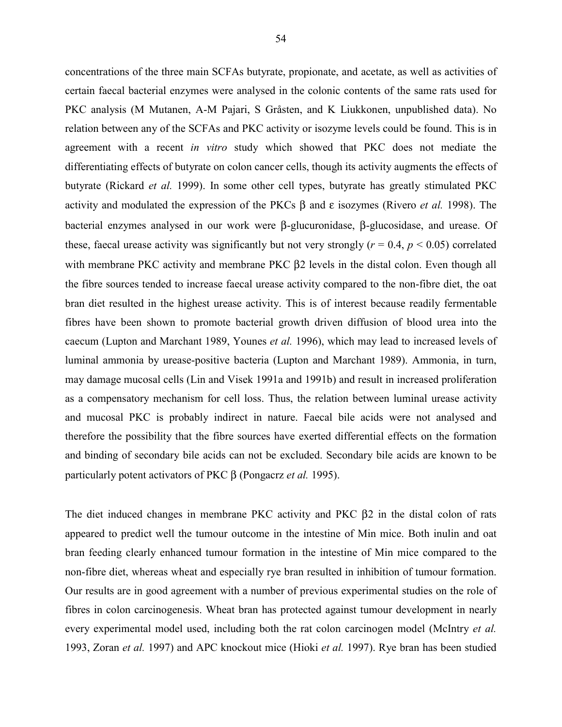concentrations of the three main SCFAs butyrate, propionate, and acetate, as well as activities of certain faecal bacterial enzymes were analysed in the colonic contents of the same rats used for PKC analysis (M Mutanen, A-M Pajari, S Gråsten, and K Liukkonen, unpublished data). No relation between any of the SCFAs and PKC activity or isozyme levels could be found. This is in agreement with a recent *in vitro* study which showed that PKC does not mediate the differentiating effects of butyrate on colon cancer cells, though its activity augments the effects of butyrate (Rickard *et al.* 1999). In some other cell types, butyrate has greatly stimulated PKC activity and modulated the expression of the PKCs β and ε isozymes (Rivero *et al.* 1998). The bacterial enzymes analysed in our work were β-glucuronidase, β-glucosidase, and urease. Of these, faecal urease activity was significantly but not very strongly ($r = 0.4$, $p < 0.05$) correlated with membrane PKC activity and membrane PKC β2 levels in the distal colon. Even though all the fibre sources tended to increase faecal urease activity compared to the non-fibre diet, the oat bran diet resulted in the highest urease activity. This is of interest because readily fermentable fibres have been shown to promote bacterial growth driven diffusion of blood urea into the caecum (Lupton and Marchant 1989, Younes *et al.* 1996), which may lead to increased levels of luminal ammonia by urease-positive bacteria (Lupton and Marchant 1989). Ammonia, in turn, may damage mucosal cells (Lin and Visek 1991a and 1991b) and result in increased proliferation as a compensatory mechanism for cell loss. Thus, the relation between luminal urease activity and mucosal PKC is probably indirect in nature. Faecal bile acids were not analysed and therefore the possibility that the fibre sources have exerted differential effects on the formation and binding of secondary bile acids can not be excluded. Secondary bile acids are known to be particularly potent activators of PKC β (Pongacrz *et al.* 1995).

The diet induced changes in membrane PKC activity and PKC β2 in the distal colon of rats appeared to predict well the tumour outcome in the intestine of Min mice. Both inulin and oat bran feeding clearly enhanced tumour formation in the intestine of Min mice compared to the non-fibre diet, whereas wheat and especially rye bran resulted in inhibition of tumour formation. Our results are in good agreement with a number of previous experimental studies on the role of fibres in colon carcinogenesis. Wheat bran has protected against tumour development in nearly every experimental model used, including both the rat colon carcinogen model (McIntry *et al.* 1993, Zoran *et al.* 1997) and APC knockout mice (Hioki *et al.* 1997). Rye bran has been studied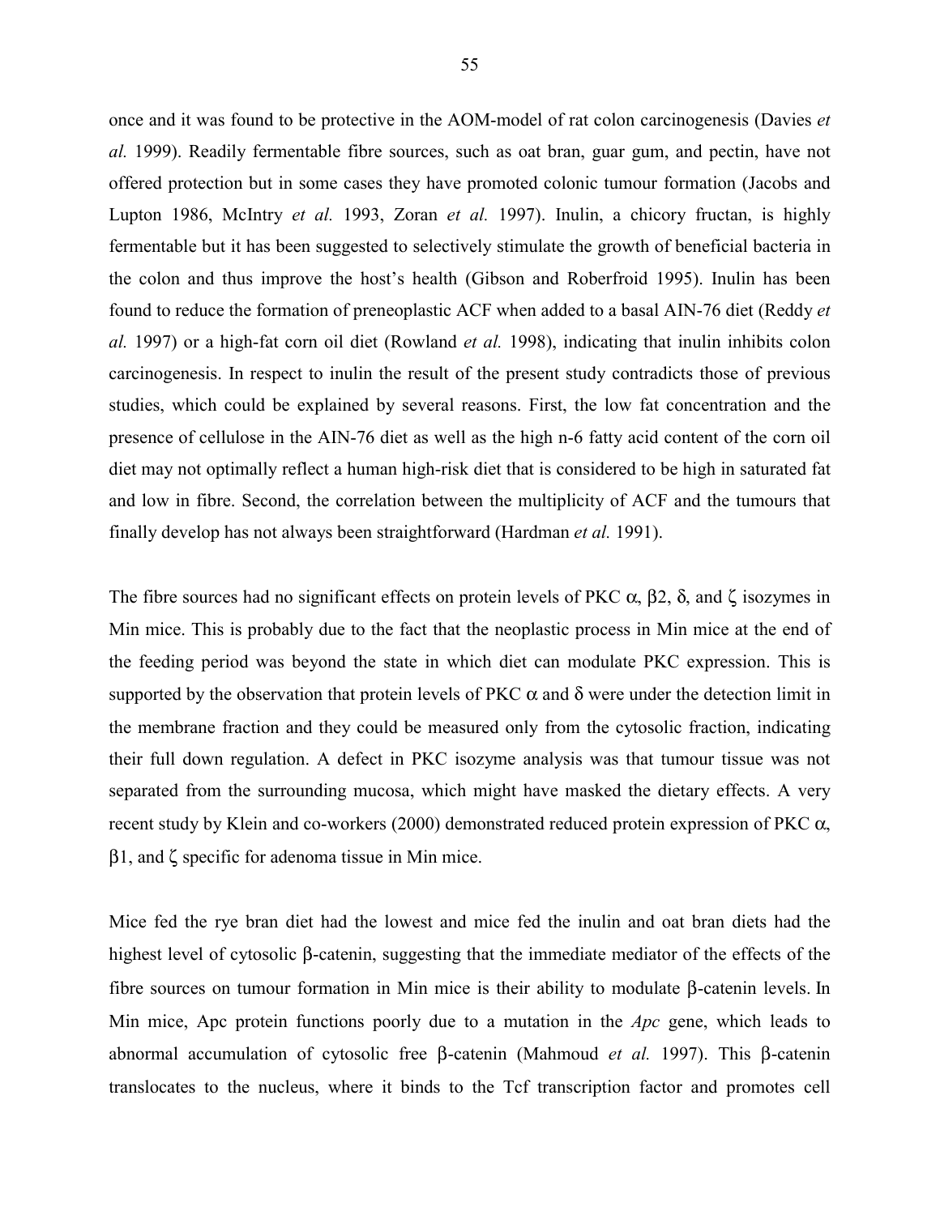once and it was found to be protective in the AOM-model of rat colon carcinogenesis (Davies *et al.* 1999). Readily fermentable fibre sources, such as oat bran, guar gum, and pectin, have not offered protection but in some cases they have promoted colonic tumour formation (Jacobs and Lupton 1986, McIntry *et al.* 1993, Zoran *et al.* 1997). Inulin, a chicory fructan, is highly fermentable but it has been suggested to selectively stimulate the growth of beneficial bacteria in the colon and thus improve the host's health (Gibson and Roberfroid 1995). Inulin has been found to reduce the formation of preneoplastic ACF when added to a basal AIN-76 diet (Reddy *et al.* 1997) or a high-fat corn oil diet (Rowland *et al.* 1998), indicating that inulin inhibits colon carcinogenesis. In respect to inulin the result of the present study contradicts those of previous studies, which could be explained by several reasons. First, the low fat concentration and the presence of cellulose in the AIN-76 diet as well as the high n-6 fatty acid content of the corn oil diet may not optimally reflect a human high-risk diet that is considered to be high in saturated fat and low in fibre. Second, the correlation between the multiplicity of ACF and the tumours that finally develop has not always been straightforward (Hardman *et al.* 1991).

The fibre sources had no significant effects on protein levels of PKC α, β2, δ, and ζ isozymes in Min mice. This is probably due to the fact that the neoplastic process in Min mice at the end of the feeding period was beyond the state in which diet can modulate PKC expression. This is supported by the observation that protein levels of PKC α and δ were under the detection limit in the membrane fraction and they could be measured only from the cytosolic fraction, indicating their full down regulation. A defect in PKC isozyme analysis was that tumour tissue was not separated from the surrounding mucosa, which might have masked the dietary effects. A very recent study by Klein and co-workers (2000) demonstrated reduced protein expression of PKC α, β1, and ζ specific for adenoma tissue in Min mice.

Mice fed the rye bran diet had the lowest and mice fed the inulin and oat bran diets had the highest level of cytosolic β-catenin, suggesting that the immediate mediator of the effects of the fibre sources on tumour formation in Min mice is their ability to modulate β-catenin levels. In Min mice, Apc protein functions poorly due to a mutation in the *Apc* gene, which leads to abnormal accumulation of cytosolic free β-catenin (Mahmoud *et al.* 1997). This β-catenin translocates to the nucleus, where it binds to the Tcf transcription factor and promotes cell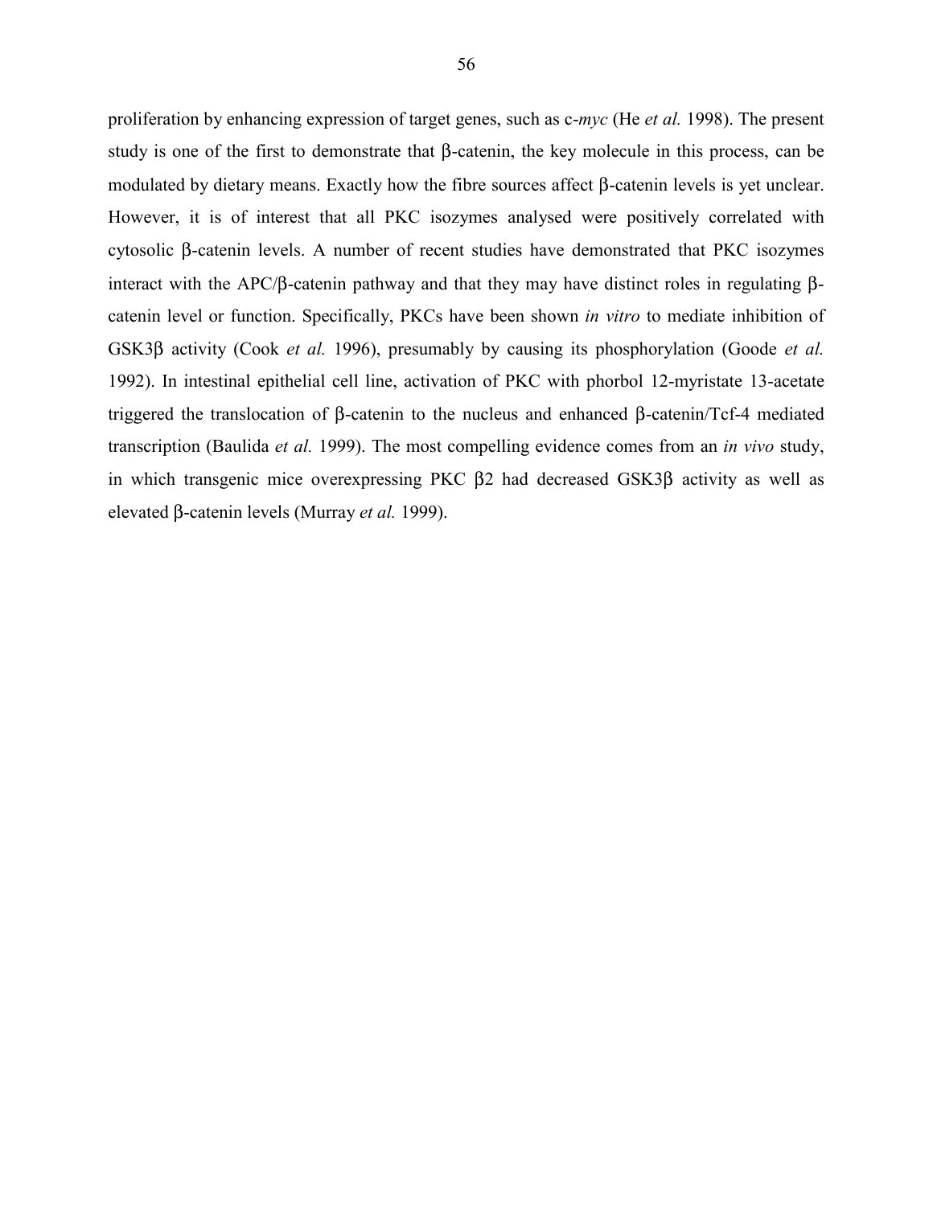proliferation by enhancing expression of target genes, such as c-*myc* (He *et al.* 1998). The present study is one of the first to demonstrate that β-catenin, the key molecule in this process, can be modulated by dietary means. Exactly how the fibre sources affect β-catenin levels is yet unclear. However, it is of interest that all PKC isozymes analysed were positively correlated with cytosolic β-catenin levels. A number of recent studies have demonstrated that PKC isozymes interact with the APC/β-catenin pathway and that they may have distinct roles in regulating β-catenin level or function. Specifically, PKCs have been shown *in vitro* to mediate inhibition of GSK3β activity (Cook *et al.* 1996), presumably by causing its phosphorylation (Goode *et al.* 1992). In intestinal epithelial cell line, activation of PKC with phorbol 12-myristate 13-acetate triggered the translocation of β-catenin to the nucleus and enhanced β-catenin/Tcf-4 mediated transcription (Baulida *et al.* 1999). The most compelling evidence comes from an *in vivo* study, in which transgenic mice overexpressing PKC β2 had decreased GSK3β activity as well as elevated β-catenin levels (Murray *et al.* 1999).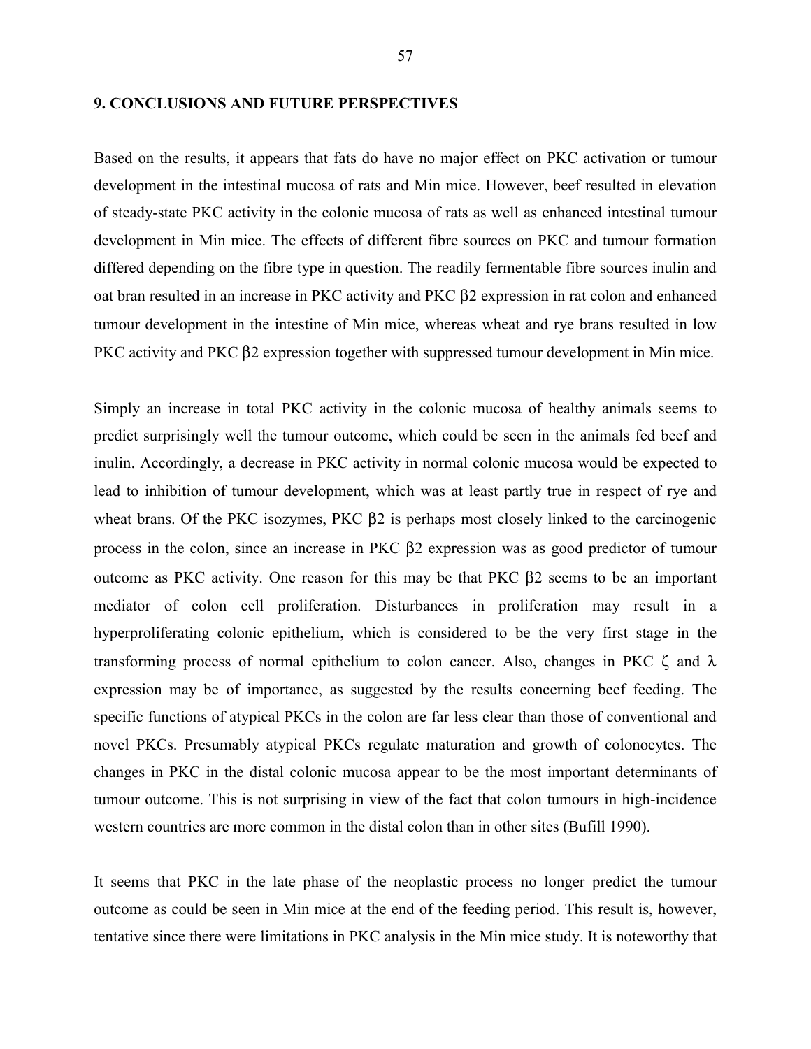## 9. CONCLUSIONS AND FUTURE PERSPECTIVES

Based on the results, it appears that fats do have no major effect on PKC activation or tumour development in the intestinal mucosa of rats and Min mice. However, beef resulted in elevation of steady-state PKC activity in the colonic mucosa of rats as well as enhanced intestinal tumour development in Min mice. The effects of different fibre sources on PKC and tumour formation differed depending on the fibre type in question. The readily fermentable fibre sources inulin and oat bran resulted in an increase in PKC activity and PKC β2 expression in rat colon and enhanced tumour development in the intestine of Min mice, whereas wheat and rye brans resulted in low PKC activity and PKC β2 expression together with suppressed tumour development in Min mice.

Simply an increase in total PKC activity in the colonic mucosa of healthy animals seems to predict surprisingly well the tumour outcome, which could be seen in the animals fed beef and inulin. Accordingly, a decrease in PKC activity in normal colonic mucosa would be expected to lead to inhibition of tumour development, which was at least partly true in respect of rye and wheat brans. Of the PKC isozymes, PKC β2 is perhaps most closely linked to the carcinogenic process in the colon, since an increase in PKC β2 expression was as good predictor of tumour outcome as PKC activity. One reason for this may be that PKC β2 seems to be an important mediator of colon cell proliferation. Disturbances in proliferation may result in a hyperproliferating colonic epithelium, which is considered to be the very first stage in the transforming process of normal epithelium to colon cancer. Also, changes in PKC ζ and λ expression may be of importance, as suggested by the results concerning beef feeding. The specific functions of atypical PKCs in the colon are far less clear than those of conventional and novel PKCs. Presumably atypical PKCs regulate maturation and growth of colonocytes. The changes in PKC in the distal colonic mucosa appear to be the most important determinants of tumour outcome. This is not surprising in view of the fact that colon tumours in high-incidence western countries are more common in the distal colon than in other sites (Bufill 1990).

It seems that PKC in the late phase of the neoplastic process no longer predict the tumour outcome as could be seen in Min mice at the end of the feeding period. This result is, however, tentative since there were limitations in PKC analysis in the Min mice study. It is noteworthy that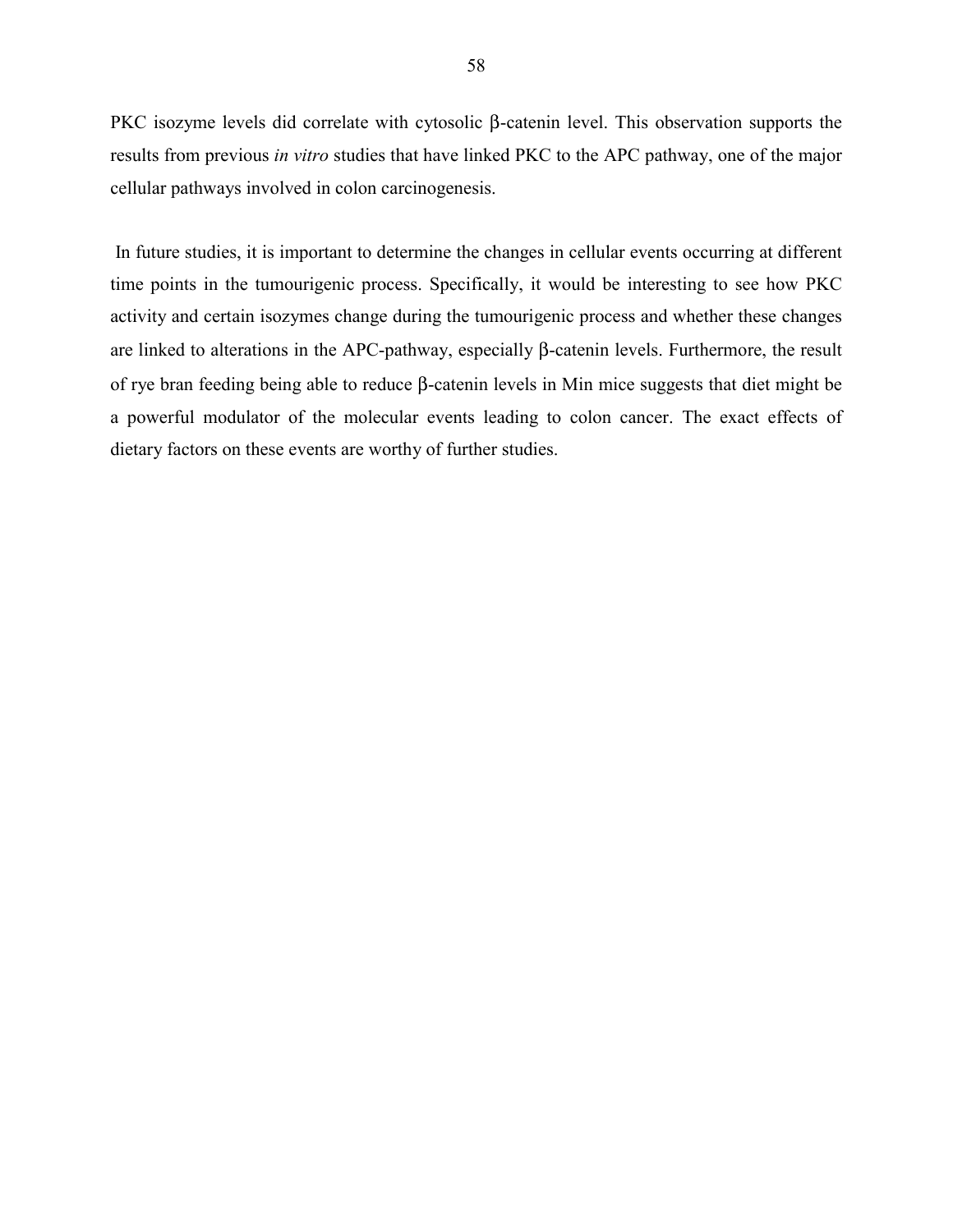PKC isozyme levels did correlate with cytosolic β-catenin level. This observation supports the results from previous *in vitro* studies that have linked PKC to the APC pathway, one of the major cellular pathways involved in colon carcinogenesis.

In future studies, it is important to determine the changes in cellular events occurring at different time points in the tumourigenic process. Specifically, it would be interesting to see how PKC activity and certain isozymes change during the tumourigenic process and whether these changes are linked to alterations in the APC-pathway, especially β-catenin levels. Furthermore, the result of rye bran feeding being able to reduce β-catenin levels in Min mice suggests that diet might be a powerful modulator of the molecular events leading to colon cancer. The exact effects of dietary factors on these events are worthy of further studies.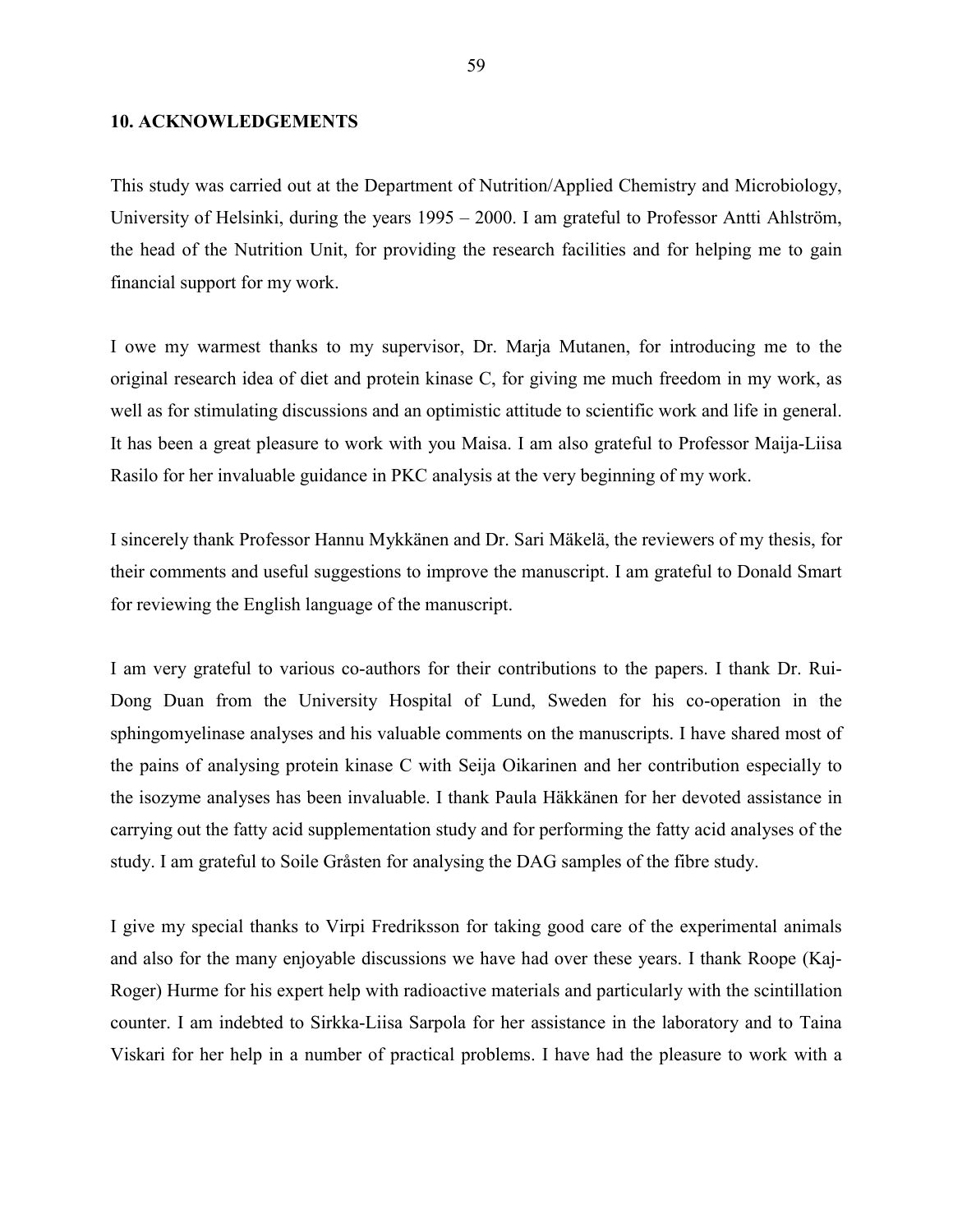## 10. ACKNOWLEDGEMENTS

This study was carried out at the Department of Nutrition/Applied Chemistry and Microbiology, University of Helsinki, during the years 1995 – 2000. I am grateful to Professor Antti Ahlström, the head of the Nutrition Unit, for providing the research facilities and for helping me to gain financial support for my work.

I owe my warmest thanks to my supervisor, Dr. Marja Mutanen, for introducing me to the original research idea of diet and protein kinase C, for giving me much freedom in my work, as well as for stimulating discussions and an optimistic attitude to scientific work and life in general. It has been a great pleasure to work with you Maisa. I am also grateful to Professor Maija-Liisa Rasilo for her invaluable guidance in PKC analysis at the very beginning of my work.

I sincerely thank Professor Hannu Mykkänen and Dr. Sari Mäkelä, the reviewers of my thesis, for their comments and useful suggestions to improve the manuscript. I am grateful to Donald Smart for reviewing the English language of the manuscript.

I am very grateful to various co-authors for their contributions to the papers. I thank Dr. Rui-Dong Duan from the University Hospital of Lund, Sweden for his co-operation in the sphingomyelinase analyses and his valuable comments on the manuscripts. I have shared most of the pains of analysing protein kinase C with Seija Oikarinen and her contribution especially to the isozyme analyses has been invaluable. I thank Paula Häkkänen for her devoted assistance in carrying out the fatty acid supplementation study and for performing the fatty acid analyses of the study. I am grateful to Soile Gråsten for analysing the DAG samples of the fibre study.

I give my special thanks to Virpi Fredriksson for taking good care of the experimental animals and also for the many enjoyable discussions we have had over these years. I thank Roope (Kaj-Roger) Hurme for his expert help with radioactive materials and particularly with the scintillation counter. I am indebted to Sirkka-Liisa Sarpola for her assistance in the laboratory and to Taina Viskari for her help in a number of practical problems. I have had the pleasure to work with a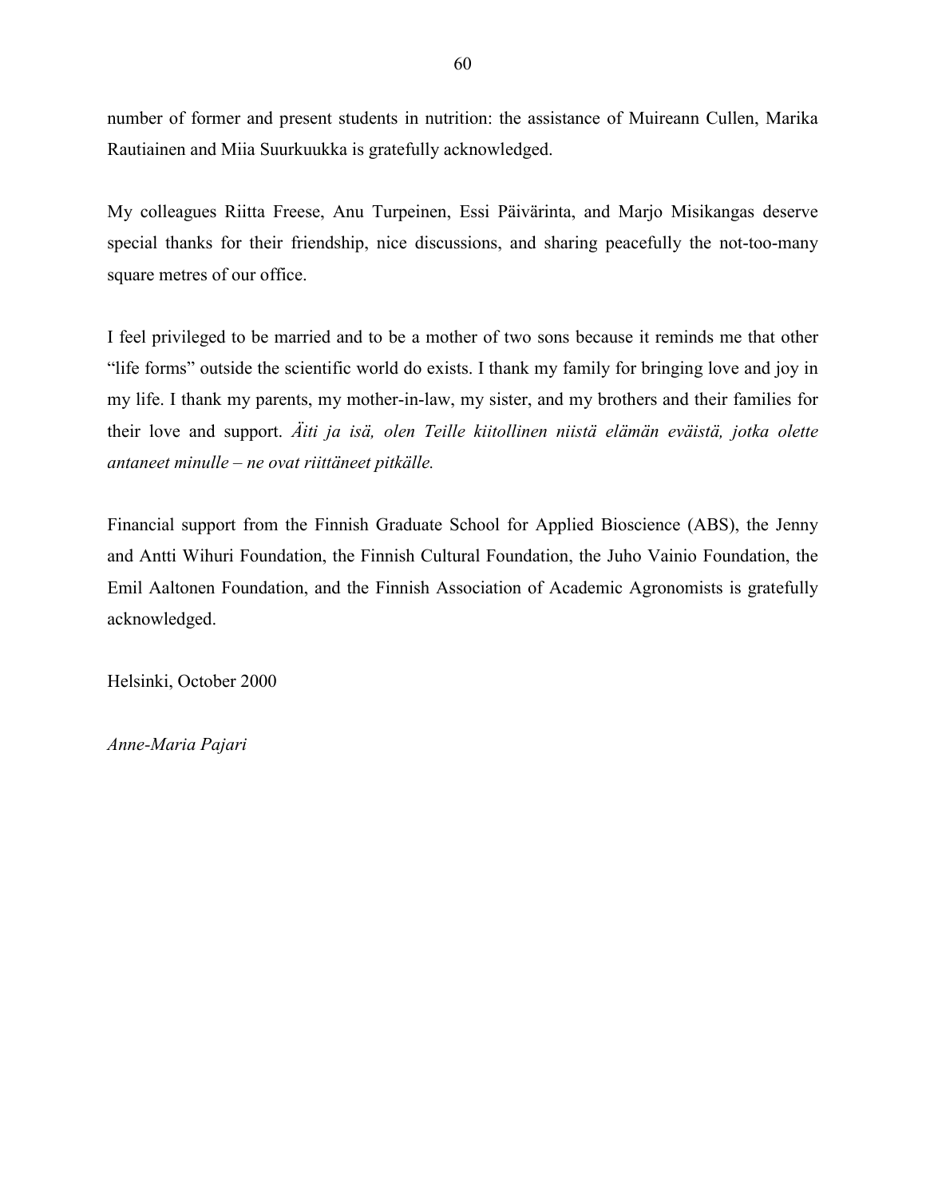number of former and present students in nutrition: the assistance of Muireann Cullen, Marika Rautiainen and Miia Suurkuukka is gratefully acknowledged.

My colleagues Riitta Freese, Anu Turpeinen, Essi Päivärinta, and Marjo Misikangas deserve special thanks for their friendship, nice discussions, and sharing peacefully the not-too-many square metres of our office.

I feel privileged to be married and to be a mother of two sons because it reminds me that other "life forms" outside the scientific world do exists. I thank my family for bringing love and joy in my life. I thank my parents, my mother-in-law, my sister, and my brothers and their families for their love and support. *Äiti ja isä, olen Teille kiitollinen niistä elämän eväistä, jotka olette antaneet minulle – ne ovat riittäneet pitkälle.*

Financial support from the Finnish Graduate School for Applied Bioscience (ABS), the Jenny and Antti Wihuri Foundation, the Finnish Cultural Foundation, the Juho Vainio Foundation, the Emil Aaltonen Foundation, and the Finnish Association of Academic Agronomists is gratefully acknowledged.

Helsinki, October 2000

*Anne-Maria Pajari*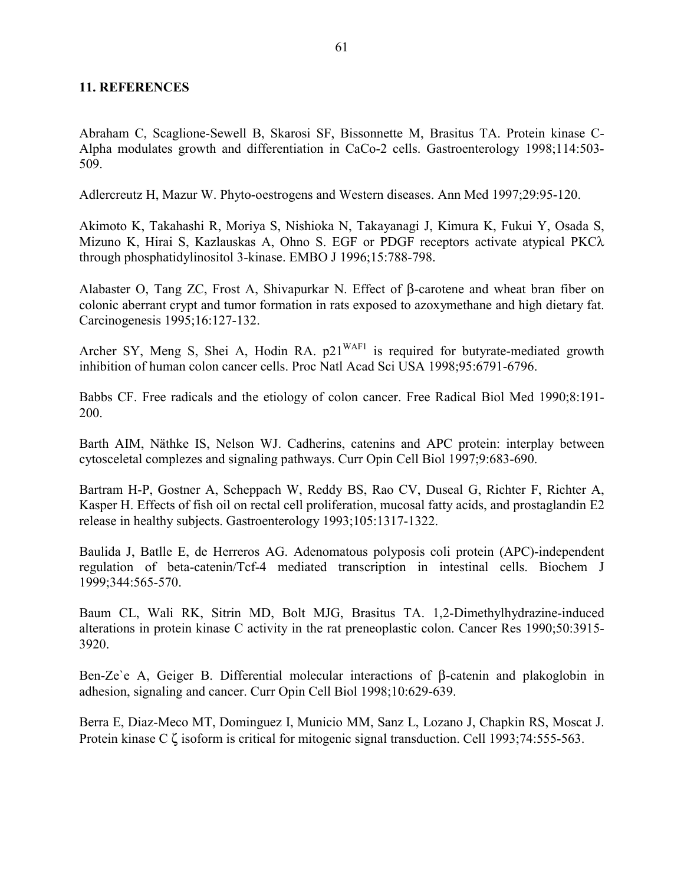## 11. REFERENCES

Abraham C, Scaglione-Sewell B, Skarosi SF, Bissonnette M, Brasitus TA. Protein kinase C-Alpha modulates growth and differentiation in CaCo-2 cells. Gastroenterology 1998;114:503-509.

Adlercreutz H, Mazur W. Phyto-oestrogens and Western diseases. Ann Med 1997;29:95-120.

Akimoto K, Takahashi R, Moriya S, Nishioka N, Takayanagi J, Kimura K, Fukui Y, Osada S, Mizuno K, Hirai S, Kazlauskas A, Ohno S. EGF or PDGF receptors activate atypical PKCλ through phosphatidylinositol 3-kinase. EMBO J 1996;15:788-798.

Alabaster O, Tang ZC, Frost A, Shivapurkar N. Effect of β-carotene and wheat bran fiber on colonic aberrant crypt and tumor formation in rats exposed to azoxymethane and high dietary fat. Carcinogenesis 1995;16:127-132.

Archer SY, Meng S, Shei A, Hodin RA. $p21^{WAF1}$ is required for butyrate-mediated growth inhibition of human colon cancer cells. Proc Natl Acad Sci USA 1998;95:6791-6796.

Babbs CF. Free radicals and the etiology of colon cancer. Free Radical Biol Med 1990;8:191-200.

Barth AIM, Näthke IS, Nelson WJ. Cadherins, catenins and APC protein: interplay between cytosceletal complezes and signaling pathways. Curr Opin Cell Biol 1997;9:683-690.

Bartram H-P, Gostner A, Scheppach W, Reddy BS, Rao CV, Duseal G, Richter F, Richter A, Kasper H. Effects of fish oil on rectal cell proliferation, mucosal fatty acids, and prostaglandin E2 release in healthy subjects. Gastroenterology 1993;105:1317-1322.

Baulida J, Batlle E, de Herreros AG. Adenomatous polyposis coli protein (APC)-independent regulation of beta-catenin/Tcf-4 mediated transcription in intestinal cells. Biochem J 1999;344:565-570.

Baum CL, Wali RK, Sitrin MD, Bolt MJG, Brasitus TA. 1,2-Dimethylhydrazine-induced alterations in protein kinase C activity in the rat preneoplastic colon. Cancer Res 1990;50:3915-3920.

Ben-Ze`e A, Geiger B. Differential molecular interactions of β-catenin and plakoglobin in adhesion, signaling and cancer. Curr Opin Cell Biol 1998;10:629-639.

Berra E, Diaz-Meco MT, Dominguez I, Municio MM, Sanz L, Lozano J, Chapkin RS, Moscat J. Protein kinase C ζ isoform is critical for mitogenic signal transduction. Cell 1993;74:555-563.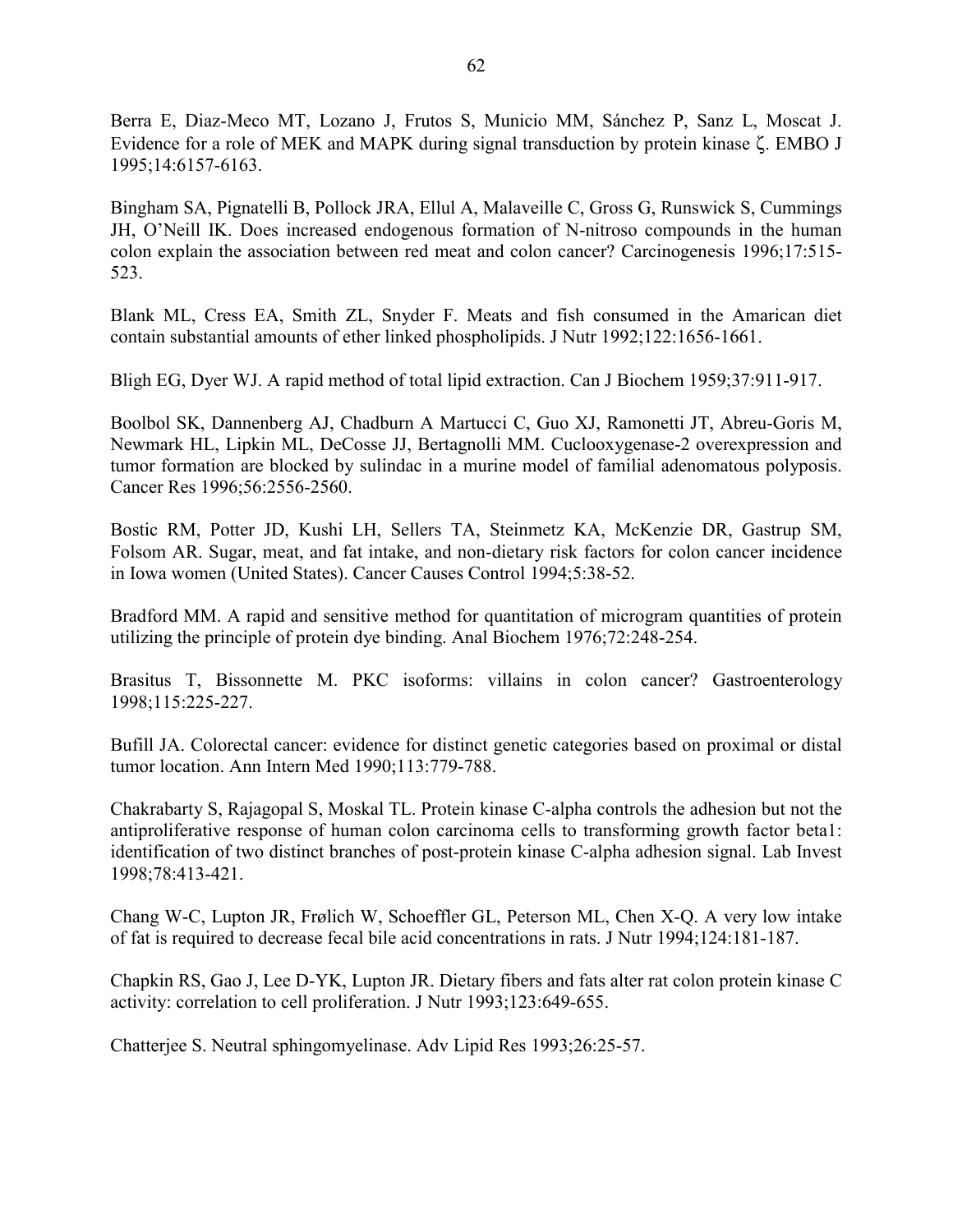Berra E, Diaz-Meco MT, Lozano J, Frutos S, Municio MM, Sánchez P, Sanz L, Moscat J. Evidence for a role of MEK and MAPK during signal transduction by protein kinase ζ. EMBO J 1995;14:6157-6163.

Bingham SA, Pignatelli B, Pollock JRA, Ellul A, Malaveille C, Gross G, Runswick S, Cummings JH, O'Neill IK. Does increased endogenous formation of N-nitroso compounds in the human colon explain the association between red meat and colon cancer? Carcinogenesis 1996;17:515-523.

Blank ML, Cress EA, Smith ZL, Snyder F. Meats and fish consumed in the Amarican diet contain substantial amounts of ether linked phospholipids. J Nutr 1992;122:1656-1661.

Bligh EG, Dyer WJ. A rapid method of total lipid extraction. Can J Biochem 1959;37:911-917.

Boolbol SK, Dannenberg AJ, Chadburn A Martucci C, Guo XJ, Ramonetti JT, Abreu-Goris M, Newmark HL, Lipkin ML, DeCosse JJ, Bertagnolli MM. Cuclooxygenase-2 overexpression and tumor formation are blocked by sulindac in a murine model of familial adenomatous polyposis. Cancer Res 1996;56:2556-2560.

Bostic RM, Potter JD, Kushi LH, Sellers TA, Steinmetz KA, McKenzie DR, Gastrup SM, Folsom AR. Sugar, meat, and fat intake, and non-dietary risk factors for colon cancer incidence in Iowa women (United States). Cancer Causes Control 1994;5:38-52.

Bradford MM. A rapid and sensitive method for quantitation of microgram quantities of protein utilizing the principle of protein dye binding. Anal Biochem 1976;72:248-254.

Brasitus T, Bissonnette M. PKC isoforms: villains in colon cancer? Gastroenterology 1998;115:225-227.

Bufill JA. Colorectal cancer: evidence for distinct genetic categories based on proximal or distal tumor location. Ann Intern Med 1990;113:779-788.

Chakrabarty S, Rajagopal S, Moskal TL. Protein kinase C-alpha controls the adhesion but not the antiproliferative response of human colon carcinoma cells to transforming growth factor beta1: identification of two distinct branches of post-protein kinase C-alpha adhesion signal. Lab Invest 1998;78:413-421.

Chang W-C, Lupton JR, Frølich W, Schoeffler GL, Peterson ML, Chen X-Q. A very low intake of fat is required to decrease fecal bile acid concentrations in rats. J Nutr 1994;124:181-187.

Chapkin RS, Gao J, Lee D-YK, Lupton JR. Dietary fibers and fats alter rat colon protein kinase C activity: correlation to cell proliferation. J Nutr 1993;123:649-655.

Chatterjee S. Neutral sphingomyelinase. Adv Lipid Res 1993;26:25-57.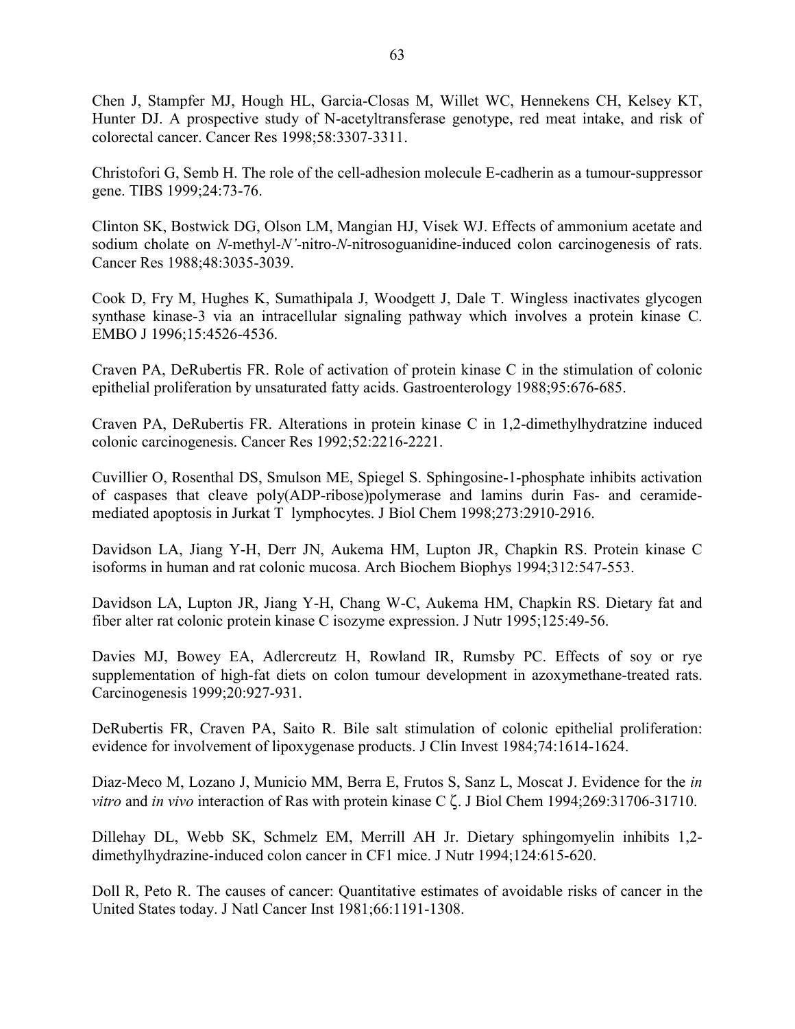Chen J, Stampfer MJ, Hough HL, Garcia-Closas M, Willet WC, Hennekens CH, Kelsey KT, Hunter DJ. A prospective study of N-acetyltransferase genotype, red meat intake, and risk of colorectal cancer. Cancer Res 1998;58:3307-3311.

Christofori G, Semb H. The role of the cell-adhesion molecule E-cadherin as a tumour-suppressor gene. TIBS 1999;24:73-76.

Clinton SK, Bostwick DG, Olson LM, Mangian HJ, Visek WJ. Effects of ammonium acetate and sodium cholate on *N*-methyl-*N'*-nitro-*N*-nitrosoguanidine-induced colon carcinogenesis of rats. Cancer Res 1988;48:3035-3039.

Cook D, Fry M, Hughes K, Sumathipala J, Woodgett J, Dale T. Wingless inactivates glycogen synthase kinase-3 via an intracellular signaling pathway which involves a protein kinase C. EMBO J 1996;15:4526-4536.

Craven PA, DeRubertis FR. Role of activation of protein kinase C in the stimulation of colonic epithelial proliferation by unsaturated fatty acids. Gastroenterology 1988;95:676-685.

Craven PA, DeRubertis FR. Alterations in protein kinase C in 1,2-dimethylhydratzine induced colonic carcinogenesis. Cancer Res 1992;52:2216-2221.

Cuvillier O, Rosenthal DS, Smulson ME, Spiegel S. Sphingosine-1-phosphate inhibits activation of caspases that cleave poly(ADP-ribose)polymerase and lamins durin Fas- and ceramide-mediated apoptosis in Jurkat T lymphocytes. J Biol Chem 1998;273:2910-2916.

Davidson LA, Jiang Y-H, Derr JN, Aukema HM, Lupton JR, Chapkin RS. Protein kinase C isoforms in human and rat colonic mucosa. Arch Biochem Biophys 1994;312:547-553.

Davidson LA, Lupton JR, Jiang Y-H, Chang W-C, Aukema HM, Chapkin RS. Dietary fat and fiber alter rat colonic protein kinase C isozyme expression. J Nutr 1995;125:49-56.

Davies MJ, Bowey EA, Adlercreutz H, Rowland IR, Rumsby PC. Effects of soy or rye supplementation of high-fat diets on colon tumour development in azoxymethane-treated rats. Carcinogenesis 1999;20:927-931.

DeRubertis FR, Craven PA, Saito R. Bile salt stimulation of colonic epithelial proliferation: evidence for involvement of lipoxygenase products. J Clin Invest 1984;74:1614-1624.

Diaz-Meco M, Lozano J, Municio MM, Berra E, Frutos S, Sanz L, Moscat J. Evidence for the *in vitro* and *in vivo* interaction of Ras with protein kinase C ζ. J Biol Chem 1994;269:31706-31710.

Dillehay DL, Webb SK, Schmelz EM, Merrill AH Jr. Dietary sphingomyelin inhibits 1,2-dimethylhydrazine-induced colon cancer in CF1 mice. J Nutr 1994;124:615-620.

Doll R, Peto R. The causes of cancer: Quantitative estimates of avoidable risks of cancer in the United States today. J Natl Cancer Inst 1981;66:1191-1308.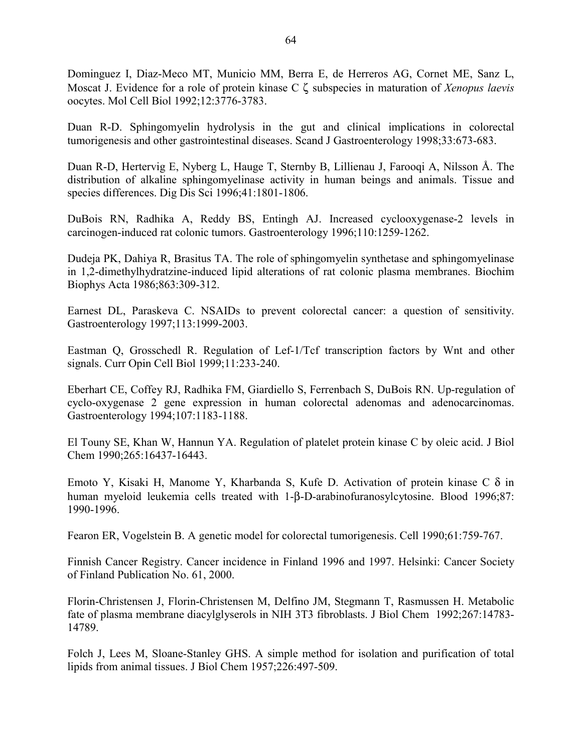Dominguez I, Diaz-Meco MT, Municio MM, Berra E, de Herreros AG, Cornet ME, Sanz L, Moscat J. Evidence for a role of protein kinase C ζ subspecies in maturation of *Xenopus laevis* oocytes. Mol Cell Biol 1992;12:3776-3783.

Duan R-D. Sphingomyelin hydrolysis in the gut and clinical implications in colorectal tumorigenesis and other gastrointestinal diseases. Scand J Gastroenterology 1998;33:673-683.

Duan R-D, Hertervig E, Nyberg L, Hauge T, Sternby B, Lillienau J, Farooqi A, Nilsson Å. The distribution of alkaline sphingomyelinase activity in human beings and animals. Tissue and species differences. Dig Dis Sci 1996;41:1801-1806.

DuBois RN, Radhika A, Reddy BS, Entingh AJ. Increased cyclooxygenase-2 levels in carcinogen-induced rat colonic tumors. Gastroenterology 1996;110:1259-1262.

Dudeja PK, Dahiya R, Brasitus TA. The role of sphingomyelin synthetase and sphingomyelinase in 1,2-dimethylhydratzine-induced lipid alterations of rat colonic plasma membranes. Biochim Biophys Acta 1986;863:309-312.

Earnest DL, Paraskeva C. NSAIDs to prevent colorectal cancer: a question of sensitivity. Gastroenterology 1997;113:1999-2003.

Eastman Q, Grosschedl R. Regulation of Lef-1/Tcf transcription factors by Wnt and other signals. Curr Opin Cell Biol 1999;11:233-240.

Eberhart CE, Coffey RJ, Radhika FM, Giardiello S, Ferrenbach S, DuBois RN. Up-regulation of cyclo-oxygenase 2 gene expression in human colorectal adenomas and adenocarcinomas. Gastroenterology 1994;107:1183-1188.

El Touny SE, Khan W, Hannun YA. Regulation of platelet protein kinase C by oleic acid. J Biol Chem 1990;265:16437-16443.

Emoto Y, Kisaki H, Manome Y, Kharbanda S, Kufe D. Activation of protein kinase C δ in human myeloid leukemia cells treated with 1-β-D-arabinofuranosylcytosine. Blood 1996;87: 1990-1996.

Fearon ER, Vogelstein B. A genetic model for colorectal tumorigenesis. Cell 1990;61:759-767.

Finnish Cancer Registry. Cancer incidence in Finland 1996 and 1997. Helsinki: Cancer Society of Finland Publication No. 61, 2000.

Florin-Christensen J, Florin-Christensen M, Delfino JM, Stegmann T, Rasmussen H. Metabolic fate of plasma membrane diacylglyserols in NIH 3T3 fibroblasts. J Biol Chem 1992;267:14783-14789.

Folch J, Lees M, Sloane-Stanley GHS. A simple method for isolation and purification of total lipids from animal tissues. J Biol Chem 1957;226:497-509.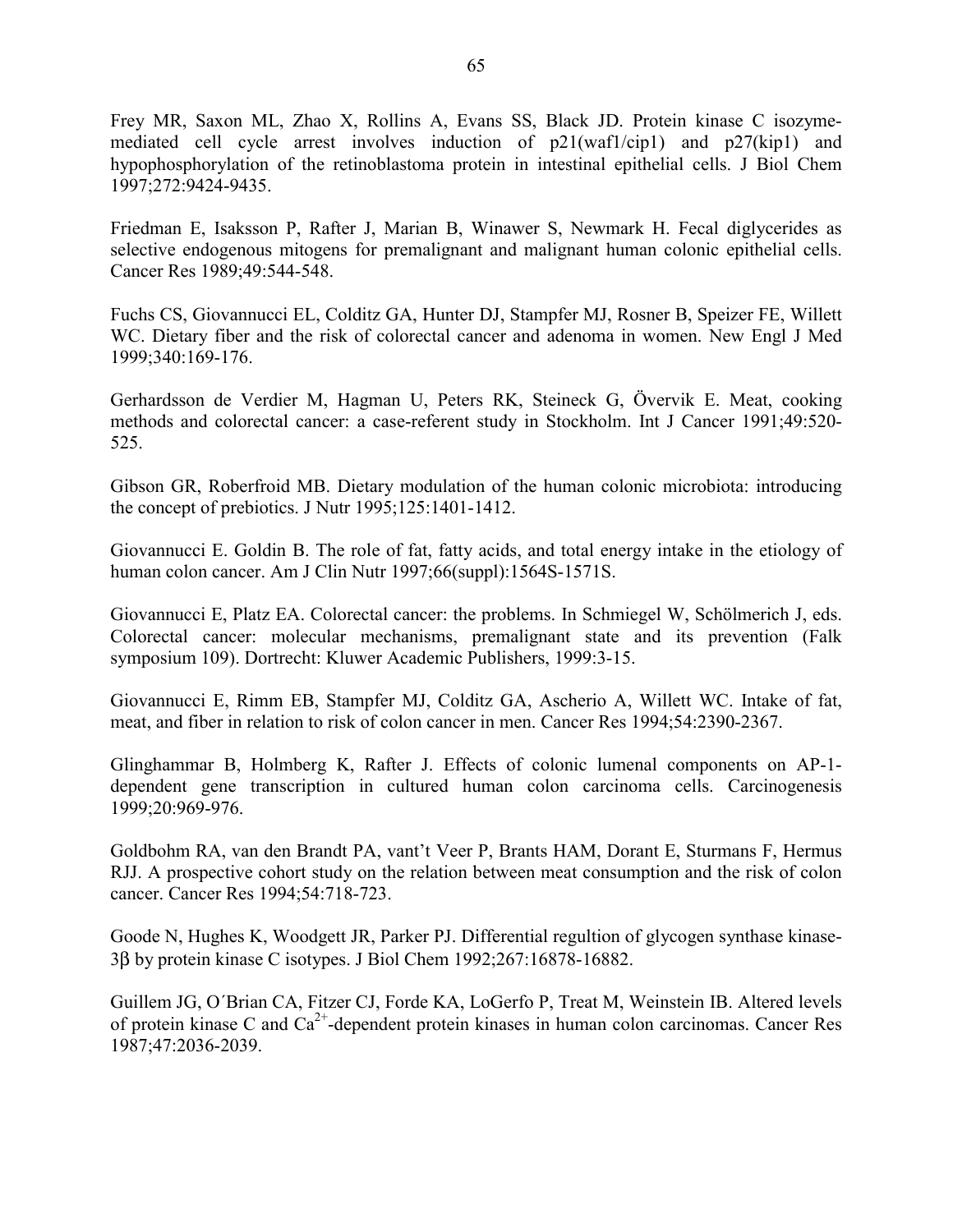Frey MR, Saxon ML, Zhao X, Rollins A, Evans SS, Black JD. Protein kinase C isozyme-mediated cell cycle arrest involves induction of p21(waf1/cip1) and p27(kip1) and hypophosphorylation of the retinoblastoma protein in intestinal epithelial cells. J Biol Chem 1997;272:9424-9435.

Friedman E, Isaksson P, Rafter J, Marian B, Winawer S, Newmark H. Fecal diglycerides as selective endogenous mitogens for premalignant and malignant human colonic epithelial cells. Cancer Res 1989;49:544-548.

Fuchs CS, Giovannucci EL, Colditz GA, Hunter DJ, Stampfer MJ, Rosner B, Speizer FE, Willett WC. Dietary fiber and the risk of colorectal cancer and adenoma in women. New Engl J Med 1999;340:169-176.

Gerhardsson de Verdier M, Hagman U, Peters RK, Steineck G, Övervik E. Meat, cooking methods and colorectal cancer: a case-referent study in Stockholm. Int J Cancer 1991;49:520-525.

Gibson GR, Roberfroid MB. Dietary modulation of the human colonic microbiota: introducing the concept of prebiotics. J Nutr 1995;125:1401-1412.

Giovannucci E. Goldin B. The role of fat, fatty acids, and total energy intake in the etiology of human colon cancer. Am J Clin Nutr 1997;66(suppl):1564S-1571S.

Giovannucci E, Platz EA. Colorectal cancer: the problems. In Schmiegel W, Schölmerich J, eds. Colorectal cancer: molecular mechanisms, premalignant state and its prevention (Falk symposium 109). Dortrecht: Kluwer Academic Publishers, 1999:3-15.

Giovannucci E, Rimm EB, Stampfer MJ, Colditz GA, Ascherio A, Willett WC. Intake of fat, meat, and fiber in relation to risk of colon cancer in men. Cancer Res 1994;54:2390-2367.

Glinghammar B, Holmberg K, Rafter J. Effects of colonic lumenal components on AP-1-dependent gene transcription in cultured human colon carcinoma cells. Carcinogenesis 1999;20:969-976.

Goldbohm RA, van den Brandt PA, vant't Veer P, Brants HAM, Dorant E, Sturmans F, Hermus RJJ. A prospective cohort study on the relation between meat consumption and the risk of colon cancer. Cancer Res 1994;54:718-723.

Goode N, Hughes K, Woodgett JR, Parker PJ. Differential regultion of glycogen synthase kinase-3β by protein kinase C isotypes. J Biol Chem 1992;267:16878-16882.

Guillem JG, O´Brian CA, Fitzer CJ, Forde KA, LoGerfo P, Treat M, Weinstein IB. Altered levels of protein kinase C and $Ca^{2+}$-dependent protein kinases in human colon carcinomas. Cancer Res 1987;47:2036-2039.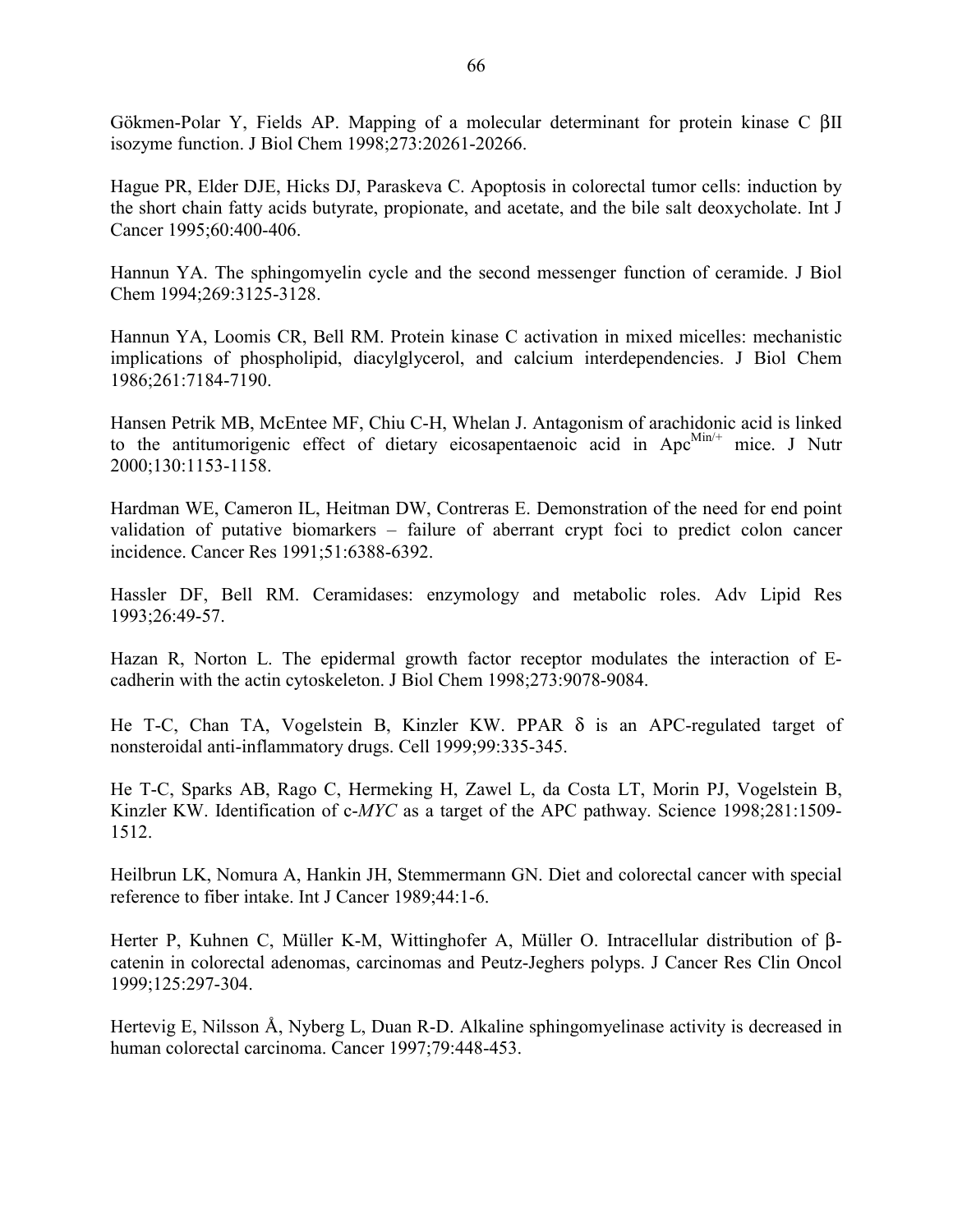Gökmen-Polar Y, Fields AP. Mapping of a molecular determinant for protein kinase C βII isozyme function. J Biol Chem 1998;273:20261-20266.

Hague PR, Elder DJE, Hicks DJ, Paraskeva C. Apoptosis in colorectal tumor cells: induction by the short chain fatty acids butyrate, propionate, and acetate, and the bile salt deoxycholate. Int J Cancer 1995;60:400-406.

Hannun YA. The sphingomyelin cycle and the second messenger function of ceramide. J Biol Chem 1994;269:3125-3128.

Hannun YA, Loomis CR, Bell RM. Protein kinase C activation in mixed micelles: mechanistic implications of phospholipid, diacylglycerol, and calcium interdependencies. J Biol Chem 1986;261:7184-7190.

Hansen Petrik MB, McEntee MF, Chiu C-H, Whelan J. Antagonism of arachidonic acid is linked to the antitumorigenic effect of dietary eicosapentaenoic acid in $Apc^{Min/+}$ mice. J Nutr 2000;130:1153-1158.

Hardman WE, Cameron IL, Heitman DW, Contreras E. Demonstration of the need for end point validation of putative biomarkers – failure of aberrant crypt foci to predict colon cancer incidence. Cancer Res 1991;51:6388-6392.

Hassler DF, Bell RM. Ceramidases: enzymology and metabolic roles. Adv Lipid Res 1993;26:49-57.

Hazan R, Norton L. The epidermal growth factor receptor modulates the interaction of E-cadherin with the actin cytoskeleton. J Biol Chem 1998;273:9078-9084.

He T-C, Chan TA, Vogelstein B, Kinzler KW. PPAR δ is an APC-regulated target of nonsteroidal anti-inflammatory drugs. Cell 1999;99:335-345.

He T-C, Sparks AB, Rago C, Hermeking H, Zawel L, da Costa LT, Morin PJ, Vogelstein B, Kinzler KW. Identification of c-*MYC* as a target of the APC pathway. Science 1998;281:1509-1512.

Heilbrun LK, Nomura A, Hankin JH, Stemmermann GN. Diet and colorectal cancer with special reference to fiber intake. Int J Cancer 1989;44:1-6.

Herter P, Kuhnen C, Müller K-M, Wittinghofer A, Müller O. Intracellular distribution of β-catenin in colorectal adenomas, carcinomas and Peutz-Jeghers polyps. J Cancer Res Clin Oncol 1999;125:297-304.

Hertevig E, Nilsson Å, Nyberg L, Duan R-D. Alkaline sphingomyelinase activity is decreased in human colorectal carcinoma. Cancer 1997;79:448-453.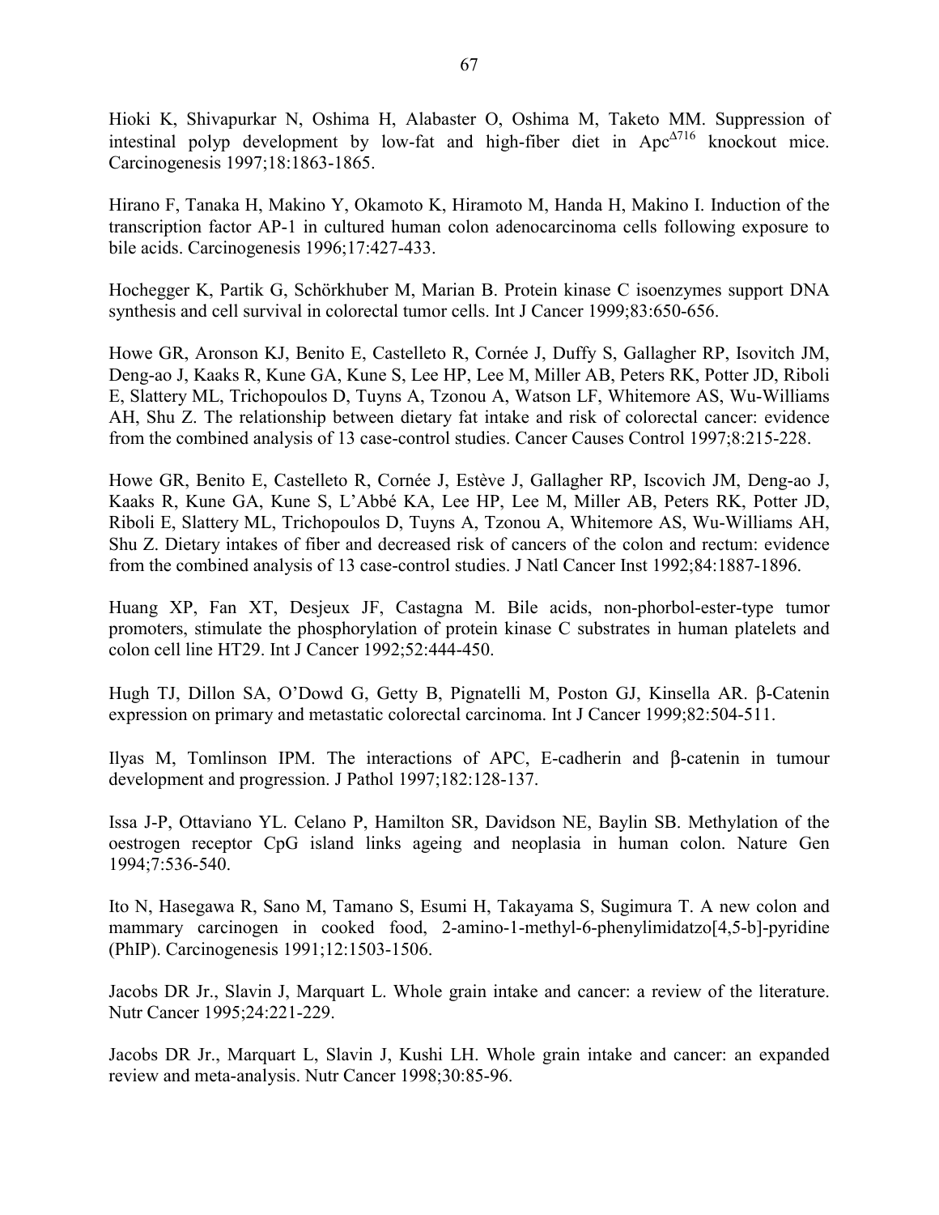Hioki K, Shivapurkar N, Oshima H, Alabaster O, Oshima M, Taketo MM. Suppression of intestinal polyp development by low-fat and high-fiber diet in Apc$^{\Delta 716}$ knockout mice. Carcinogenesis 1997;18:1863-1865.

Hirano F, Tanaka H, Makino Y, Okamoto K, Hiramoto M, Handa H, Makino I. Induction of the transcription factor AP-1 in cultured human colon adenocarcinoma cells following exposure to bile acids. Carcinogenesis 1996;17:427-433.

Hochegger K, Partik G, Schörkhuber M, Marian B. Protein kinase C isoenzymes support DNA synthesis and cell survival in colorectal tumor cells. Int J Cancer 1999;83:650-656.

Howe GR, Aronson KJ, Benito E, Castelleto R, Cornée J, Duffy S, Gallagher RP, Isovitch JM, Deng-ao J, Kaaks R, Kune GA, Kune S, Lee HP, Lee M, Miller AB, Peters RK, Potter JD, Riboli E, Slattery ML, Trichopoulos D, Tuyns A, Tzonou A, Watson LF, Whitemore AS, Wu-Williams AH, Shu Z. The relationship between dietary fat intake and risk of colorectal cancer: evidence from the combined analysis of 13 case-control studies. Cancer Causes Control 1997;8:215-228.

Howe GR, Benito E, Castelleto R, Cornée J, Estève J, Gallagher RP, Iscovich JM, Deng-ao J, Kaaks R, Kune GA, Kune S, L'Abbé KA, Lee HP, Lee M, Miller AB, Peters RK, Potter JD, Riboli E, Slattery ML, Trichopoulos D, Tuyns A, Tzonou A, Whitemore AS, Wu-Williams AH, Shu Z. Dietary intakes of fiber and decreased risk of cancers of the colon and rectum: evidence from the combined analysis of 13 case-control studies. J Natl Cancer Inst 1992;84:1887-1896.

Huang XP, Fan XT, Desjeux JF, Castagna M. Bile acids, non-phorbol-ester-type tumor promoters, stimulate the phosphorylation of protein kinase C substrates in human platelets and colon cell line HT29. Int J Cancer 1992;52:444-450.

Hugh TJ, Dillon SA, O'Dowd G, Getty B, Pignatelli M, Poston GJ, Kinsella AR. β-Catenin expression on primary and metastatic colorectal carcinoma. Int J Cancer 1999;82:504-511.

Ilyas M, Tomlinson IPM. The interactions of APC, E-cadherin and β-catenin in tumour development and progression. J Pathol 1997;182:128-137.

Issa J-P, Ottaviano YL. Celano P, Hamilton SR, Davidson NE, Baylin SB. Methylation of the oestrogen receptor CpG island links ageing and neoplasia in human colon. Nature Gen 1994;7:536-540.

Ito N, Hasegawa R, Sano M, Tamano S, Esumi H, Takayama S, Sugimura T. A new colon and mammary carcinogen in cooked food, 2-amino-1-methyl-6-phenylimidatzo[4,5-b]-pyridine (PhIP). Carcinogenesis 1991;12:1503-1506.

Jacobs DR Jr., Slavin J, Marquart L. Whole grain intake and cancer: a review of the literature. Nutr Cancer 1995;24:221-229.

Jacobs DR Jr., Marquart L, Slavin J, Kushi LH. Whole grain intake and cancer: an expanded review and meta-analysis. Nutr Cancer 1998;30:85-96.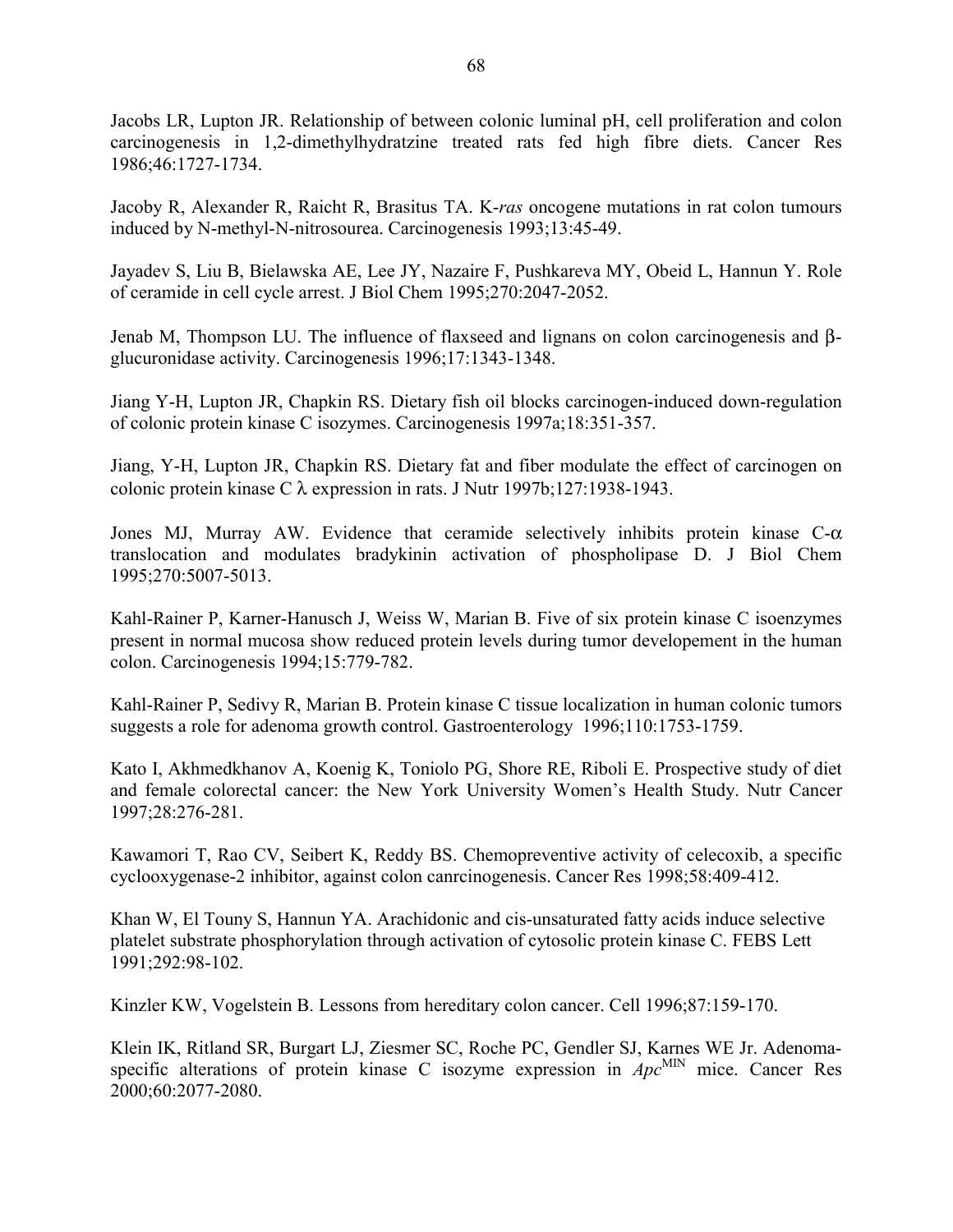Jacobs LR, Lupton JR. Relationship of between colonic luminal pH, cell proliferation and colon carcinogenesis in 1,2-dimethylhydratzine treated rats fed high fibre diets. Cancer Res 1986;46:1727-1734.

Jacoby R, Alexander R, Raicht R, Brasitus TA. K-*ras* oncogene mutations in rat colon tumours induced by N-methyl-N-nitrosourea. Carcinogenesis 1993;13:45-49.

Jayadev S, Liu B, Bielawska AE, Lee JY, Nazaire F, Pushkareva MY, Obeid L, Hannun Y. Role of ceramide in cell cycle arrest. J Biol Chem 1995;270:2047-2052.

Jenab M, Thompson LU. The influence of flaxseed and lignans on colon carcinogenesis and β-glucuronidase activity. Carcinogenesis 1996;17:1343-1348.

Jiang Y-H, Lupton JR, Chapkin RS. Dietary fish oil blocks carcinogen-induced down-regulation of colonic protein kinase C isozymes. Carcinogenesis 1997a;18:351-357.

Jiang, Y-H, Lupton JR, Chapkin RS. Dietary fat and fiber modulate the effect of carcinogen on colonic protein kinase C λ expression in rats. J Nutr 1997b;127:1938-1943.

Jones MJ, Murray AW. Evidence that ceramide selectively inhibits protein kinase C-α translocation and modulates bradykinin activation of phospholipase D. J Biol Chem 1995;270:5007-5013.

Kahl-Rainer P, Karner-Hanusch J, Weiss W, Marian B. Five of six protein kinase C isoenzymes present in normal mucosa show reduced protein levels during tumor developement in the human colon. Carcinogenesis 1994;15:779-782.

Kahl-Rainer P, Sedivy R, Marian B. Protein kinase C tissue localization in human colonic tumors suggests a role for adenoma growth control. Gastroenterology 1996;110:1753-1759.

Kato I, Akhmedkhanov A, Koenig K, Toniolo PG, Shore RE, Riboli E. Prospective study of diet and female colorectal cancer: the New York University Women's Health Study. Nutr Cancer 1997;28:276-281.

Kawamori T, Rao CV, Seibert K, Reddy BS. Chemopreventive activity of celecoxib, a specific cyclooxygenase-2 inhibitor, against colon canrcinogenesis. Cancer Res 1998;58:409-412.

Khan W, El Touny S, Hannun YA. Arachidonic and cis-unsaturated fatty acids induce selective platelet substrate phosphorylation through activation of cytosolic protein kinase C. FEBS Lett 1991;292:98-102.

Kinzler KW, Vogelstein B. Lessons from hereditary colon cancer. Cell 1996;87:159-170.

Klein IK, Ritland SR, Burgart LJ, Ziesmer SC, Roche PC, Gendler SJ, Karnes WE Jr. Adenoma-specific alterations of protein kinase C isozyme expression in *Apc*$^{\mathrm{MIN}}$ mice. Cancer Res 2000;60:2077-2080.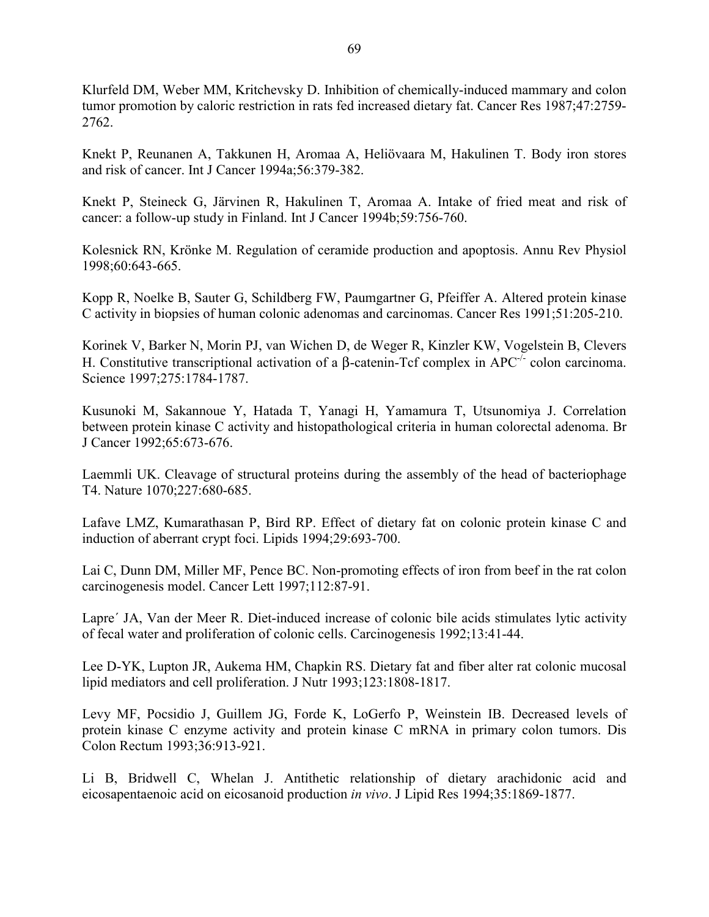Klurfeld DM, Weber MM, Kritchevsky D. Inhibition of chemically-induced mammary and colon tumor promotion by caloric restriction in rats fed increased dietary fat. Cancer Res 1987;47:2759-2762.

Knekt P, Reunanen A, Takkunen H, Aromaa A, Heliövaara M, Hakulinen T. Body iron stores and risk of cancer. Int J Cancer 1994a;56:379-382.

Knekt P, Steineck G, Järvinen R, Hakulinen T, Aromaa A. Intake of fried meat and risk of cancer: a follow-up study in Finland. Int J Cancer 1994b;59:756-760.

Kolesnick RN, Krönke M. Regulation of ceramide production and apoptosis. Annu Rev Physiol 1998;60:643-665.

Kopp R, Noelke B, Sauter G, Schildberg FW, Paumgartner G, Pfeiffer A. Altered protein kinase C activity in biopsies of human colonic adenomas and carcinomas. Cancer Res 1991;51:205-210.

Korinek V, Barker N, Morin PJ, van Wichen D, de Weger R, Kinzler KW, Vogelstein B, Clevers H. Constitutive transcriptional activation of a β-catenin-Tcf complex in $APC^{-/-}$ colon carcinoma. Science 1997;275:1784-1787.

Kusunoki M, Sakannoue Y, Hatada T, Yanagi H, Yamamura T, Utsunomiya J. Correlation between protein kinase C activity and histopathological criteria in human colorectal adenoma. Br J Cancer 1992;65:673-676.

Laemmli UK. Cleavage of structural proteins during the assembly of the head of bacteriophage T4. Nature 1070;227:680-685.

Lafave LMZ, Kumarathasan P, Bird RP. Effect of dietary fat on colonic protein kinase C and induction of aberrant crypt foci. Lipids 1994;29:693-700.

Lai C, Dunn DM, Miller MF, Pence BC. Non-promoting effects of iron from beef in the rat colon carcinogenesis model. Cancer Lett 1997;112:87-91.

Lapre´ JA, Van der Meer R. Diet-induced increase of colonic bile acids stimulates lytic activity of fecal water and proliferation of colonic cells. Carcinogenesis 1992;13:41-44.

Lee D-YK, Lupton JR, Aukema HM, Chapkin RS. Dietary fat and fiber alter rat colonic mucosal lipid mediators and cell proliferation. J Nutr 1993;123:1808-1817.

Levy MF, Pocsidio J, Guillem JG, Forde K, LoGerfo P, Weinstein IB. Decreased levels of protein kinase C enzyme activity and protein kinase C mRNA in primary colon tumors. Dis Colon Rectum 1993;36:913-921.

Li B, Bridwell C, Whelan J. Antithetic relationship of dietary arachidonic acid and eicosapentaenoic acid on eicosanoid production *in vivo*. J Lipid Res 1994;35:1869-1877.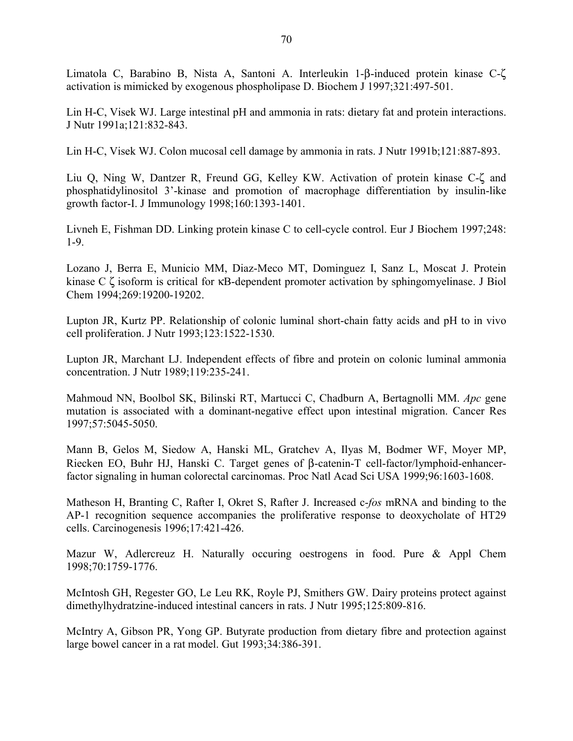Limatola C, Barabino B, Nista A, Santoni A. Interleukin 1-β-induced protein kinase C-ζ activation is mimicked by exogenous phospholipase D. Biochem J 1997;321:497-501.

Lin H-C, Visek WJ. Large intestinal pH and ammonia in rats: dietary fat and protein interactions. J Nutr 1991a;121:832-843.

Lin H-C, Visek WJ. Colon mucosal cell damage by ammonia in rats. J Nutr 1991b;121:887-893.

Liu Q, Ning W, Dantzer R, Freund GG, Kelley KW. Activation of protein kinase C-ζ and phosphatidylinositol 3'-kinase and promotion of macrophage differentiation by insulin-like growth factor-I. J Immunology 1998;160:1393-1401.

Livneh E, Fishman DD. Linking protein kinase C to cell-cycle control. Eur J Biochem 1997;248: 1-9.

Lozano J, Berra E, Municio MM, Diaz-Meco MT, Dominguez I, Sanz L, Moscat J. Protein kinase C ζ isoform is critical for κB-dependent promoter activation by sphingomyelinase. J Biol Chem 1994;269:19200-19202.

Lupton JR, Kurtz PP. Relationship of colonic luminal short-chain fatty acids and pH to in vivo cell proliferation. J Nutr 1993;123:1522-1530.

Lupton JR, Marchant LJ. Independent effects of fibre and protein on colonic luminal ammonia concentration. J Nutr 1989;119:235-241.

Mahmoud NN, Boolbol SK, Bilinski RT, Martucci C, Chadburn A, Bertagnolli MM. *Apc* gene mutation is associated with a dominant-negative effect upon intestinal migration. Cancer Res 1997;57:5045-5050.

Mann B, Gelos M, Siedow A, Hanski ML, Gratchev A, Ilyas M, Bodmer WF, Moyer MP, Riecken EO, Buhr HJ, Hanski C. Target genes of β-catenin-T cell-factor/lymphoid-enhancer-factor signaling in human colorectal carcinomas. Proc Natl Acad Sci USA 1999;96:1603-1608.

Matheson H, Branting C, Rafter I, Okret S, Rafter J. Increased c-*fos* mRNA and binding to the AP-1 recognition sequence accompanies the proliferative response to deoxycholate of HT29 cells. Carcinogenesis 1996;17:421-426.

Mazur W, Adlercreuz H. Naturally occuring oestrogens in food. Pure & Appl Chem 1998;70:1759-1776.

McIntosh GH, Regester GO, Le Leu RK, Royle PJ, Smithers GW. Dairy proteins protect against dimethylhydratzine-induced intestinal cancers in rats. J Nutr 1995;125:809-816.

McIntry A, Gibson PR, Yong GP. Butyrate production from dietary fibre and protection against large bowel cancer in a rat model. Gut 1993;34:386-391.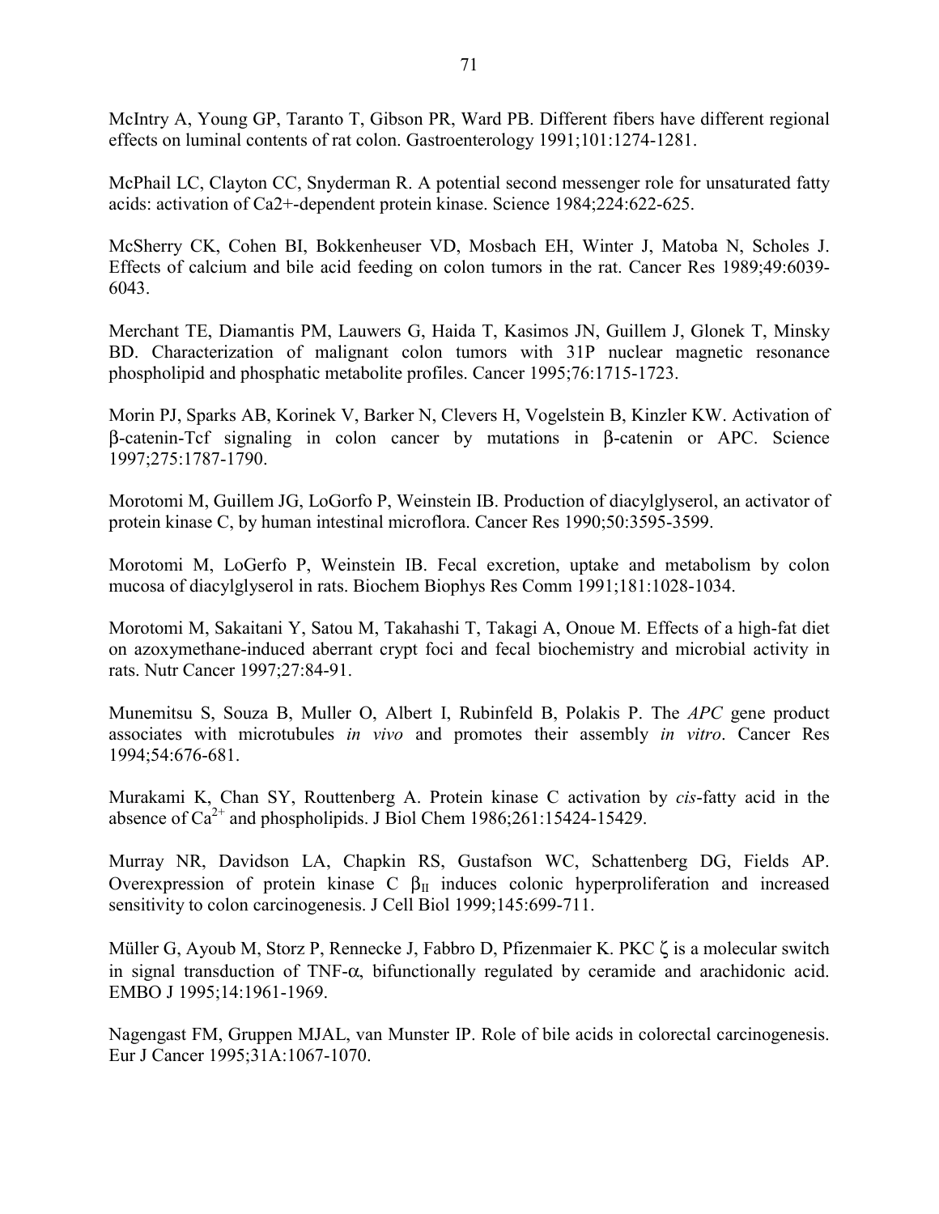McIntry A, Young GP, Taranto T, Gibson PR, Ward PB. Different fibers have different regional effects on luminal contents of rat colon. Gastroenterology 1991;101:1274-1281.

McPhail LC, Clayton CC, Snyderman R. A potential second messenger role for unsaturated fatty acids: activation of Ca2+-dependent protein kinase. Science 1984;224:622-625.

McSherry CK, Cohen BI, Bokkenheuser VD, Mosbach EH, Winter J, Matoba N, Scholes J. Effects of calcium and bile acid feeding on colon tumors in the rat. Cancer Res 1989;49:6039-6043.

Merchant TE, Diamantis PM, Lauwers G, Haida T, Kasimos JN, Guillem J, Glonek T, Minsky BD. Characterization of malignant colon tumors with 31P nuclear magnetic resonance phospholipid and phosphatic metabolite profiles. Cancer 1995;76:1715-1723.

Morin PJ, Sparks AB, Korinek V, Barker N, Clevers H, Vogelstein B, Kinzler KW. Activation of β-catenin-Tcf signaling in colon cancer by mutations in β-catenin or APC. Science 1997;275:1787-1790.

Morotomi M, Guillem JG, LoGorfo P, Weinstein IB. Production of diacylglyserol, an activator of protein kinase C, by human intestinal microflora. Cancer Res 1990;50:3595-3599.

Morotomi M, LoGerfo P, Weinstein IB. Fecal excretion, uptake and metabolism by colon mucosa of diacylglyserol in rats. Biochem Biophys Res Comm 1991;181:1028-1034.

Morotomi M, Sakaitani Y, Satou M, Takahashi T, Takagi A, Onoue M. Effects of a high-fat diet on azoxymethane-induced aberrant crypt foci and fecal biochemistry and microbial activity in rats. Nutr Cancer 1997;27:84-91.

Munemitsu S, Souza B, Muller O, Albert I, Rubinfeld B, Polakis P. The *APC* gene product associates with microtubules *in vivo* and promotes their assembly *in vitro*. Cancer Res 1994;54:676-681.

Murakami K, Chan SY, Routtenberg A. Protein kinase C activation by *cis*-fatty acid in the absence of $Ca^{2+}$ and phospholipids. J Biol Chem 1986;261:15424-15429.

Murray NR, Davidson LA, Chapkin RS, Gustafson WC, Schattenberg DG, Fields AP. Overexpression of protein kinase C $\beta_{II}$ induces colonic hyperproliferation and increased sensitivity to colon carcinogenesis. J Cell Biol 1999;145:699-711.

Müller G, Ayoub M, Storz P, Rennecke J, Fabbro D, Pfizenmaier K. PKC ζ is a molecular switch in signal transduction of TNF-α, bifunctionally regulated by ceramide and arachidonic acid. EMBO J 1995;14:1961-1969.

Nagengast FM, Gruppen MJAL, van Munster IP. Role of bile acids in colorectal carcinogenesis. Eur J Cancer 1995;31A:1067-1070.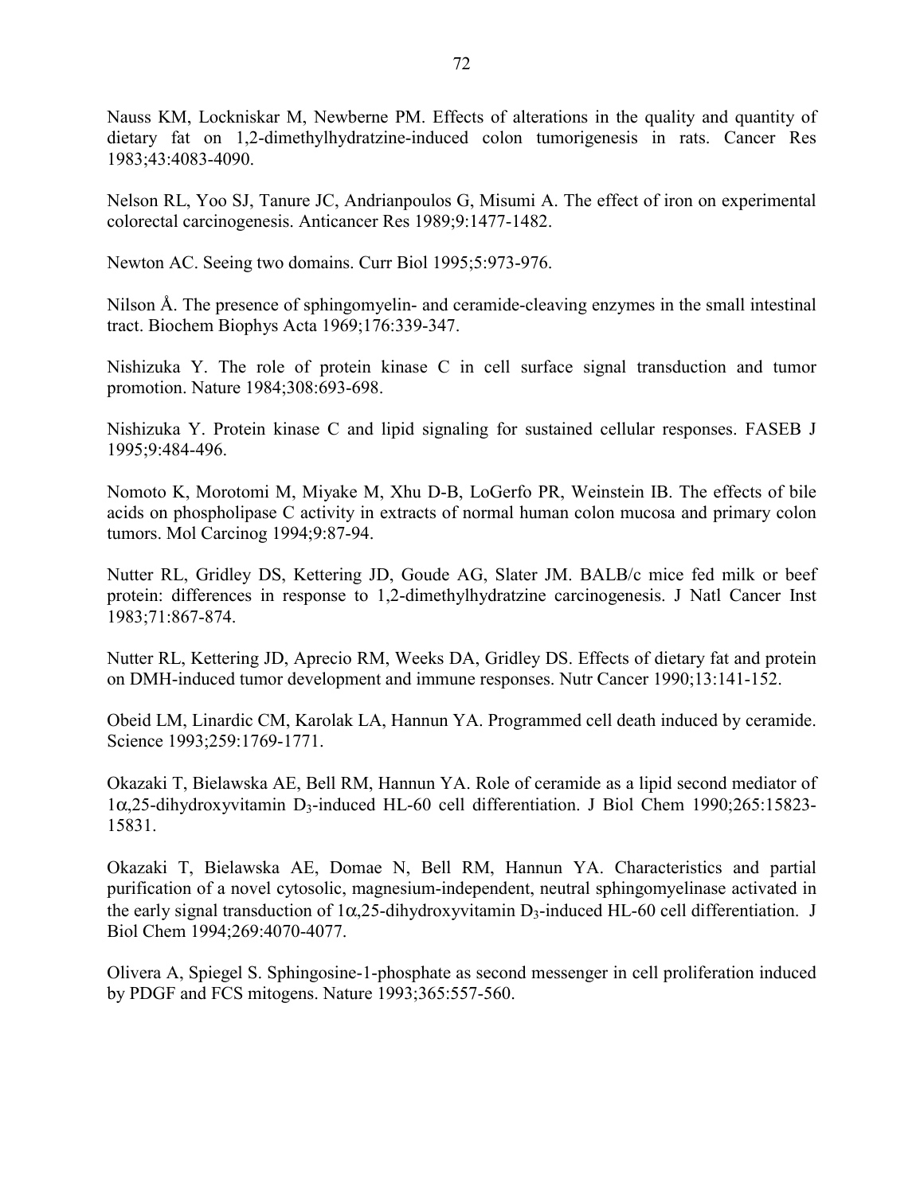Nauss KM, Lockniskar M, Newberne PM. Effects of alterations in the quality and quantity of dietary fat on 1,2-dimethylhydratzine-induced colon tumorigenesis in rats. Cancer Res 1983;43:4083-4090.

Nelson RL, Yoo SJ, Tanure JC, Andrianpoulos G, Misumi A. The effect of iron on experimental colorectal carcinogenesis. Anticancer Res 1989;9:1477-1482.

Newton AC. Seeing two domains. Curr Biol 1995;5:973-976.

Nilson Å. The presence of sphingomyelin- and ceramide-cleaving enzymes in the small intestinal tract. Biochem Biophys Acta 1969;176:339-347.

Nishizuka Y. The role of protein kinase C in cell surface signal transduction and tumor promotion. Nature 1984;308:693-698.

Nishizuka Y. Protein kinase C and lipid signaling for sustained cellular responses. FASEB J 1995;9:484-496.

Nomoto K, Morotomi M, Miyake M, Xhu D-B, LoGerfo PR, Weinstein IB. The effects of bile acids on phospholipase C activity in extracts of normal human colon mucosa and primary colon tumors. Mol Carcinog 1994;9:87-94.

Nutter RL, Gridley DS, Kettering JD, Goude AG, Slater JM. BALB/c mice fed milk or beef protein: differences in response to 1,2-dimethylhydratzine carcinogenesis. J Natl Cancer Inst 1983;71:867-874.

Nutter RL, Kettering JD, Aprecio RM, Weeks DA, Gridley DS. Effects of dietary fat and protein on DMH-induced tumor development and immune responses. Nutr Cancer 1990;13:141-152.

Obeid LM, Linardic CM, Karolak LA, Hannun YA. Programmed cell death induced by ceramide. Science 1993;259:1769-1771.

Okazaki T, Bielawska AE, Bell RM, Hannun YA. Role of ceramide as a lipid second mediator of $1\alpha$,25-dihydroxyvitamin $D_3$-induced HL-60 cell differentiation. J Biol Chem 1990;265:15823-15831.

Okazaki T, Bielawska AE, Domae N, Bell RM, Hannun YA. Characteristics and partial purification of a novel cytosolic, magnesium-independent, neutral sphingomyelinase activated in the early signal transduction of $1\alpha$,25-dihydroxyvitamin $D_3$-induced HL-60 cell differentiation. J Biol Chem 1994;269:4070-4077.

Olivera A, Spiegel S. Sphingosine-1-phosphate as second messenger in cell proliferation induced by PDGF and FCS mitogens. Nature 1993;365:557-560.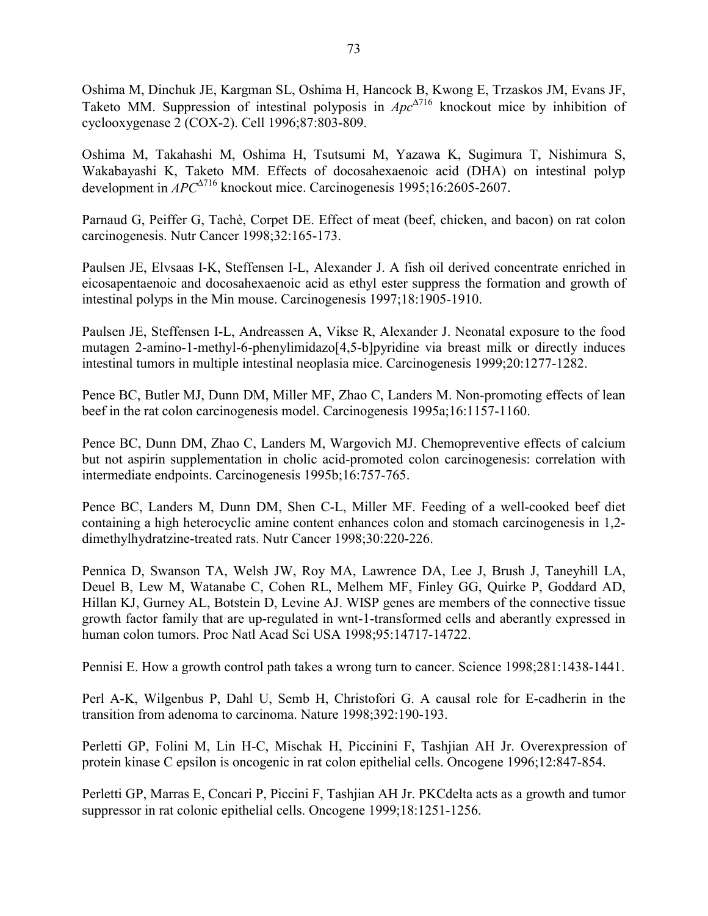Oshima M, Dinchuk JE, Kargman SL, Oshima H, Hancock B, Kwong E, Trzaskos JM, Evans JF, Taketo MM. Suppression of intestinal polyposis in *Apc*$^{\Delta 716}$ knockout mice by inhibition of cyclooxygenase 2 (COX-2). Cell 1996;87:803-809.

Oshima M, Takahashi M, Oshima H, Tsutsumi M, Yazawa K, Sugimura T, Nishimura S, Wakabayashi K, Taketo MM. Effects of docosahexaenoic acid (DHA) on intestinal polyp development in *APC*$^{\Delta 716}$ knockout mice. Carcinogenesis 1995;16:2605-2607.

Parnaud G, Peiffer G, Tachè, Corpet DE. Effect of meat (beef, chicken, and bacon) on rat colon carcinogenesis. Nutr Cancer 1998;32:165-173.

Paulsen JE, Elvsaas I-K, Steffensen I-L, Alexander J. A fish oil derived concentrate enriched in eicosapentaenoic and docosahexaenoic acid as ethyl ester suppress the formation and growth of intestinal polyps in the Min mouse. Carcinogenesis 1997;18:1905-1910.

Paulsen JE, Steffensen I-L, Andreassen A, Vikse R, Alexander J. Neonatal exposure to the food mutagen 2-amino-1-methyl-6-phenylimidazo[4,5-b]pyridine via breast milk or directly induces intestinal tumors in multiple intestinal neoplasia mice. Carcinogenesis 1999;20:1277-1282.

Pence BC, Butler MJ, Dunn DM, Miller MF, Zhao C, Landers M. Non-promoting effects of lean beef in the rat colon carcinogenesis model. Carcinogenesis 1995a;16:1157-1160.

Pence BC, Dunn DM, Zhao C, Landers M, Wargovich MJ. Chemopreventive effects of calcium but not aspirin supplementation in cholic acid-promoted colon carcinogenesis: correlation with intermediate endpoints. Carcinogenesis 1995b;16:757-765.

Pence BC, Landers M, Dunn DM, Shen C-L, Miller MF. Feeding of a well-cooked beef diet containing a high heterocyclic amine content enhances colon and stomach carcinogenesis in 1,2-dimethylhydratzine-treated rats. Nutr Cancer 1998;30:220-226.

Pennica D, Swanson TA, Welsh JW, Roy MA, Lawrence DA, Lee J, Brush J, Taneyhill LA, Deuel B, Lew M, Watanabe C, Cohen RL, Melhem MF, Finley GG, Quirke P, Goddard AD, Hillan KJ, Gurney AL, Botstein D, Levine AJ. WISP genes are members of the connective tissue growth factor family that are up-regulated in wnt-1-transformed cells and aberantly expressed in human colon tumors. Proc Natl Acad Sci USA 1998;95:14717-14722.

Pennisi E. How a growth control path takes a wrong turn to cancer. Science 1998;281:1438-1441.

Perl A-K, Wilgenbus P, Dahl U, Semb H, Christofori G. A causal role for E-cadherin in the transition from adenoma to carcinoma. Nature 1998;392:190-193.

Perletti GP, Folini M, Lin H-C, Mischak H, Piccinini F, Tashjian AH Jr. Overexpression of protein kinase C epsilon is oncogenic in rat colon epithelial cells. Oncogene 1996;12:847-854.

Perletti GP, Marras E, Concari P, Piccini F, Tashjian AH Jr. PKCdelta acts as a growth and tumor suppressor in rat colonic epithelial cells. Oncogene 1999;18:1251-1256.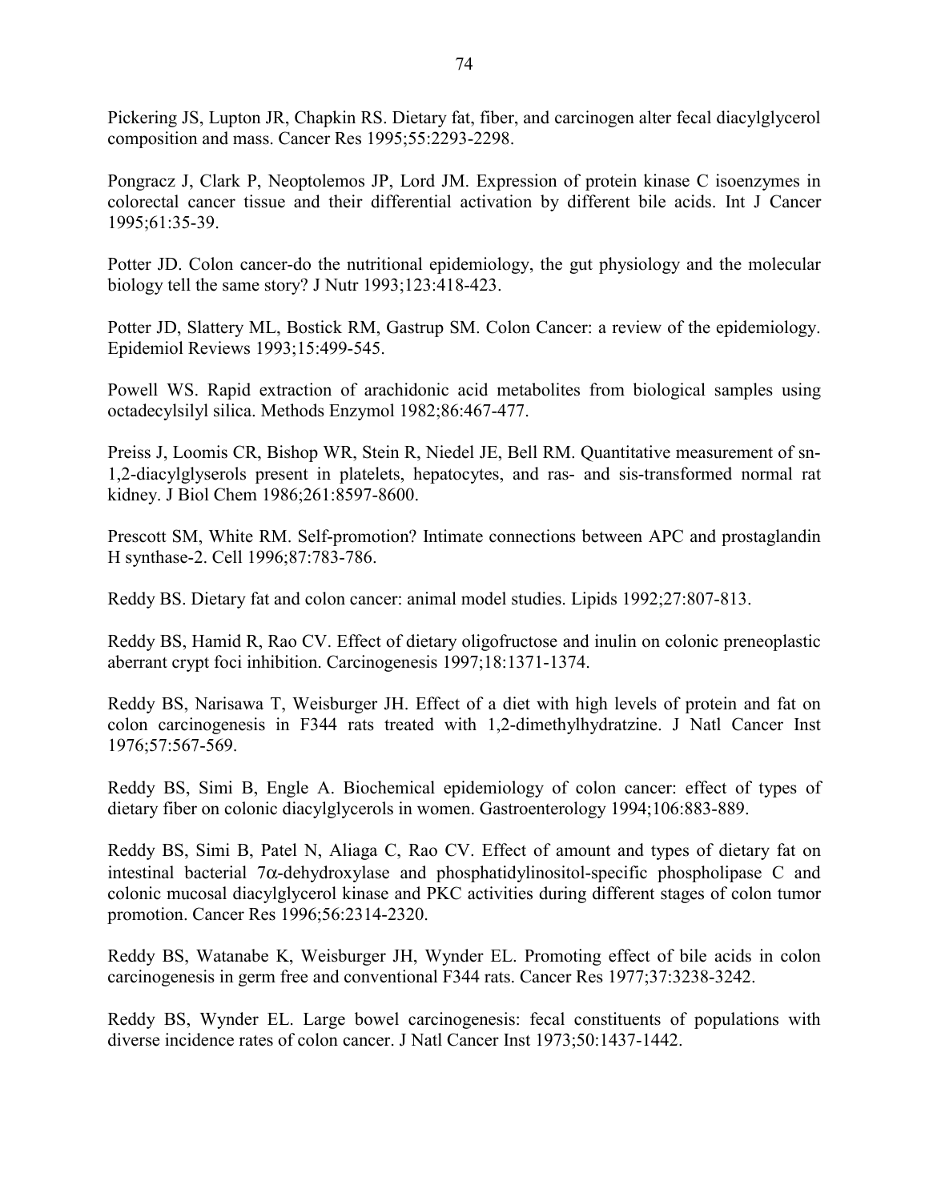Pickering JS, Lupton JR, Chapkin RS. Dietary fat, fiber, and carcinogen alter fecal diacylglycerol composition and mass. Cancer Res 1995;55:2293-2298.

Pongracz J, Clark P, Neoptolemos JP, Lord JM. Expression of protein kinase C isoenzymes in colorectal cancer tissue and their differential activation by different bile acids. Int J Cancer 1995;61:35-39.

Potter JD. Colon cancer-do the nutritional epidemiology, the gut physiology and the molecular biology tell the same story? J Nutr 1993;123:418-423.

Potter JD, Slattery ML, Bostick RM, Gastrup SM. Colon Cancer: a review of the epidemiology. Epidemiol Reviews 1993;15:499-545.

Powell WS. Rapid extraction of arachidonic acid metabolites from biological samples using octadecylsilyl silica. Methods Enzymol 1982;86:467-477.

Preiss J, Loomis CR, Bishop WR, Stein R, Niedel JE, Bell RM. Quantitative measurement of sn-1,2-diacylglyserols present in platelets, hepatocytes, and ras- and sis-transformed normal rat kidney. J Biol Chem 1986;261:8597-8600.

Prescott SM, White RM. Self-promotion? Intimate connections between APC and prostaglandin H synthase-2. Cell 1996;87:783-786.

Reddy BS. Dietary fat and colon cancer: animal model studies. Lipids 1992;27:807-813.

Reddy BS, Hamid R, Rao CV. Effect of dietary oligofructose and inulin on colonic preneoplastic aberrant crypt foci inhibition. Carcinogenesis 1997;18:1371-1374.

Reddy BS, Narisawa T, Weisburger JH. Effect of a diet with high levels of protein and fat on colon carcinogenesis in F344 rats treated with 1,2-dimethylhydratzine. J Natl Cancer Inst 1976;57:567-569.

Reddy BS, Simi B, Engle A. Biochemical epidemiology of colon cancer: effect of types of dietary fiber on colonic diacylglycerols in women. Gastroenterology 1994;106:883-889.

Reddy BS, Simi B, Patel N, Aliaga C, Rao CV. Effect of amount and types of dietary fat on intestinal bacterial 7$\alpha$-dehydroxylase and phosphatidylinositol-specific phospholipase C and colonic mucosal diacylglycerol kinase and PKC activities during different stages of colon tumor promotion. Cancer Res 1996;56:2314-2320.

Reddy BS, Watanabe K, Weisburger JH, Wynder EL. Promoting effect of bile acids in colon carcinogenesis in germ free and conventional F344 rats. Cancer Res 1977;37:3238-3242.

Reddy BS, Wynder EL. Large bowel carcinogenesis: fecal constituents of populations with diverse incidence rates of colon cancer. J Natl Cancer Inst 1973;50:1437-1442.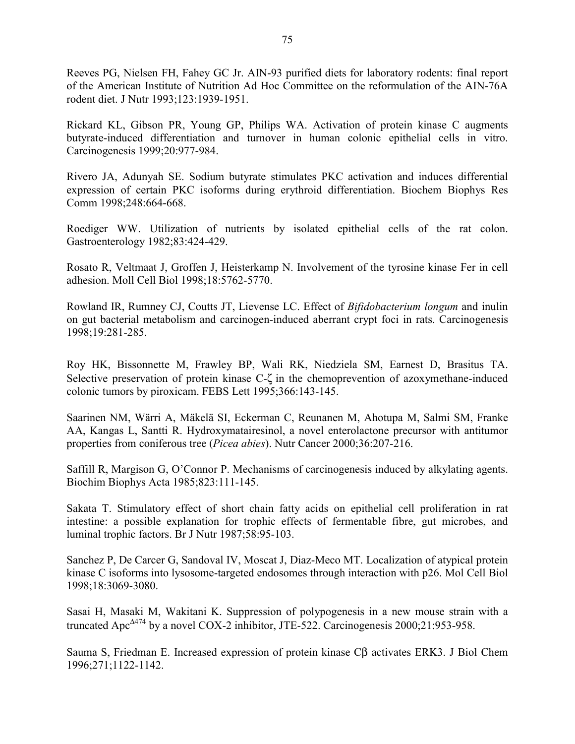Reeves PG, Nielsen FH, Fahey GC Jr. AIN-93 purified diets for laboratory rodents: final report of the American Institute of Nutrition Ad Hoc Committee on the reformulation of the AIN-76A rodent diet. J Nutr 1993;123:1939-1951.

Rickard KL, Gibson PR, Young GP, Philips WA. Activation of protein kinase C augments butyrate-induced differentiation and turnover in human colonic epithelial cells in vitro. Carcinogenesis 1999;20:977-984.

Rivero JA, Adunyah SE. Sodium butyrate stimulates PKC activation and induces differential expression of certain PKC isoforms during erythroid differentiation. Biochem Biophys Res Comm 1998;248:664-668.

Roediger WW. Utilization of nutrients by isolated epithelial cells of the rat colon. Gastroenterology 1982;83:424-429.

Rosato R, Veltmaat J, Groffen J, Heisterkamp N. Involvement of the tyrosine kinase Fer in cell adhesion. Moll Cell Biol 1998;18:5762-5770.

Rowland IR, Rumney CJ, Coutts JT, Lievense LC. Effect of *Bifidobacterium longum* and inulin on gut bacterial metabolism and carcinogen-induced aberrant crypt foci in rats. Carcinogenesis 1998;19:281-285.

Roy HK, Bissonnette M, Frawley BP, Wali RK, Niedziela SM, Earnest D, Brasitus TA. Selective preservation of protein kinase C-ζ in the chemoprevention of azoxymethane-induced colonic tumors by piroxicam. FEBS Lett 1995;366:143-145.

Saarinen NM, Wärri A, Mäkelä SI, Eckerman C, Reunanen M, Ahotupa M, Salmi SM, Franke AA, Kangas L, Santti R. Hydroxymatairesinol, a novel enterolactone precursor with antitumor properties from coniferous tree (*Picea abies*). Nutr Cancer 2000;36:207-216.

Saffill R, Margison G, O'Connor P. Mechanisms of carcinogenesis induced by alkylating agents. Biochim Biophys Acta 1985;823:111-145.

Sakata T. Stimulatory effect of short chain fatty acids on epithelial cell proliferation in rat intestine: a possible explanation for trophic effects of fermentable fibre, gut microbes, and luminal trophic factors. Br J Nutr 1987;58:95-103.

Sanchez P, De Carcer G, Sandoval IV, Moscat J, Diaz-Meco MT. Localization of atypical protein kinase C isoforms into lysosome-targeted endosomes through interaction with p26. Mol Cell Biol 1998;18:3069-3080.

Sasai H, Masaki M, Wakitani K. Suppression of polypogenesis in a new mouse strain with a truncated $Apc^{\Delta 474}$ by a novel COX-2 inhibitor, JTE-522. Carcinogenesis 2000;21:953-958.

Sauma S, Friedman E. Increased expression of protein kinase Cβ activates ERK3. J Biol Chem 1996;271;1122-1142.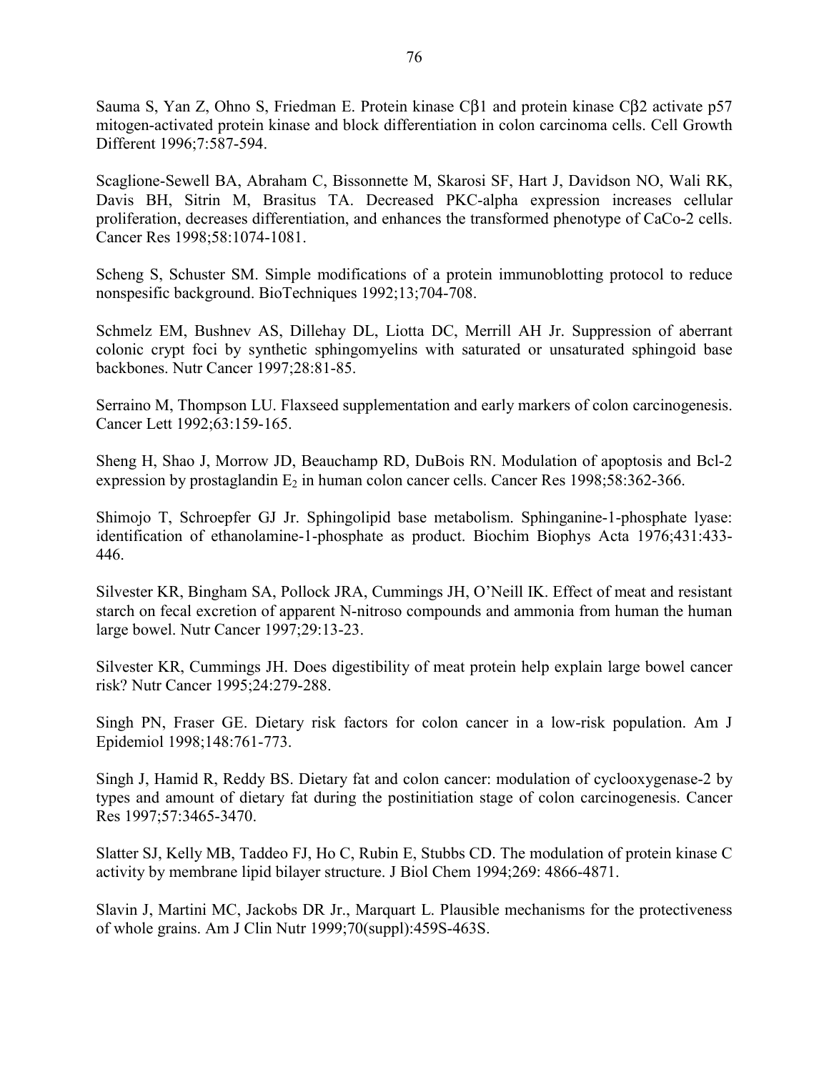Sauma S, Yan Z, Ohno S, Friedman E. Protein kinase Cβ1 and protein kinase Cβ2 activate p57 mitogen-activated protein kinase and block differentiation in colon carcinoma cells. Cell Growth Different 1996;7:587-594.

Scaglione-Sewell BA, Abraham C, Bissonnette M, Skarosi SF, Hart J, Davidson NO, Wali RK, Davis BH, Sitrin M, Brasitus TA. Decreased PKC-alpha expression increases cellular proliferation, decreases differentiation, and enhances the transformed phenotype of CaCo-2 cells. Cancer Res 1998;58:1074-1081.

Scheng S, Schuster SM. Simple modifications of a protein immunoblotting protocol to reduce nonspesific background. BioTechniques 1992;13;704-708.

Schmelz EM, Bushnev AS, Dillehay DL, Liotta DC, Merrill AH Jr. Suppression of aberrant colonic crypt foci by synthetic sphingomyelins with saturated or unsaturated sphingoid base backbones. Nutr Cancer 1997;28:81-85.

Serraino M, Thompson LU. Flaxseed supplementation and early markers of colon carcinogenesis. Cancer Lett 1992;63:159-165.

Sheng H, Shao J, Morrow JD, Beauchamp RD, DuBois RN. Modulation of apoptosis and Bcl-2 expression by prostaglandin $E_2$ in human colon cancer cells. Cancer Res 1998;58:362-366.

Shimojo T, Schroepfer GJ Jr. Sphingolipid base metabolism. Sphinganine-1-phosphate lyase: identification of ethanolamine-1-phosphate as product. Biochim Biophys Acta 1976;431:433-446.

Silvester KR, Bingham SA, Pollock JRA, Cummings JH, O'Neill IK. Effect of meat and resistant starch on fecal excretion of apparent N-nitroso compounds and ammonia from human the human large bowel. Nutr Cancer 1997;29:13-23.

Silvester KR, Cummings JH. Does digestibility of meat protein help explain large bowel cancer risk? Nutr Cancer 1995;24:279-288.

Singh PN, Fraser GE. Dietary risk factors for colon cancer in a low-risk population. Am J Epidemiol 1998;148:761-773.

Singh J, Hamid R, Reddy BS. Dietary fat and colon cancer: modulation of cyclooxygenase-2 by types and amount of dietary fat during the postinitiation stage of colon carcinogenesis. Cancer Res 1997;57:3465-3470.

Slatter SJ, Kelly MB, Taddeo FJ, Ho C, Rubin E, Stubbs CD. The modulation of protein kinase C activity by membrane lipid bilayer structure. J Biol Chem 1994;269: 4866-4871.

Slavin J, Martini MC, Jackobs DR Jr., Marquart L. Plausible mechanisms for the protectiveness of whole grains. Am J Clin Nutr 1999;70(suppl):459S-463S.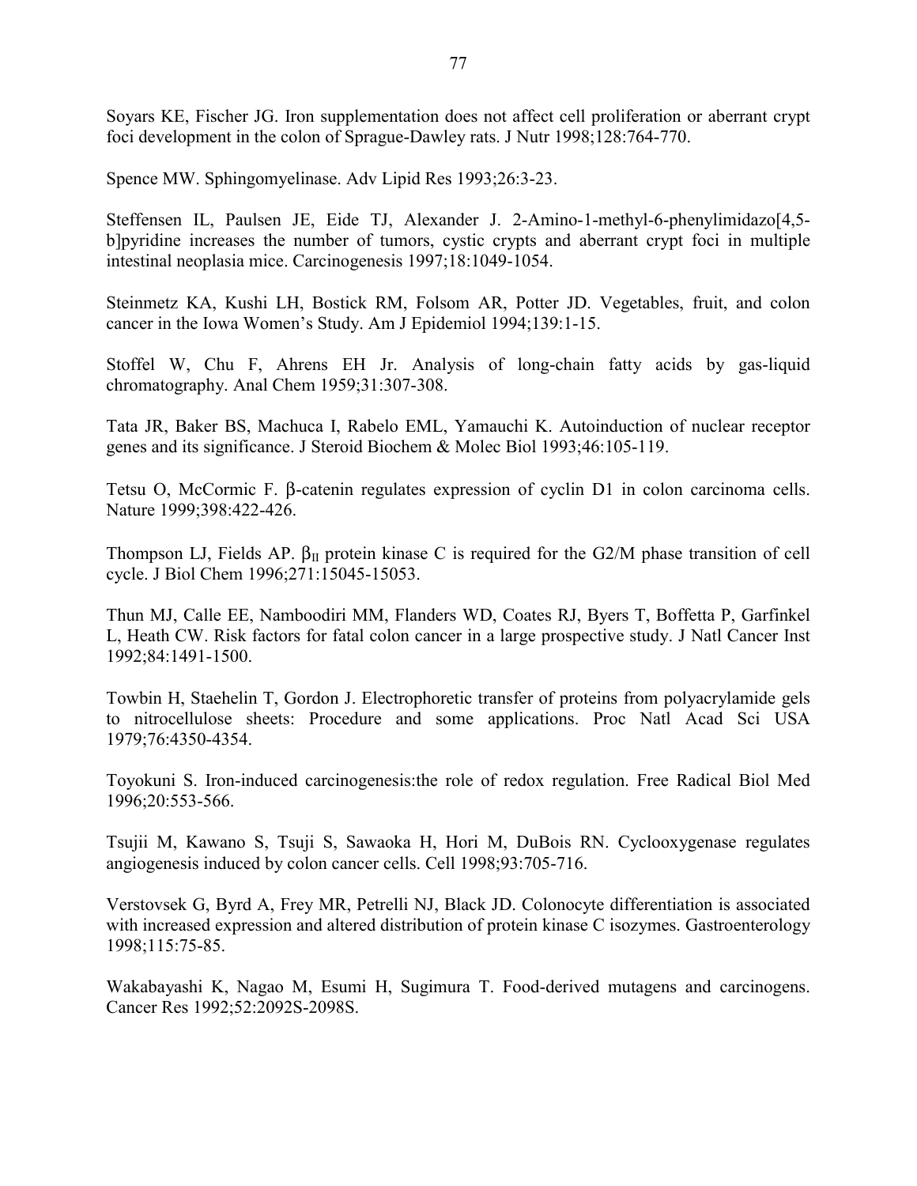Soyars KE, Fischer JG. Iron supplementation does not affect cell proliferation or aberrant crypt foci development in the colon of Sprague-Dawley rats. J Nutr 1998;128:764-770.

Spence MW. Sphingomyelinase. Adv Lipid Res 1993;26:3-23.

Steffensen IL, Paulsen JE, Eide TJ, Alexander J. 2-Amino-1-methyl-6-phenylimidazo[4,5-b]pyridine increases the number of tumors, cystic crypts and aberrant crypt foci in multiple intestinal neoplasia mice. Carcinogenesis 1997;18:1049-1054.

Steinmetz KA, Kushi LH, Bostick RM, Folsom AR, Potter JD. Vegetables, fruit, and colon cancer in the Iowa Women's Study. Am J Epidemiol 1994;139:1-15.

Stoffel W, Chu F, Ahrens EH Jr. Analysis of long-chain fatty acids by gas-liquid chromatography. Anal Chem 1959;31:307-308.

Tata JR, Baker BS, Machuca I, Rabelo EML, Yamauchi K. Autoinduction of nuclear receptor genes and its significance. J Steroid Biochem & Molec Biol 1993;46:105-119.

Tetsu O, McCormic F. β-catenin regulates expression of cyclin D1 in colon carcinoma cells. Nature 1999;398:422-426.

Thompson LJ, Fields AP. $\beta_{II}$ protein kinase C is required for the G2/M phase transition of cell cycle. J Biol Chem 1996;271:15045-15053.

Thun MJ, Calle EE, Namboodiri MM, Flanders WD, Coates RJ, Byers T, Boffetta P, Garfinkel L, Heath CW. Risk factors for fatal colon cancer in a large prospective study. J Natl Cancer Inst 1992;84:1491-1500.

Towbin H, Staehelin T, Gordon J. Electrophoretic transfer of proteins from polyacrylamide gels to nitrocellulose sheets: Procedure and some applications. Proc Natl Acad Sci USA 1979;76:4350-4354.

Toyokuni S. Iron-induced carcinogenesis:the role of redox regulation. Free Radical Biol Med 1996;20:553-566.

Tsujii M, Kawano S, Tsuji S, Sawaoka H, Hori M, DuBois RN. Cyclooxygenase regulates angiogenesis induced by colon cancer cells. Cell 1998;93:705-716.

Verstovsek G, Byrd A, Frey MR, Petrelli NJ, Black JD. Colonocyte differentiation is associated with increased expression and altered distribution of protein kinase C isozymes. Gastroenterology 1998;115:75-85.

Wakabayashi K, Nagao M, Esumi H, Sugimura T. Food-derived mutagens and carcinogens. Cancer Res 1992;52:2092S-2098S.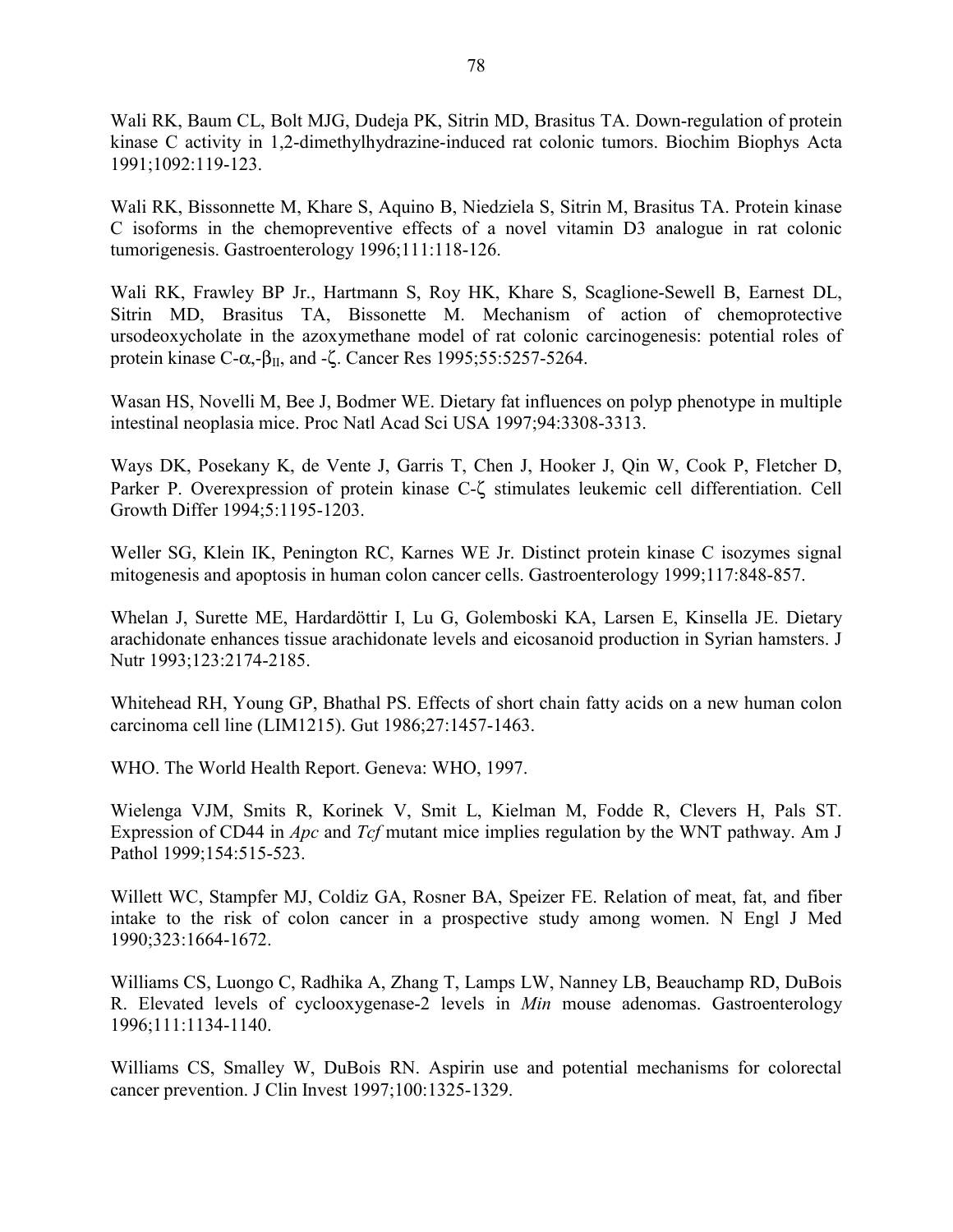Wali RK, Baum CL, Bolt MJG, Dudeja PK, Sitrin MD, Brasitus TA. Down-regulation of protein kinase C activity in 1,2-dimethylhydrazine-induced rat colonic tumors. Biochim Biophys Acta 1991;1092:119-123.

Wali RK, Bissonnette M, Khare S, Aquino B, Niedziela S, Sitrin M, Brasitus TA. Protein kinase C isoforms in the chemopreventive effects of a novel vitamin D3 analogue in rat colonic tumorigenesis. Gastroenterology 1996;111:118-126.

Wali RK, Frawley BP Jr., Hartmann S, Roy HK, Khare S, Scaglione-Sewell B, Earnest DL, Sitrin MD, Brasitus TA, Bissonette M. Mechanism of action of chemoprotective ursodeoxycholate in the azoxymethane model of rat colonic carcinogenesis: potential roles of protein kinase C-$\alpha$,-$\beta_{II}$, and -$\zeta$. Cancer Res 1995;55:5257-5264.

Wasan HS, Novelli M, Bee J, Bodmer WE. Dietary fat influences on polyp phenotype in multiple intestinal neoplasia mice. Proc Natl Acad Sci USA 1997;94:3308-3313.

Ways DK, Posekany K, de Vente J, Garris T, Chen J, Hooker J, Qin W, Cook P, Fletcher D, Parker P. Overexpression of protein kinase C-$\zeta$ stimulates leukemic cell differentiation. Cell Growth Differ 1994;5:1195-1203.

Weller SG, Klein IK, Penington RC, Karnes WE Jr. Distinct protein kinase C isozymes signal mitogenesis and apoptosis in human colon cancer cells. Gastroenterology 1999;117:848-857.

Whelan J, Surette ME, Hardardöttir I, Lu G, Golemboski KA, Larsen E, Kinsella JE. Dietary arachidonate enhances tissue arachidonate levels and eicosanoid production in Syrian hamsters. J Nutr 1993;123:2174-2185.

Whitehead RH, Young GP, Bhathal PS. Effects of short chain fatty acids on a new human colon carcinoma cell line (LIM1215). Gut 1986;27:1457-1463.

WHO. The World Health Report. Geneva: WHO, 1997.

Wielenga VJM, Smits R, Korinek V, Smit L, Kielman M, Fodde R, Clevers H, Pals ST. Expression of CD44 in *Apc* and *Tcf* mutant mice implies regulation by the WNT pathway. Am J Pathol 1999;154:515-523.

Willett WC, Stampfer MJ, Coldiz GA, Rosner BA, Speizer FE. Relation of meat, fat, and fiber intake to the risk of colon cancer in a prospective study among women. N Engl J Med 1990;323:1664-1672.

Williams CS, Luongo C, Radhika A, Zhang T, Lamps LW, Nanney LB, Beauchamp RD, DuBois R. Elevated levels of cyclooxygenase-2 levels in *Min* mouse adenomas. Gastroenterology 1996;111:1134-1140.

Williams CS, Smalley W, DuBois RN. Aspirin use and potential mechanisms for colorectal cancer prevention. J Clin Invest 1997;100:1325-1329.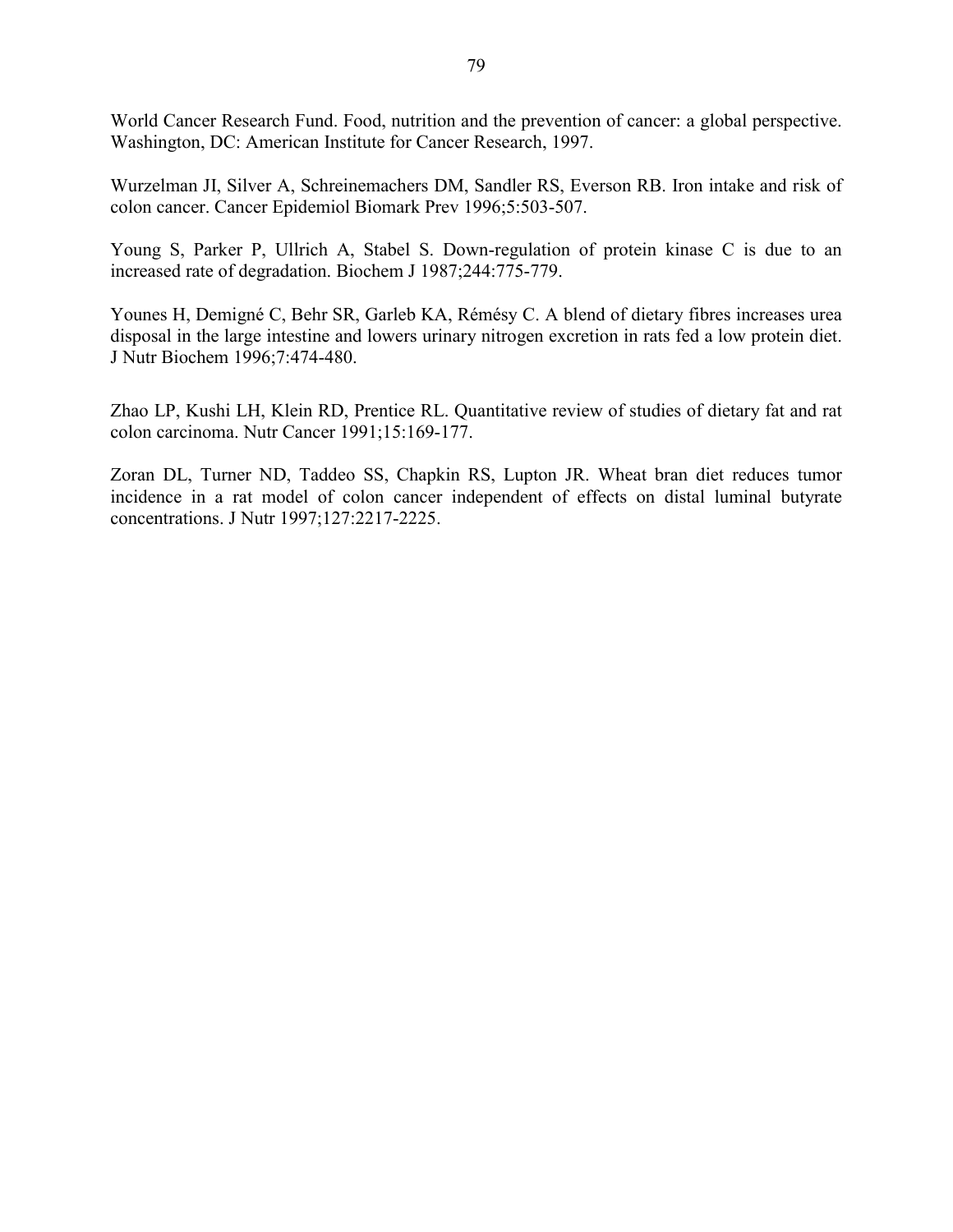World Cancer Research Fund. Food, nutrition and the prevention of cancer: a global perspective. Washington, DC: American Institute for Cancer Research, 1997.

Wurzelman JI, Silver A, Schreinemachers DM, Sandler RS, Everson RB. Iron intake and risk of colon cancer. Cancer Epidemiol Biomark Prev 1996;5:503-507.

Young S, Parker P, Ullrich A, Stabel S. Down-regulation of protein kinase C is due to an increased rate of degradation. Biochem J 1987;244:775-779.

Younes H, Demigné C, Behr SR, Garleb KA, Rémésy C. A blend of dietary fibres increases urea disposal in the large intestine and lowers urinary nitrogen excretion in rats fed a low protein diet. J Nutr Biochem 1996;7:474-480.

Zhao LP, Kushi LH, Klein RD, Prentice RL. Quantitative review of studies of dietary fat and rat colon carcinoma. Nutr Cancer 1991;15:169-177.

Zoran DL, Turner ND, Taddeo SS, Chapkin RS, Lupton JR. Wheat bran diet reduces tumor incidence in a rat model of colon cancer independent of effects on distal luminal butyrate concentrations. J Nutr 1997;127:2217-2225.